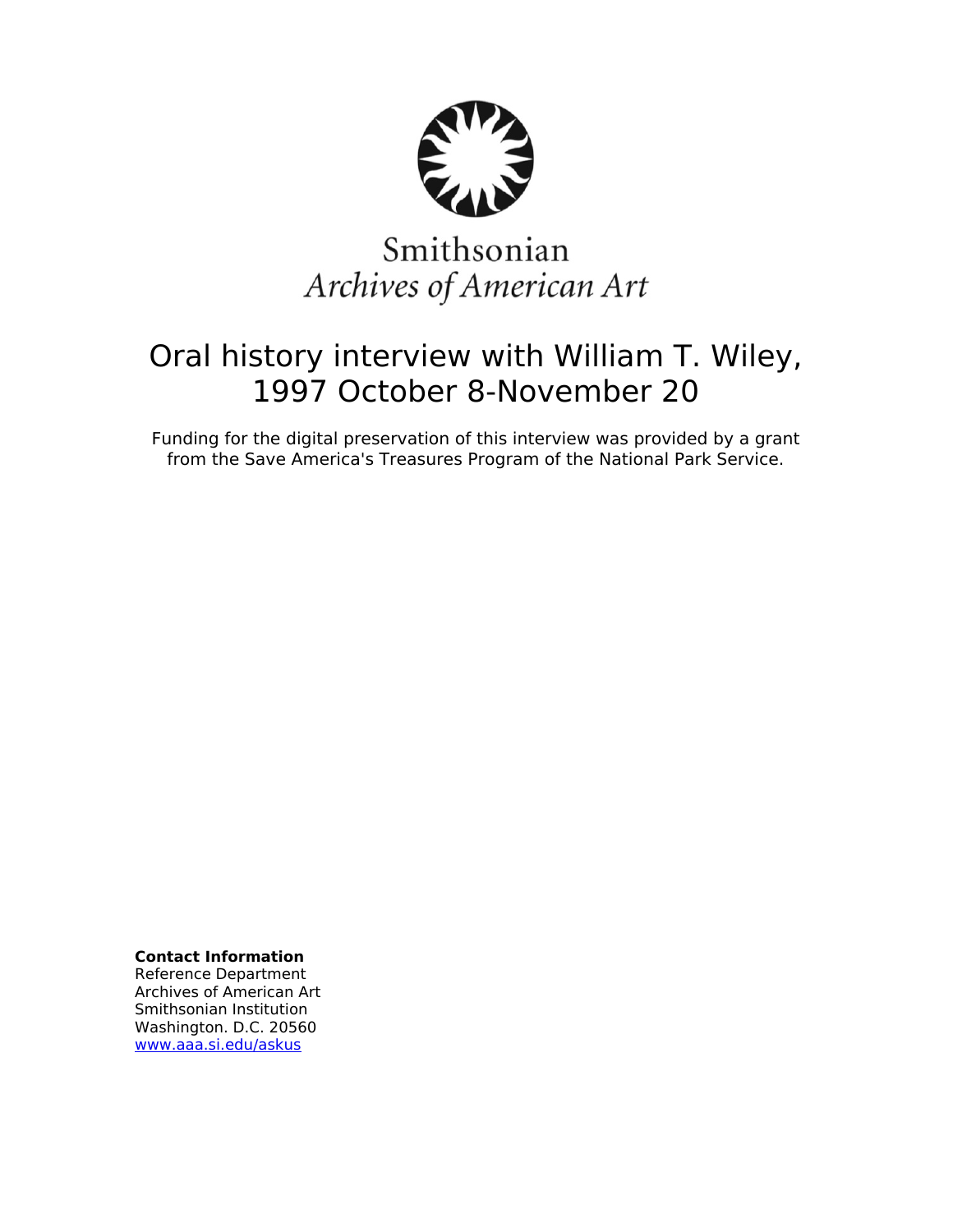Smithsonian
*Archives of American Art*

# Oral history interview with William T. Wiley, 1997 October 8-November 20

Funding for the digital preservation of this interview was provided by a grant from the Save America's Treasures Program of the National Park Service.

**Contact Information**
Reference Department
Archives of American Art
Smithsonian Institution
Washington. D.C. 20560
www.aaa.si.edu/askus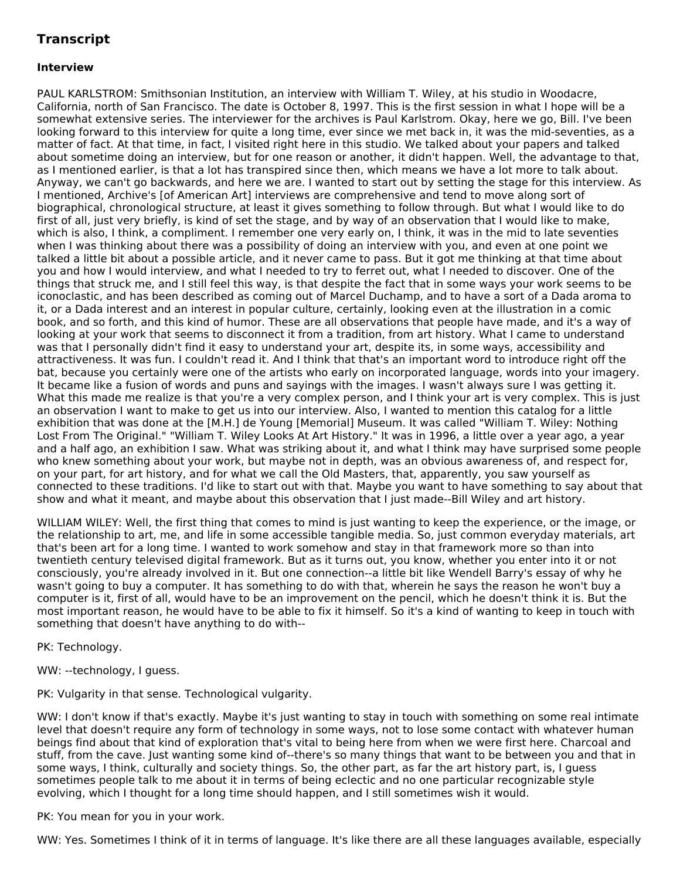## Transcript

### Interview

PAUL KARLSTROM: Smithsonian Institution, an interview with William T. Wiley, at his studio in Woodacre, California, north of San Francisco. The date is October 8, 1997. This is the first session in what I hope will be a somewhat extensive series. The interviewer for the archives is Paul Karlstrom. Okay, here we go, Bill. I've been looking forward to this interview for quite a long time, ever since we met back in, it was the mid-seventies, as a matter of fact. At that time, in fact, I visited right here in this studio. We talked about your papers and talked about sometime doing an interview, but for one reason or another, it didn't happen. Well, the advantage to that, as I mentioned earlier, is that a lot has transpired since then, which means we have a lot more to talk about. Anyway, we can't go backwards, and here we are. I wanted to start out by setting the stage for this interview. As I mentioned, Archive's [of American Art] interviews are comprehensive and tend to move along sort of biographical, chronological structure, at least it gives something to follow through. But what I would like to do first of all, just very briefly, is kind of set the stage, and by way of an observation that I would like to make, which is also, I think, a compliment. I remember one very early on, I think, it was in the mid to late seventies when I was thinking about there was a possibility of doing an interview with you, and even at one point we talked a little bit about a possible article, and it never came to pass. But it got me thinking at that time about you and how I would interview, and what I needed to try to ferret out, what I needed to discover. One of the things that struck me, and I still feel this way, is that despite the fact that in some ways your work seems to be iconoclastic, and has been described as coming out of Marcel Duchamp, and to have a sort of a Dada aroma to it, or a Dada interest and an interest in popular culture, certainly, looking even at the illustration in a comic book, and so forth, and this kind of humor. These are all observations that people have made, and it's a way of looking at your work that seems to disconnect it from a tradition, from art history. What I came to understand was that I personally didn't find it easy to understand your art, despite its, in some ways, accessibility and attractiveness. It was fun. I couldn't read it. And I think that that's an important word to introduce right off the bat, because you certainly were one of the artists who early on incorporated language, words into your imagery. It became like a fusion of words and puns and sayings with the images. I wasn't always sure I was getting it. What this made me realize is that you're a very complex person, and I think your art is very complex. This is just an observation I want to make to get us into our interview. Also, I wanted to mention this catalog for a little exhibition that was done at the [M.H.] de Young [Memorial] Museum. It was called "William T. Wiley: Nothing Lost From The Original." "William T. Wiley Looks At Art History." It was in 1996, a little over a year ago, a year and a half ago, an exhibition I saw. What was striking about it, and what I think may have surprised some people who knew something about your work, but maybe not in depth, was an obvious awareness of, and respect for, on your part, for art history, and for what we call the Old Masters, that, apparently, you saw yourself as connected to these traditions. I'd like to start out with that. Maybe you want to have something to say about that show and what it meant, and maybe about this observation that I just made--Bill Wiley and art history.

WILLIAM WILEY: Well, the first thing that comes to mind is just wanting to keep the experience, or the image, or the relationship to art, me, and life in some accessible tangible media. So, just common everyday materials, art that's been art for a long time. I wanted to work somehow and stay in that framework more so than into twentieth century televised digital framework. But as it turns out, you know, whether you enter into it or not consciously, you're already involved in it. But one connection--a little bit like Wendell Barry's essay of why he wasn't going to buy a computer. It has something to do with that, wherein he says the reason he won't buy a computer is it, first of all, would have to be an improvement on the pencil, which he doesn't think it is. But the most important reason, he would have to be able to fix it himself. So it's a kind of wanting to keep in touch with something that doesn't have anything to do with--

PK: Technology.

WW: --technology, I guess.

PK: Vulgarity in that sense. Technological vulgarity.

WW: I don't know if that's exactly. Maybe it's just wanting to stay in touch with something on some real intimate level that doesn't require any form of technology in some ways, not to lose some contact with whatever human beings find about that kind of exploration that's vital to being here from when we were first here. Charcoal and stuff, from the cave. Just wanting some kind of--there's so many things that want to be between you and that in some ways, I think, culturally and society things. So, the other part, as far the art history part, is, I guess sometimes people talk to me about it in terms of being eclectic and no one particular recognizable style evolving, which I thought for a long time should happen, and I still sometimes wish it would.

PK: You mean for you in your work.

WW: Yes. Sometimes I think of it in terms of language. It's like there are all these languages available, especially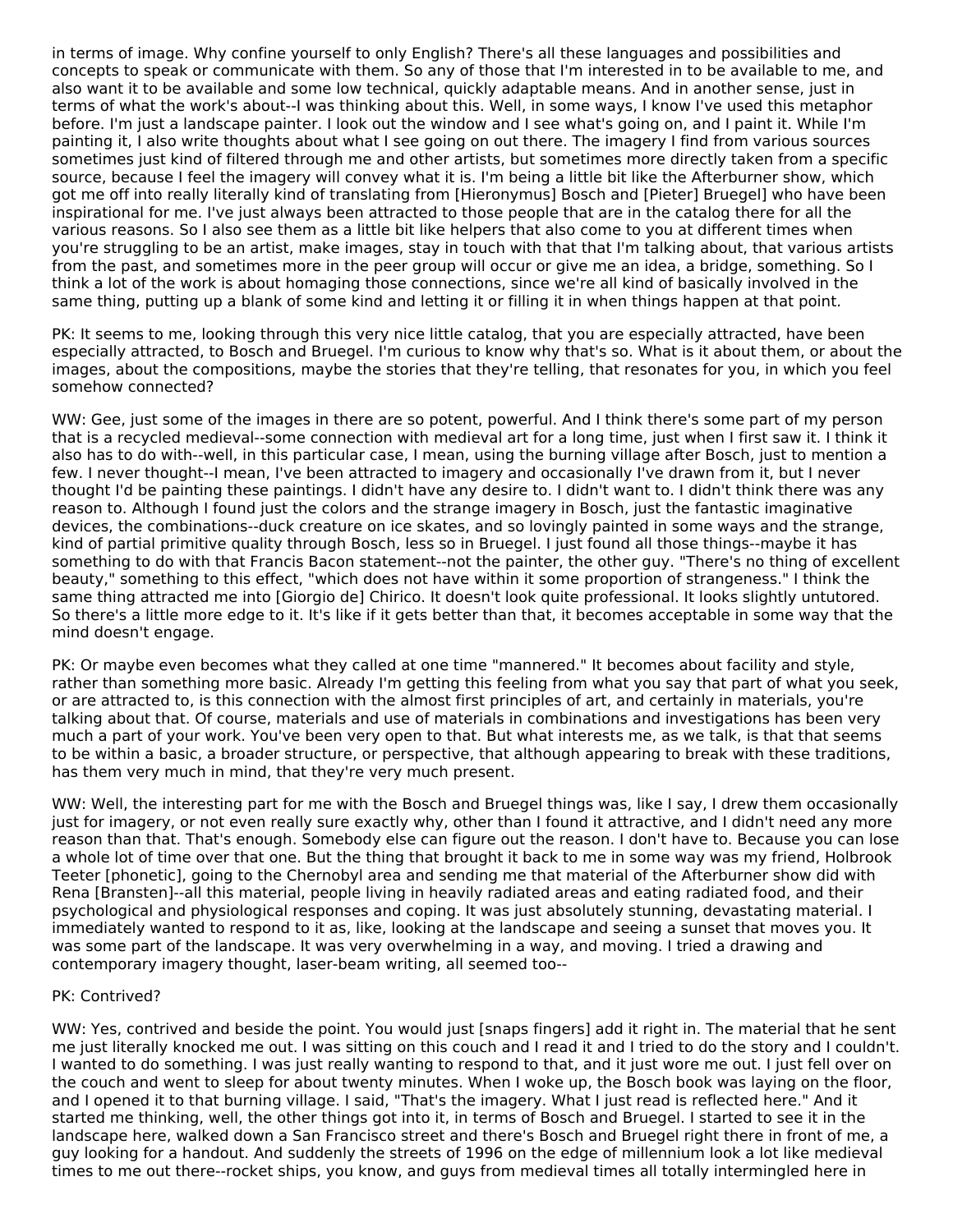in terms of image. Why confine yourself to only English? There's all these languages and possibilities and concepts to speak or communicate with them. So any of those that I'm interested in to be available to me, and also want it to be available and some low technical, quickly adaptable means. And in another sense, just in terms of what the work's about--I was thinking about this. Well, in some ways, I know I've used this metaphor before. I'm just a landscape painter. I look out the window and I see what's going on, and I paint it. While I'm painting it, I also write thoughts about what I see going on out there. The imagery I find from various sources sometimes just kind of filtered through me and other artists, but sometimes more directly taken from a specific source, because I feel the imagery will convey what it is. I'm being a little bit like the Afterburner show, which got me off into really literally kind of translating from [Hieronymus] Bosch and [Pieter] Bruegel] who have been inspirational for me. I've just always been attracted to those people that are in the catalog there for all the various reasons. So I also see them as a little like helpers that also come to you at different times when you're struggling to be an artist, make images, stay in touch with that that I'm talking about, that various artists from the past, and sometimes more in the peer group will occur or give me an idea, a bridge, something. So I think a lot of the work is about homaging those connections, since we're all kind of basically involved in the same thing, putting up a blank of some kind and letting it or filling it in when things happen at that point.

PK: It seems to me, looking through this very nice little catalog, that you are especially attracted, have been especially attracted, to Bosch and Bruegel. I'm curious to know why that's so. What is it about them, or about the images, about the compositions, maybe the stories that they're telling, that resonates for you, in which you feel somehow connected?

WW: Gee, just some of the images in there are so potent, powerful. And I think there's some part of my person that is a recycled medieval--some connection with medieval art for a long time, just when I first saw it. I think it also has to do with--well, in this particular case, I mean, using the burning village after Bosch, just to mention a few. I never thought--I mean, I've been attracted to imagery and occasionally I've drawn from it, but I never thought I'd be painting these paintings. I didn't have any desire to. I didn't want to. I didn't think there was any reason to. Although I found just the colors and the strange imagery in Bosch, just the fantastic imaginative devices, the combinations--duck creature on ice skates, and so lovingly painted in some ways and the strange, kind of partial primitive quality through Bosch, less so in Bruegel. I just found all those things--maybe it has something to do with that Francis Bacon statement--not the painter, the other guy. "There's no thing of excellent beauty," something to this effect, "which does not have within it some proportion of strangeness." I think the same thing attracted me into [Giorgio de] Chirico. It doesn't look quite professional. It looks slightly untutored. So there's a little more edge to it. It's like if it gets better than that, it becomes acceptable in some way that the mind doesn't engage.

PK: Or maybe even becomes what they called at one time "mannered." It becomes about facility and style, rather than something more basic. Already I'm getting this feeling from what you say that part of what you seek, or are attracted to, is this connection with the almost first principles of art, and certainly in materials, you're talking about that. Of course, materials and use of materials in combinations and investigations has been very much a part of your work. You've been very open to that. But what interests me, as we talk, is that that seems to be within a basic, a broader structure, or perspective, that although appearing to break with these traditions, has them very much in mind, that they're very much present.

WW: Well, the interesting part for me with the Bosch and Bruegel things was, like I say, I drew them occasionally just for imagery, or not even really sure exactly why, other than I found it attractive, and I didn't need any more reason than that. That's enough. Somebody else can figure out the reason. I don't have to. Because you can lose a whole lot of time over that one. But the thing that brought it back to me in some way was my friend, Holbrook Teeter [phonetic], going to the Chernobyl area and sending me that material of the Afterburner show did with Rena [Bransten]--all this material, people living in heavily radiated areas and eating radiated food, and their psychological and physiological responses and coping. It was just absolutely stunning, devastating material. I immediately wanted to respond to it as, like, looking at the landscape and seeing a sunset that moves you. It was some part of the landscape. It was very overwhelming in a way, and moving. I tried a drawing and contemporary imagery thought, laser-beam writing, all seemed too--

PK: Contrived?

WW: Yes, contrived and beside the point. You would just [snaps fingers] add it right in. The material that he sent me just literally knocked me out. I was sitting on this couch and I read it and I tried to do the story and I couldn't. I wanted to do something. I was just really wanting to respond to that, and it just wore me out. I just fell over on the couch and went to sleep for about twenty minutes. When I woke up, the Bosch book was laying on the floor, and I opened it to that burning village. I said, "That's the imagery. What I just read is reflected here." And it started me thinking, well, the other things got into it, in terms of Bosch and Bruegel. I started to see it in the landscape here, walked down a San Francisco street and there's Bosch and Bruegel right there in front of me, a guy looking for a handout. And suddenly the streets of 1996 on the edge of millennium look a lot like medieval times to me out there--rocket ships, you know, and guys from medieval times all totally intermingled here in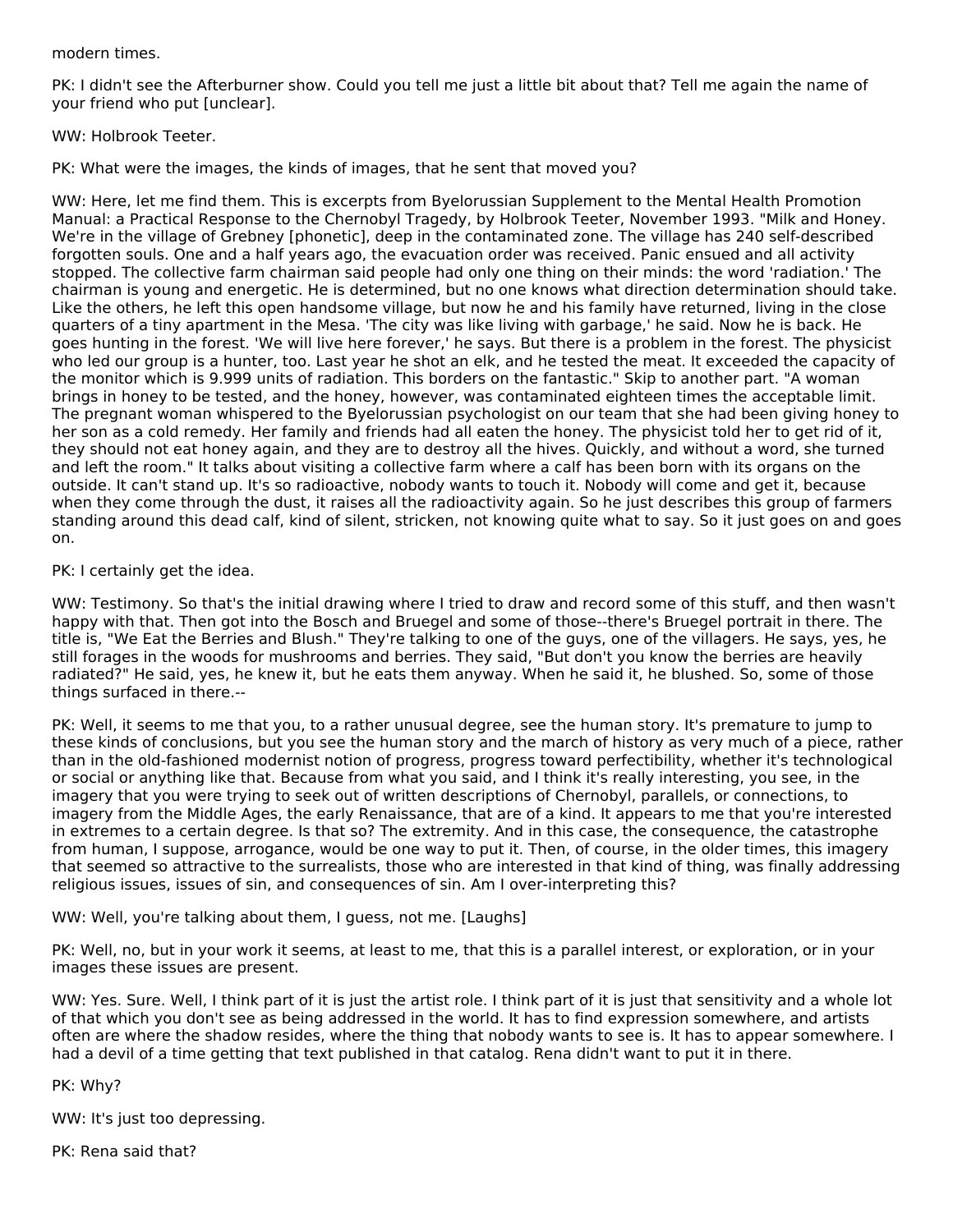modern times.

PK: I didn't see the Afterburner show. Could you tell me just a little bit about that? Tell me again the name of your friend who put [unclear].

WW: Holbrook Teeter.

PK: What were the images, the kinds of images, that he sent that moved you?

WW: Here, let me find them. This is excerpts from Byelorussian Supplement to the Mental Health Promotion Manual: a Practical Response to the Chernobyl Tragedy, by Holbrook Teeter, November 1993. "Milk and Honey. We're in the village of Grebney [phonetic], deep in the contaminated zone. The village has 240 self-described forgotten souls. One and a half years ago, the evacuation order was received. Panic ensued and all activity stopped. The collective farm chairman said people had only one thing on their minds: the word 'radiation.' The chairman is young and energetic. He is determined, but no one knows what direction determination should take. Like the others, he left this open handsome village, but now he and his family have returned, living in the close quarters of a tiny apartment in the Mesa. 'The city was like living with garbage,' he said. Now he is back. He goes hunting in the forest. 'We will live here forever,' he says. But there is a problem in the forest. The physicist who led our group is a hunter, too. Last year he shot an elk, and he tested the meat. It exceeded the capacity of the monitor which is 9.999 units of radiation. This borders on the fantastic." Skip to another part. "A woman brings in honey to be tested, and the honey, however, was contaminated eighteen times the acceptable limit. The pregnant woman whispered to the Byelorussian psychologist on our team that she had been giving honey to her son as a cold remedy. Her family and friends had all eaten the honey. The physicist told her to get rid of it, they should not eat honey again, and they are to destroy all the hives. Quickly, and without a word, she turned and left the room." It talks about visiting a collective farm where a calf has been born with its organs on the outside. It can't stand up. It's so radioactive, nobody wants to touch it. Nobody will come and get it, because when they come through the dust, it raises all the radioactivity again. So he just describes this group of farmers standing around this dead calf, kind of silent, stricken, not knowing quite what to say. So it just goes on and goes on.

PK: I certainly get the idea.

WW: Testimony. So that's the initial drawing where I tried to draw and record some of this stuff, and then wasn't happy with that. Then got into the Bosch and Bruegel and some of those--there's Bruegel portrait in there. The title is, "We Eat the Berries and Blush." They're talking to one of the guys, one of the villagers. He says, yes, he still forages in the woods for mushrooms and berries. They said, "But don't you know the berries are heavily radiated?" He said, yes, he knew it, but he eats them anyway. When he said it, he blushed. So, some of those things surfaced in there.--

PK: Well, it seems to me that you, to a rather unusual degree, see the human story. It's premature to jump to these kinds of conclusions, but you see the human story and the march of history as very much of a piece, rather than in the old-fashioned modernist notion of progress, progress toward perfectibility, whether it's technological or social or anything like that. Because from what you said, and I think it's really interesting, you see, in the imagery that you were trying to seek out of written descriptions of Chernobyl, parallels, or connections, to imagery from the Middle Ages, the early Renaissance, that are of a kind. It appears to me that you're interested in extremes to a certain degree. Is that so? The extremity. And in this case, the consequence, the catastrophe from human, I suppose, arrogance, would be one way to put it. Then, of course, in the older times, this imagery that seemed so attractive to the surrealists, those who are interested in that kind of thing, was finally addressing religious issues, issues of sin, and consequences of sin. Am I over-interpreting this?

WW: Well, you're talking about them, I guess, not me. [Laughs]

PK: Well, no, but in your work it seems, at least to me, that this is a parallel interest, or exploration, or in your images these issues are present.

WW: Yes. Sure. Well, I think part of it is just the artist role. I think part of it is just that sensitivity and a whole lot of that which you don't see as being addressed in the world. It has to find expression somewhere, and artists often are where the shadow resides, where the thing that nobody wants to see is. It has to appear somewhere. I had a devil of a time getting that text published in that catalog. Rena didn't want to put it in there.

PK: Why?

WW: It's just too depressing.

PK: Rena said that?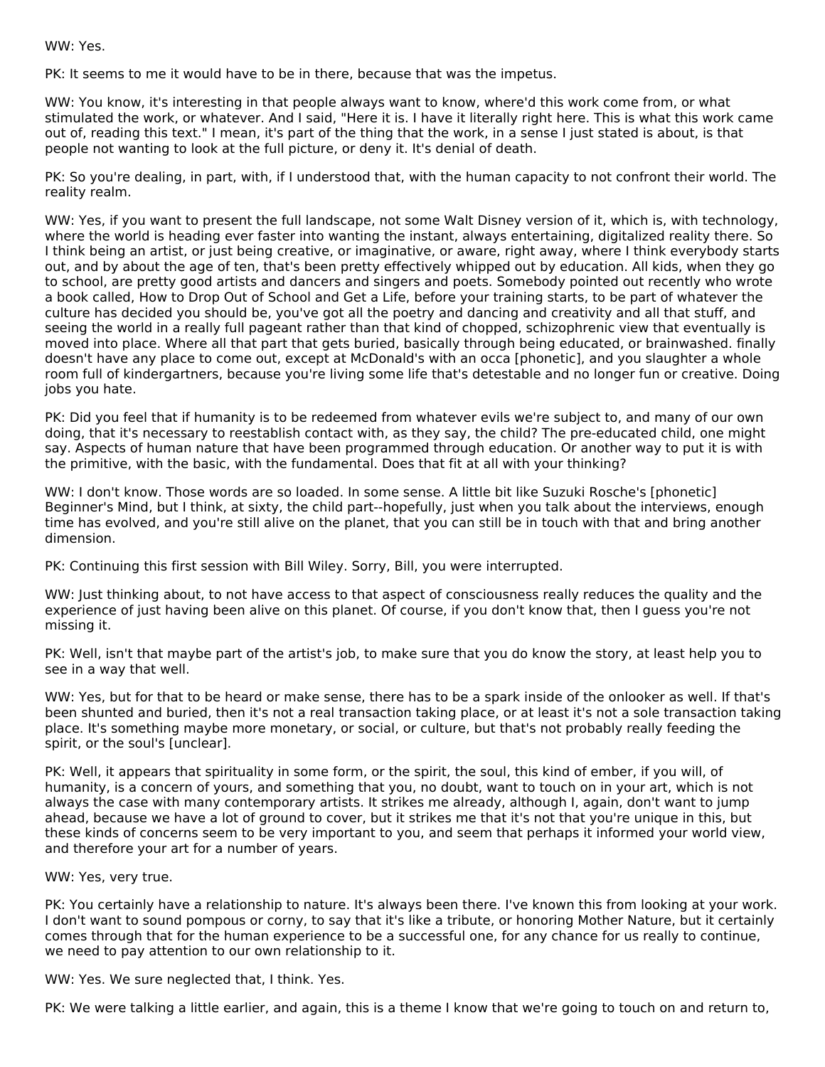WW: Yes.

PK: It seems to me it would have to be in there, because that was the impetus.

WW: You know, it's interesting in that people always want to know, where'd this work come from, or what stimulated the work, or whatever. And I said, "Here it is. I have it literally right here. This is what this work came out of, reading this text." I mean, it's part of the thing that the work, in a sense I just stated is about, is that people not wanting to look at the full picture, or deny it. It's denial of death.

PK: So you're dealing, in part, with, if I understood that, with the human capacity to not confront their world. The reality realm.

WW: Yes, if you want to present the full landscape, not some Walt Disney version of it, which is, with technology, where the world is heading ever faster into wanting the instant, always entertaining, digitalized reality there. So I think being an artist, or just being creative, or imaginative, or aware, right away, where I think everybody starts out, and by about the age of ten, that's been pretty effectively whipped out by education. All kids, when they go to school, are pretty good artists and dancers and singers and poets. Somebody pointed out recently who wrote a book called, How to Drop Out of School and Get a Life, before your training starts, to be part of whatever the culture has decided you should be, you've got all the poetry and dancing and creativity and all that stuff, and seeing the world in a really full pageant rather than that kind of chopped, schizophrenic view that eventually is moved into place. Where all that part that gets buried, basically through being educated, or brainwashed. finally doesn't have any place to come out, except at McDonald's with an occa [phonetic], and you slaughter a whole room full of kindergartners, because you're living some life that's detestable and no longer fun or creative. Doing jobs you hate.

PK: Did you feel that if humanity is to be redeemed from whatever evils we're subject to, and many of our own doing, that it's necessary to reestablish contact with, as they say, the child? The pre-educated child, one might say. Aspects of human nature that have been programmed through education. Or another way to put it is with the primitive, with the basic, with the fundamental. Does that fit at all with your thinking?

WW: I don't know. Those words are so loaded. In some sense. A little bit like Suzuki Rosche's [phonetic] Beginner's Mind, but I think, at sixty, the child part--hopefully, just when you talk about the interviews, enough time has evolved, and you're still alive on the planet, that you can still be in touch with that and bring another dimension.

PK: Continuing this first session with Bill Wiley. Sorry, Bill, you were interrupted.

WW: Just thinking about, to not have access to that aspect of consciousness really reduces the quality and the experience of just having been alive on this planet. Of course, if you don't know that, then I guess you're not missing it.

PK: Well, isn't that maybe part of the artist's job, to make sure that you do know the story, at least help you to see in a way that well.

WW: Yes, but for that to be heard or make sense, there has to be a spark inside of the onlooker as well. If that's been shunted and buried, then it's not a real transaction taking place, or at least it's not a sole transaction taking place. It's something maybe more monetary, or social, or culture, but that's not probably really feeding the spirit, or the soul's [unclear].

PK: Well, it appears that spirituality in some form, or the spirit, the soul, this kind of ember, if you will, of humanity, is a concern of yours, and something that you, no doubt, want to touch on in your art, which is not always the case with many contemporary artists. It strikes me already, although I, again, don't want to jump ahead, because we have a lot of ground to cover, but it strikes me that it's not that you're unique in this, but these kinds of concerns seem to be very important to you, and seem that perhaps it informed your world view, and therefore your art for a number of years.

WW: Yes, very true.

PK: You certainly have a relationship to nature. It's always been there. I've known this from looking at your work. I don't want to sound pompous or corny, to say that it's like a tribute, or honoring Mother Nature, but it certainly comes through that for the human experience to be a successful one, for any chance for us really to continue, we need to pay attention to our own relationship to it.

WW: Yes. We sure neglected that, I think. Yes.

PK: We were talking a little earlier, and again, this is a theme I know that we're going to touch on and return to,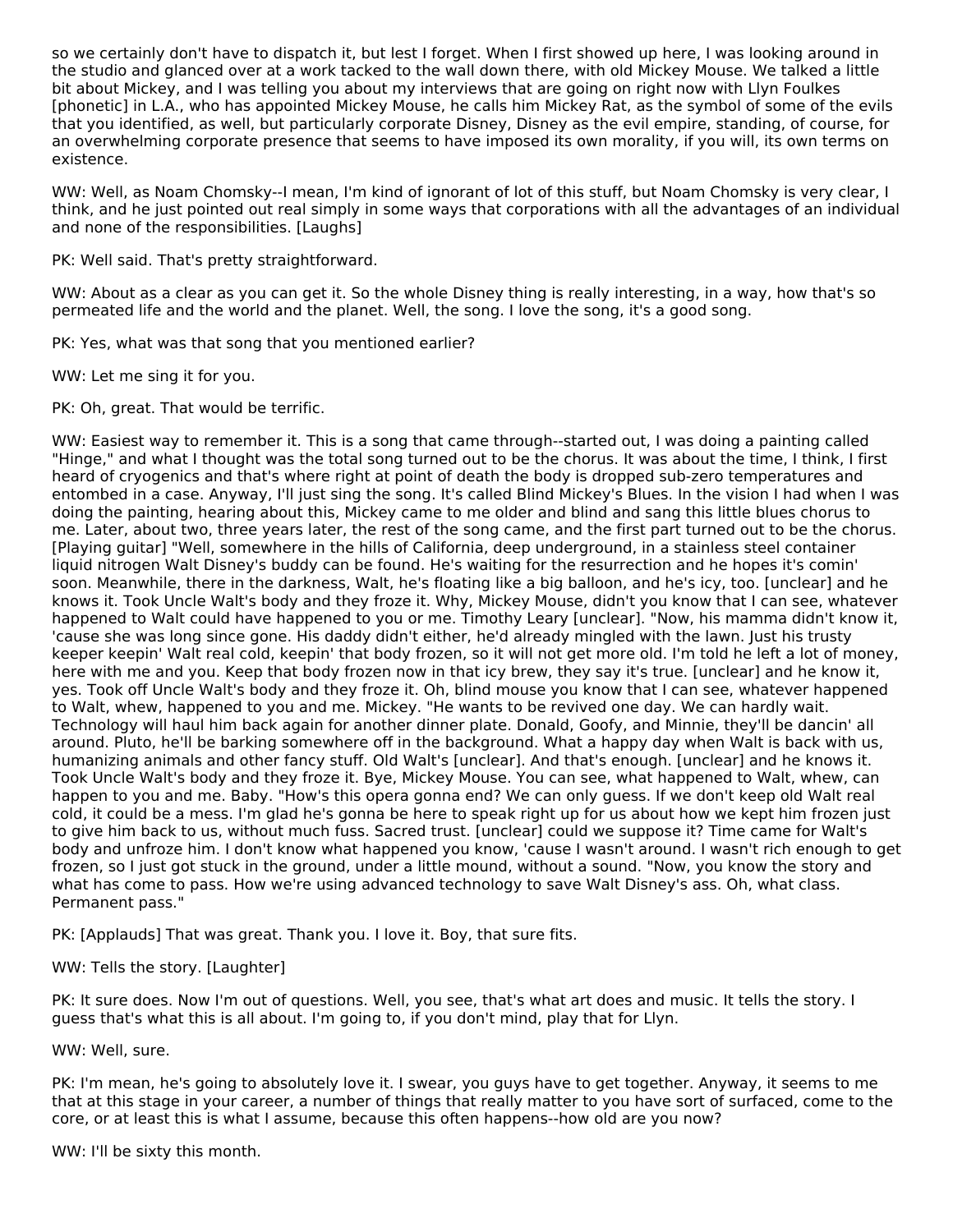so we certainly don't have to dispatch it, but lest I forget. When I first showed up here, I was looking around in the studio and glanced over at a work tacked to the wall down there, with old Mickey Mouse. We talked a little bit about Mickey, and I was telling you about my interviews that are going on right now with Llyn Foulkes [phonetic] in L.A., who has appointed Mickey Mouse, he calls him Mickey Rat, as the symbol of some of the evils that you identified, as well, but particularly corporate Disney, Disney as the evil empire, standing, of course, for an overwhelming corporate presence that seems to have imposed its own morality, if you will, its own terms on existence.

WW: Well, as Noam Chomsky--I mean, I'm kind of ignorant of lot of this stuff, but Noam Chomsky is very clear, I think, and he just pointed out real simply in some ways that corporations with all the advantages of an individual and none of the responsibilities. [Laughs]

PK: Well said. That's pretty straightforward.

WW: About as a clear as you can get it. So the whole Disney thing is really interesting, in a way, how that's so permeated life and the world and the planet. Well, the song. I love the song, it's a good song.

PK: Yes, what was that song that you mentioned earlier?

WW: Let me sing it for you.

PK: Oh, great. That would be terrific.

WW: Easiest way to remember it. This is a song that came through--started out, I was doing a painting called "Hinge," and what I thought was the total song turned out to be the chorus. It was about the time, I think, I first heard of cryogenics and that's where right at point of death the body is dropped sub-zero temperatures and entombed in a case. Anyway, I'll just sing the song. It's called Blind Mickey's Blues. In the vision I had when I was doing the painting, hearing about this, Mickey came to me older and blind and sang this little blues chorus to me. Later, about two, three years later, the rest of the song came, and the first part turned out to be the chorus. [Playing guitar] "Well, somewhere in the hills of California, deep underground, in a stainless steel container liquid nitrogen Walt Disney's buddy can be found. He's waiting for the resurrection and he hopes it's comin' soon. Meanwhile, there in the darkness, Walt, he's floating like a big balloon, and he's icy, too. [unclear] and he knows it. Took Uncle Walt's body and they froze it. Why, Mickey Mouse, didn't you know that I can see, whatever happened to Walt could have happened to you or me. Timothy Leary [unclear]. "Now, his mamma didn't know it, 'cause she was long since gone. His daddy didn't either, he'd already mingled with the lawn. Just his trusty keeper keepin' Walt real cold, keepin' that body frozen, so it will not get more old. I'm told he left a lot of money, here with me and you. Keep that body frozen now in that icy brew, they say it's true. [unclear] and he know it, yes. Took off Uncle Walt's body and they froze it. Oh, blind mouse you know that I can see, whatever happened to Walt, whew, happened to you and me. Mickey. "He wants to be revived one day. We can hardly wait. Technology will haul him back again for another dinner plate. Donald, Goofy, and Minnie, they'll be dancin' all around. Pluto, he'll be barking somewhere off in the background. What a happy day when Walt is back with us, humanizing animals and other fancy stuff. Old Walt's [unclear]. And that's enough. [unclear] and he knows it. Took Uncle Walt's body and they froze it. Bye, Mickey Mouse. You can see, what happened to Walt, whew, can happen to you and me. Baby. "How's this opera gonna end? We can only guess. If we don't keep old Walt real cold, it could be a mess. I'm glad he's gonna be here to speak right up for us about how we kept him frozen just to give him back to us, without much fuss. Sacred trust. [unclear] could we suppose it? Time came for Walt's body and unfroze him. I don't know what happened you know, 'cause I wasn't around. I wasn't rich enough to get frozen, so I just got stuck in the ground, under a little mound, without a sound. "Now, you know the story and what has come to pass. How we're using advanced technology to save Walt Disney's ass. Oh, what class. Permanent pass."

PK: [Applauds] That was great. Thank you. I love it. Boy, that sure fits.

WW: Tells the story. [Laughter]

PK: It sure does. Now I'm out of questions. Well, you see, that's what art does and music. It tells the story. I guess that's what this is all about. I'm going to, if you don't mind, play that for Llyn.

WW: Well, sure.

PK: I'm mean, he's going to absolutely love it. I swear, you guys have to get together. Anyway, it seems to me that at this stage in your career, a number of things that really matter to you have sort of surfaced, come to the core, or at least this is what I assume, because this often happens--how old are you now?

WW: I'll be sixty this month.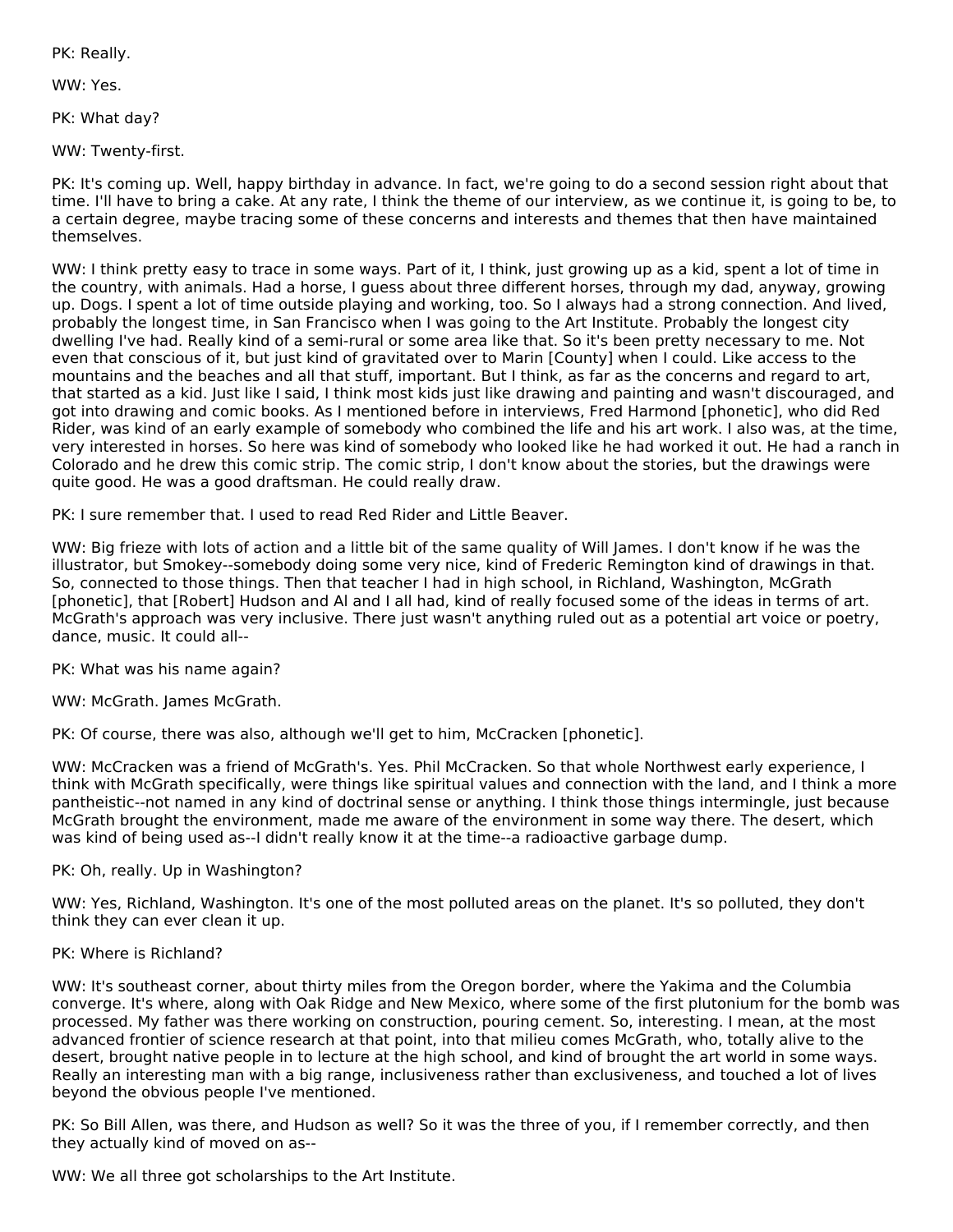PK: Really.

WW: Yes.

PK: What day?

WW: Twenty-first.

PK: It's coming up. Well, happy birthday in advance. In fact, we're going to do a second session right about that time. I'll have to bring a cake. At any rate, I think the theme of our interview, as we continue it, is going to be, to a certain degree, maybe tracing some of these concerns and interests and themes that then have maintained themselves.

WW: I think pretty easy to trace in some ways. Part of it, I think, just growing up as a kid, spent a lot of time in the country, with animals. Had a horse, I guess about three different horses, through my dad, anyway, growing up. Dogs. I spent a lot of time outside playing and working, too. So I always had a strong connection. And lived, probably the longest time, in San Francisco when I was going to the Art Institute. Probably the longest city dwelling I've had. Really kind of a semi-rural or some area like that. So it's been pretty necessary to me. Not even that conscious of it, but just kind of gravitated over to Marin [County] when I could. Like access to the mountains and the beaches and all that stuff, important. But I think, as far as the concerns and regard to art, that started as a kid. Just like I said, I think most kids just like drawing and painting and wasn't discouraged, and got into drawing and comic books. As I mentioned before in interviews, Fred Harmond [phonetic], who did Red Rider, was kind of an early example of somebody who combined the life and his art work. I also was, at the time, very interested in horses. So here was kind of somebody who looked like he had worked it out. He had a ranch in Colorado and he drew this comic strip. The comic strip, I don't know about the stories, but the drawings were quite good. He was a good draftsman. He could really draw.

PK: I sure remember that. I used to read Red Rider and Little Beaver.

WW: Big frieze with lots of action and a little bit of the same quality of Will James. I don't know if he was the illustrator, but Smokey--somebody doing some very nice, kind of Frederic Remington kind of drawings in that. So, connected to those things. Then that teacher I had in high school, in Richland, Washington, McGrath [phonetic], that [Robert] Hudson and Al and I all had, kind of really focused some of the ideas in terms of art. McGrath's approach was very inclusive. There just wasn't anything ruled out as a potential art voice or poetry, dance, music. It could all--

PK: What was his name again?

WW: McGrath. James McGrath.

PK: Of course, there was also, although we'll get to him, McCracken [phonetic].

WW: McCracken was a friend of McGrath's. Yes. Phil McCracken. So that whole Northwest early experience, I think with McGrath specifically, were things like spiritual values and connection with the land, and I think a more pantheistic--not named in any kind of doctrinal sense or anything. I think those things intermingle, just because McGrath brought the environment, made me aware of the environment in some way there. The desert, which was kind of being used as--I didn't really know it at the time--a radioactive garbage dump.

PK: Oh, really. Up in Washington?

WW: Yes, Richland, Washington. It's one of the most polluted areas on the planet. It's so polluted, they don't think they can ever clean it up.

PK: Where is Richland?

WW: It's southeast corner, about thirty miles from the Oregon border, where the Yakima and the Columbia converge. It's where, along with Oak Ridge and New Mexico, where some of the first plutonium for the bomb was processed. My father was there working on construction, pouring cement. So, interesting. I mean, at the most advanced frontier of science research at that point, into that milieu comes McGrath, who, totally alive to the desert, brought native people in to lecture at the high school, and kind of brought the art world in some ways. Really an interesting man with a big range, inclusiveness rather than exclusiveness, and touched a lot of lives beyond the obvious people I've mentioned.

PK: So Bill Allen, was there, and Hudson as well? So it was the three of you, if I remember correctly, and then they actually kind of moved on as--

WW: We all three got scholarships to the Art Institute.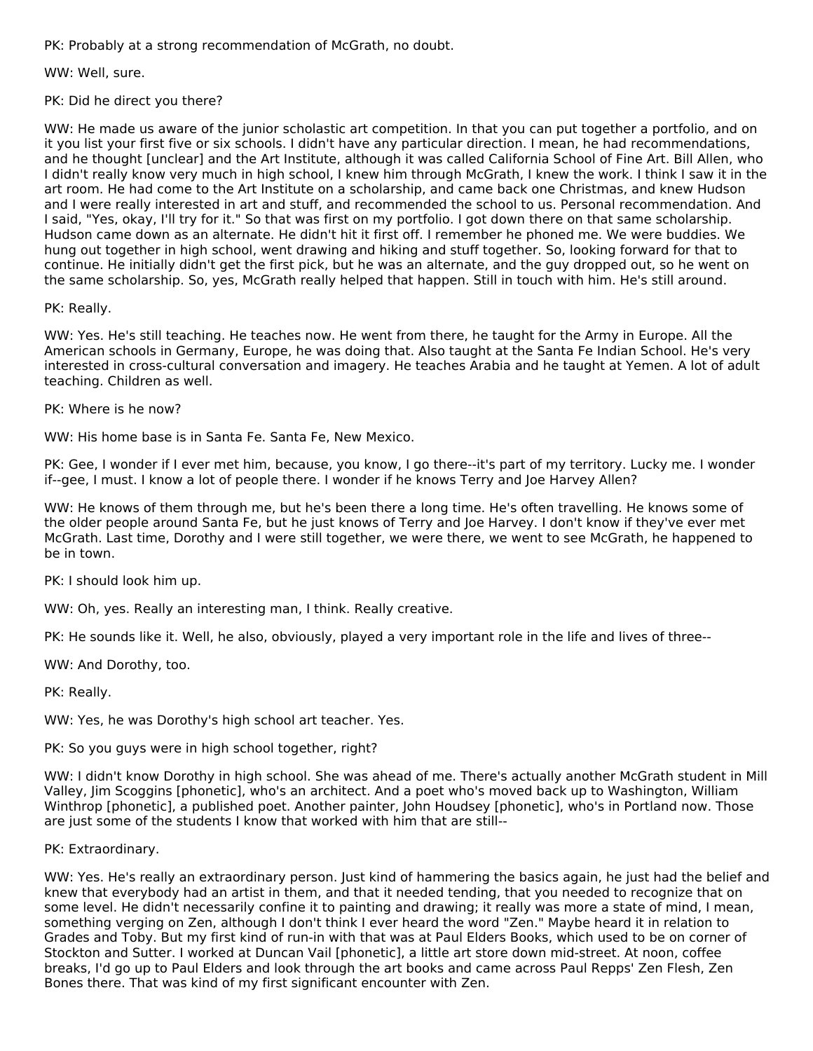PK: Probably at a strong recommendation of McGrath, no doubt.

WW: Well, sure.

PK: Did he direct you there?

WW: He made us aware of the junior scholastic art competition. In that you can put together a portfolio, and on it you list your first five or six schools. I didn't have any particular direction. I mean, he had recommendations, and he thought [unclear] and the Art Institute, although it was called California School of Fine Art. Bill Allen, who I didn't really know very much in high school, I knew him through McGrath, I knew the work. I think I saw it in the art room. He had come to the Art Institute on a scholarship, and came back one Christmas, and knew Hudson and I were really interested in art and stuff, and recommended the school to us. Personal recommendation. And I said, "Yes, okay, I'll try for it." So that was first on my portfolio. I got down there on that same scholarship. Hudson came down as an alternate. He didn't hit it first off. I remember he phoned me. We were buddies. We hung out together in high school, went drawing and hiking and stuff together. So, looking forward for that to continue. He initially didn't get the first pick, but he was an alternate, and the guy dropped out, so he went on the same scholarship. So, yes, McGrath really helped that happen. Still in touch with him. He's still around.

PK: Really.

WW: Yes. He's still teaching. He teaches now. He went from there, he taught for the Army in Europe. All the American schools in Germany, Europe, he was doing that. Also taught at the Santa Fe Indian School. He's very interested in cross-cultural conversation and imagery. He teaches Arabia and he taught at Yemen. A lot of adult teaching. Children as well.

PK: Where is he now?

WW: His home base is in Santa Fe. Santa Fe, New Mexico.

PK: Gee, I wonder if I ever met him, because, you know, I go there--it's part of my territory. Lucky me. I wonder if--gee, I must. I know a lot of people there. I wonder if he knows Terry and Joe Harvey Allen?

WW: He knows of them through me, but he's been there a long time. He's often travelling. He knows some of the older people around Santa Fe, but he just knows of Terry and Joe Harvey. I don't know if they've ever met McGrath. Last time, Dorothy and I were still together, we were there, we went to see McGrath, he happened to be in town.

PK: I should look him up.

WW: Oh, yes. Really an interesting man, I think. Really creative.

PK: He sounds like it. Well, he also, obviously, played a very important role in the life and lives of three--

WW: And Dorothy, too.

PK: Really.

WW: Yes, he was Dorothy's high school art teacher. Yes.

PK: So you guys were in high school together, right?

WW: I didn't know Dorothy in high school. She was ahead of me. There's actually another McGrath student in Mill Valley, Jim Scoggins [phonetic], who's an architect. And a poet who's moved back up to Washington, William Winthrop [phonetic], a published poet. Another painter, John Houdsey [phonetic], who's in Portland now. Those are just some of the students I know that worked with him that are still--

PK: Extraordinary.

WW: Yes. He's really an extraordinary person. Just kind of hammering the basics again, he just had the belief and knew that everybody had an artist in them, and that it needed tending, that you needed to recognize that on some level. He didn't necessarily confine it to painting and drawing; it really was more a state of mind, I mean, something verging on Zen, although I don't think I ever heard the word "Zen." Maybe heard it in relation to Grades and Toby. But my first kind of run-in with that was at Paul Elders Books, which used to be on corner of Stockton and Sutter. I worked at Duncan Vail [phonetic], a little art store down mid-street. At noon, coffee breaks, I'd go up to Paul Elders and look through the art books and came across Paul Repps' Zen Flesh, Zen Bones there. That was kind of my first significant encounter with Zen.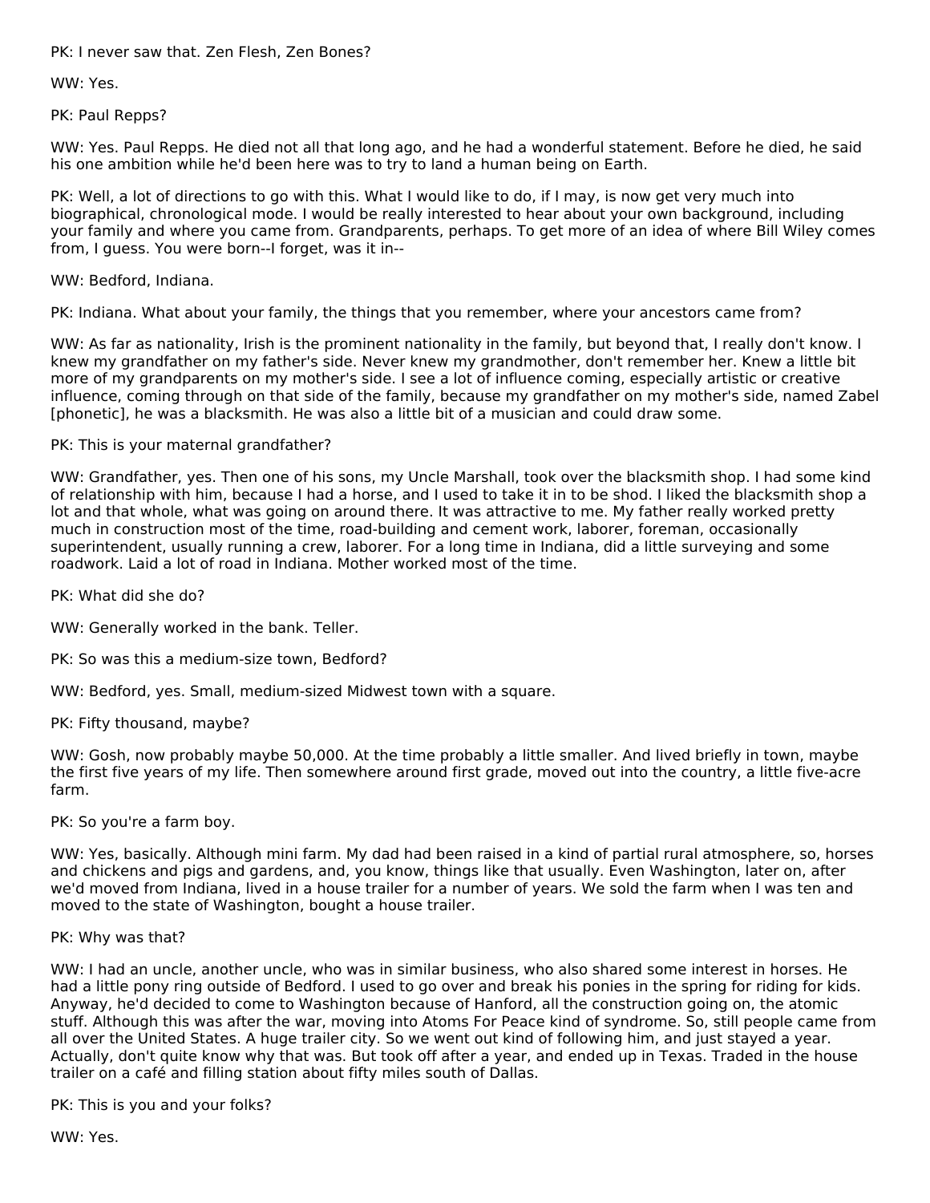PK: I never saw that. Zen Flesh, Zen Bones?

WW: Yes.

PK: Paul Repps?

WW: Yes. Paul Repps. He died not all that long ago, and he had a wonderful statement. Before he died, he said his one ambition while he'd been here was to try to land a human being on Earth.

PK: Well, a lot of directions to go with this. What I would like to do, if I may, is now get very much into biographical, chronological mode. I would be really interested to hear about your own background, including your family and where you come from. Grandparents, perhaps. To get more of an idea of where Bill Wiley comes from, I guess. You were born--I forget, was it in--

WW: Bedford, Indiana.

PK: Indiana. What about your family, the things that you remember, where your ancestors came from?

WW: As far as nationality, Irish is the prominent nationality in the family, but beyond that, I really don't know. I knew my grandfather on my father's side. Never knew my grandmother, don't remember her. Knew a little bit more of my grandparents on my mother's side. I see a lot of influence coming, especially artistic or creative influence, coming through on that side of the family, because my grandfather on my mother's side, named Zabel [phonetic], he was a blacksmith. He was also a little bit of a musician and could draw some.

PK: This is your maternal grandfather?

WW: Grandfather, yes. Then one of his sons, my Uncle Marshall, took over the blacksmith shop. I had some kind of relationship with him, because I had a horse, and I used to take it in to be shod. I liked the blacksmith shop a lot and that whole, what was going on around there. It was attractive to me. My father really worked pretty much in construction most of the time, road-building and cement work, laborer, foreman, occasionally superintendent, usually running a crew, laborer. For a long time in Indiana, did a little surveying and some roadwork. Laid a lot of road in Indiana. Mother worked most of the time.

PK: What did she do?

WW: Generally worked in the bank. Teller.

PK: So was this a medium-size town, Bedford?

WW: Bedford, yes. Small, medium-sized Midwest town with a square.

PK: Fifty thousand, maybe?

WW: Gosh, now probably maybe 50,000. At the time probably a little smaller. And lived briefly in town, maybe the first five years of my life. Then somewhere around first grade, moved out into the country, a little five-acre farm.

PK: So you're a farm boy.

WW: Yes, basically. Although mini farm. My dad had been raised in a kind of partial rural atmosphere, so, horses and chickens and pigs and gardens, and, you know, things like that usually. Even Washington, later on, after we'd moved from Indiana, lived in a house trailer for a number of years. We sold the farm when I was ten and moved to the state of Washington, bought a house trailer.

PK: Why was that?

WW: I had an uncle, another uncle, who was in similar business, who also shared some interest in horses. He had a little pony ring outside of Bedford. I used to go over and break his ponies in the spring for riding for kids. Anyway, he'd decided to come to Washington because of Hanford, all the construction going on, the atomic stuff. Although this was after the war, moving into Atoms For Peace kind of syndrome. So, still people came from all over the United States. A huge trailer city. So we went out kind of following him, and just stayed a year. Actually, don't quite know why that was. But took off after a year, and ended up in Texas. Traded in the house trailer on a café and filling station about fifty miles south of Dallas.

PK: This is you and your folks?

WW: Yes.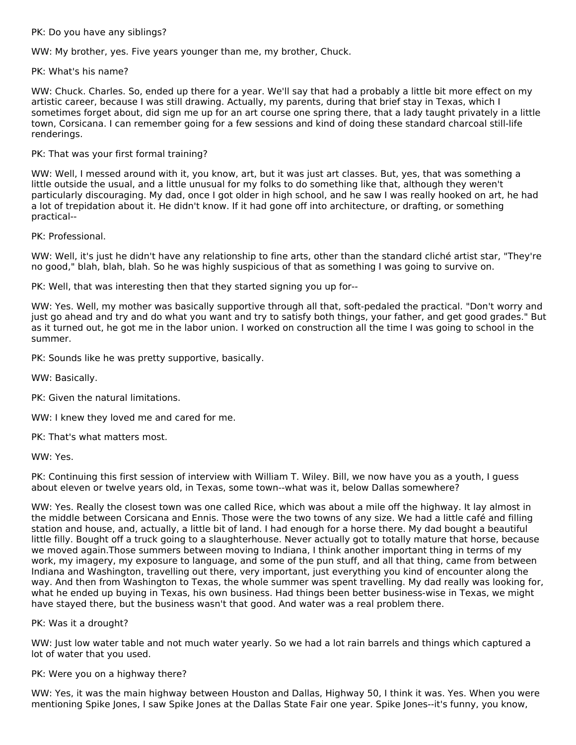PK: Do you have any siblings?

WW: My brother, yes. Five years younger than me, my brother, Chuck.

PK: What's his name?

WW: Chuck. Charles. So, ended up there for a year. We'll say that had a probably a little bit more effect on my artistic career, because I was still drawing. Actually, my parents, during that brief stay in Texas, which I sometimes forget about, did sign me up for an art course one spring there, that a lady taught privately in a little town, Corsicana. I can remember going for a few sessions and kind of doing these standard charcoal still-life renderings.

PK: That was your first formal training?

WW: Well, I messed around with it, you know, art, but it was just art classes. But, yes, that was something a little outside the usual, and a little unusual for my folks to do something like that, although they weren't particularly discouraging. My dad, once I got older in high school, and he saw I was really hooked on art, he had a lot of trepidation about it. He didn't know. If it had gone off into architecture, or drafting, or something practical--

PK: Professional.

WW: Well, it's just he didn't have any relationship to fine arts, other than the standard cliché artist star, "They're no good," blah, blah, blah. So he was highly suspicious of that as something I was going to survive on.

PK: Well, that was interesting then that they started signing you up for--

WW: Yes. Well, my mother was basically supportive through all that, soft-pedaled the practical. "Don't worry and just go ahead and try and do what you want and try to satisfy both things, your father, and get good grades." But as it turned out, he got me in the labor union. I worked on construction all the time I was going to school in the summer.

PK: Sounds like he was pretty supportive, basically.

WW: Basically.

PK: Given the natural limitations.

WW: I knew they loved me and cared for me.

PK: That's what matters most.

WW: Yes.

PK: Continuing this first session of interview with William T. Wiley. Bill, we now have you as a youth, I guess about eleven or twelve years old, in Texas, some town--what was it, below Dallas somewhere?

WW: Yes. Really the closest town was one called Rice, which was about a mile off the highway. It lay almost in the middle between Corsicana and Ennis. Those were the two towns of any size. We had a little café and filling station and house, and, actually, a little bit of land. I had enough for a horse there. My dad bought a beautiful little filly. Bought off a truck going to a slaughterhouse. Never actually got to totally mature that horse, because we moved again.Those summers between moving to Indiana, I think another important thing in terms of my work, my imagery, my exposure to language, and some of the pun stuff, and all that thing, came from between Indiana and Washington, travelling out there, very important, just everything you kind of encounter along the way. And then from Washington to Texas, the whole summer was spent travelling. My dad really was looking for, what he ended up buying in Texas, his own business. Had things been better business-wise in Texas, we might have stayed there, but the business wasn't that good. And water was a real problem there.

PK: Was it a drought?

WW: Just low water table and not much water yearly. So we had a lot rain barrels and things which captured a lot of water that you used.

PK: Were you on a highway there?

WW: Yes, it was the main highway between Houston and Dallas, Highway 50, I think it was. Yes. When you were mentioning Spike Jones, I saw Spike Jones at the Dallas State Fair one year. Spike Jones--it's funny, you know,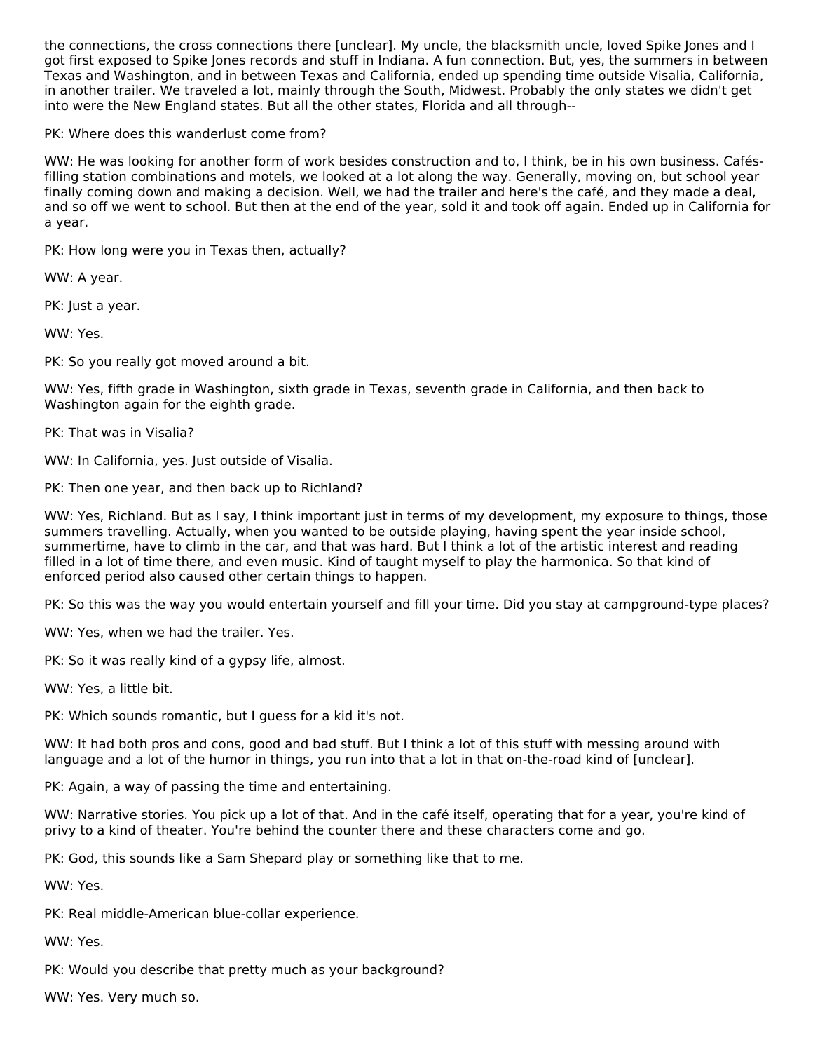the connections, the cross connections there [unclear]. My uncle, the blacksmith uncle, loved Spike Jones and I got first exposed to Spike Jones records and stuff in Indiana. A fun connection. But, yes, the summers in between Texas and Washington, and in between Texas and California, ended up spending time outside Visalia, California, in another trailer. We traveled a lot, mainly through the South, Midwest. Probably the only states we didn't get into were the New England states. But all the other states, Florida and all through--

PK: Where does this wanderlust come from?

WW: He was looking for another form of work besides construction and to, I think, be in his own business. Cafés-filling station combinations and motels, we looked at a lot along the way. Generally, moving on, but school year finally coming down and making a decision. Well, we had the trailer and here's the café, and they made a deal, and so off we went to school. But then at the end of the year, sold it and took off again. Ended up in California for a year.

PK: How long were you in Texas then, actually?

WW: A year.

PK: Just a year.

WW: Yes.

PK: So you really got moved around a bit.

WW: Yes, fifth grade in Washington, sixth grade in Texas, seventh grade in California, and then back to Washington again for the eighth grade.

PK: That was in Visalia?

WW: In California, yes. Just outside of Visalia.

PK: Then one year, and then back up to Richland?

WW: Yes, Richland. But as I say, I think important just in terms of my development, my exposure to things, those summers travelling. Actually, when you wanted to be outside playing, having spent the year inside school, summertime, have to climb in the car, and that was hard. But I think a lot of the artistic interest and reading filled in a lot of time there, and even music. Kind of taught myself to play the harmonica. So that kind of enforced period also caused other certain things to happen.

PK: So this was the way you would entertain yourself and fill your time. Did you stay at campground-type places?

WW: Yes, when we had the trailer. Yes.

PK: So it was really kind of a gypsy life, almost.

WW: Yes, a little bit.

PK: Which sounds romantic, but I guess for a kid it's not.

WW: It had both pros and cons, good and bad stuff. But I think a lot of this stuff with messing around with language and a lot of the humor in things, you run into that a lot in that on-the-road kind of [unclear].

PK: Again, a way of passing the time and entertaining.

WW: Narrative stories. You pick up a lot of that. And in the café itself, operating that for a year, you're kind of privy to a kind of theater. You're behind the counter there and these characters come and go.

PK: God, this sounds like a Sam Shepard play or something like that to me.

WW: Yes.

PK: Real middle-American blue-collar experience.

WW: Yes.

PK: Would you describe that pretty much as your background?

WW: Yes. Very much so.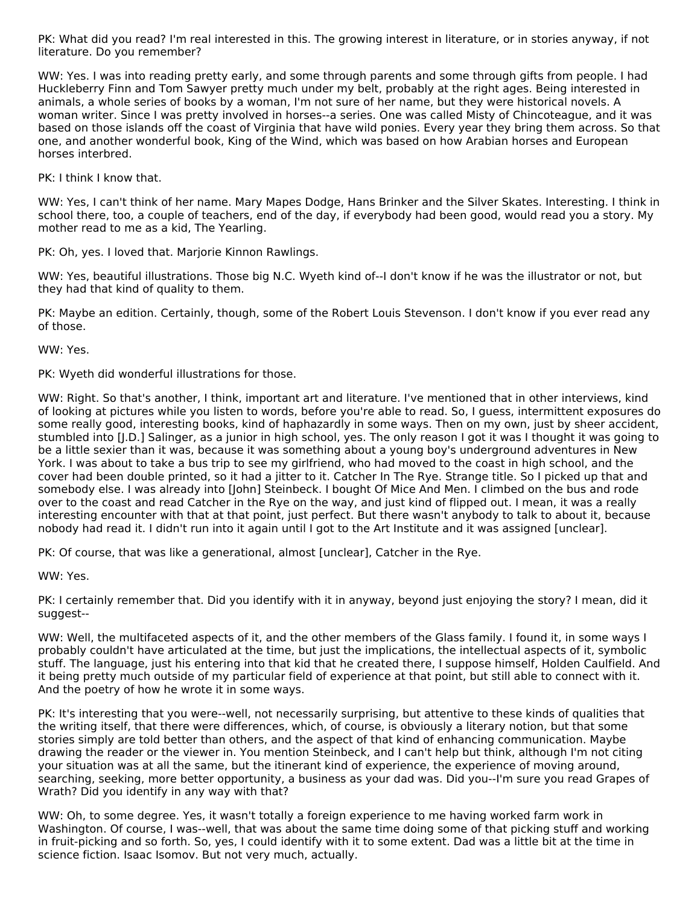PK: What did you read? I'm real interested in this. The growing interest in literature, or in stories anyway, if not literature. Do you remember?

WW: Yes. I was into reading pretty early, and some through parents and some through gifts from people. I had Huckleberry Finn and Tom Sawyer pretty much under my belt, probably at the right ages. Being interested in animals, a whole series of books by a woman, I'm not sure of her name, but they were historical novels. A woman writer. Since I was pretty involved in horses--a series. One was called Misty of Chincoteague, and it was based on those islands off the coast of Virginia that have wild ponies. Every year they bring them across. So that one, and another wonderful book, King of the Wind, which was based on how Arabian horses and European horses interbred.

PK: I think I know that.

WW: Yes, I can't think of her name. Mary Mapes Dodge, Hans Brinker and the Silver Skates. Interesting. I think in school there, too, a couple of teachers, end of the day, if everybody had been good, would read you a story. My mother read to me as a kid, The Yearling.

PK: Oh, yes. I loved that. Marjorie Kinnon Rawlings.

WW: Yes, beautiful illustrations. Those big N.C. Wyeth kind of--I don't know if he was the illustrator or not, but they had that kind of quality to them.

PK: Maybe an edition. Certainly, though, some of the Robert Louis Stevenson. I don't know if you ever read any of those.

WW: Yes.

PK: Wyeth did wonderful illustrations for those.

WW: Right. So that's another, I think, important art and literature. I've mentioned that in other interviews, kind of looking at pictures while you listen to words, before you're able to read. So, I guess, intermittent exposures do some really good, interesting books, kind of haphazardly in some ways. Then on my own, just by sheer accident, stumbled into [J.D.] Salinger, as a junior in high school, yes. The only reason I got it was I thought it was going to be a little sexier than it was, because it was something about a young boy's underground adventures in New York. I was about to take a bus trip to see my girlfriend, who had moved to the coast in high school, and the cover had been double printed, so it had a jitter to it. Catcher In The Rye. Strange title. So I picked up that and somebody else. I was already into [John] Steinbeck. I bought Of Mice And Men. I climbed on the bus and rode over to the coast and read Catcher in the Rye on the way, and just kind of flipped out. I mean, it was a really interesting encounter with that at that point, just perfect. But there wasn't anybody to talk to about it, because nobody had read it. I didn't run into it again until I got to the Art Institute and it was assigned [unclear].

PK: Of course, that was like a generational, almost [unclear], Catcher in the Rye.

WW: Yes.

PK: I certainly remember that. Did you identify with it in anyway, beyond just enjoying the story? I mean, did it suggest--

WW: Well, the multifaceted aspects of it, and the other members of the Glass family. I found it, in some ways I probably couldn't have articulated at the time, but just the implications, the intellectual aspects of it, symbolic stuff. The language, just his entering into that kid that he created there, I suppose himself, Holden Caulfield. And it being pretty much outside of my particular field of experience at that point, but still able to connect with it. And the poetry of how he wrote it in some ways.

PK: It's interesting that you were--well, not necessarily surprising, but attentive to these kinds of qualities that the writing itself, that there were differences, which, of course, is obviously a literary notion, but that some stories simply are told better than others, and the aspect of that kind of enhancing communication. Maybe drawing the reader or the viewer in. You mention Steinbeck, and I can't help but think, although I'm not citing your situation was at all the same, but the itinerant kind of experience, the experience of moving around, searching, seeking, more better opportunity, a business as your dad was. Did you--I'm sure you read Grapes of Wrath? Did you identify in any way with that?

WW: Oh, to some degree. Yes, it wasn't totally a foreign experience to me having worked farm work in Washington. Of course, I was--well, that was about the same time doing some of that picking stuff and working in fruit-picking and so forth. So, yes, I could identify with it to some extent. Dad was a little bit at the time in science fiction. Isaac Isomov. But not very much, actually.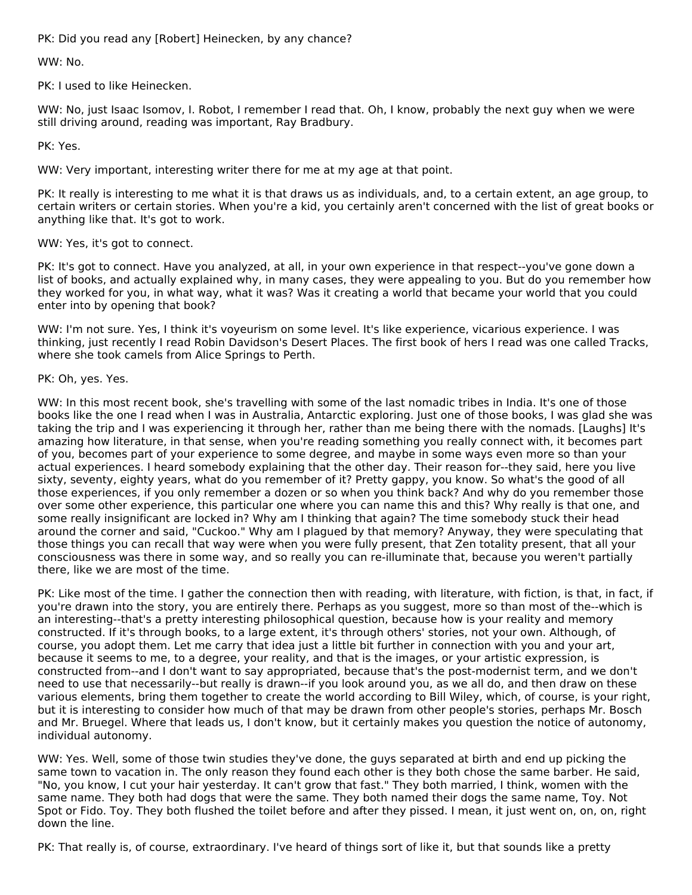PK: Did you read any [Robert] Heinecken, by any chance?

WW: No.

PK: I used to like Heinecken.

WW: No, just Isaac Isomov, I. Robot, I remember I read that. Oh, I know, probably the next guy when we were still driving around, reading was important, Ray Bradbury.

PK: Yes.

WW: Very important, interesting writer there for me at my age at that point.

PK: It really is interesting to me what it is that draws us as individuals, and, to a certain extent, an age group, to certain writers or certain stories. When you're a kid, you certainly aren't concerned with the list of great books or anything like that. It's got to work.

WW: Yes, it's got to connect.

PK: It's got to connect. Have you analyzed, at all, in your own experience in that respect--you've gone down a list of books, and actually explained why, in many cases, they were appealing to you. But do you remember how they worked for you, in what way, what it was? Was it creating a world that became your world that you could enter into by opening that book?

WW: I'm not sure. Yes, I think it's voyeurism on some level. It's like experience, vicarious experience. I was thinking, just recently I read Robin Davidson's Desert Places. The first book of hers I read was one called Tracks, where she took camels from Alice Springs to Perth.

PK: Oh, yes. Yes.

WW: In this most recent book, she's travelling with some of the last nomadic tribes in India. It's one of those books like the one I read when I was in Australia, Antarctic exploring. Just one of those books, I was glad she was taking the trip and I was experiencing it through her, rather than me being there with the nomads. [Laughs] It's amazing how literature, in that sense, when you're reading something you really connect with, it becomes part of you, becomes part of your experience to some degree, and maybe in some ways even more so than your actual experiences. I heard somebody explaining that the other day. Their reason for--they said, here you live sixty, seventy, eighty years, what do you remember of it? Pretty gappy, you know. So what's the good of all those experiences, if you only remember a dozen or so when you think back? And why do you remember those over some other experience, this particular one where you can name this and this? Why really is that one, and some really insignificant are locked in? Why am I thinking that again? The time somebody stuck their head around the corner and said, "Cuckoo." Why am I plagued by that memory? Anyway, they were speculating that those things you can recall that way were when you were fully present, that Zen totality present, that all your consciousness was there in some way, and so really you can re-illuminate that, because you weren't partially there, like we are most of the time.

PK: Like most of the time. I gather the connection then with reading, with literature, with fiction, is that, in fact, if you're drawn into the story, you are entirely there. Perhaps as you suggest, more so than most of the--which is an interesting--that's a pretty interesting philosophical question, because how is your reality and memory constructed. If it's through books, to a large extent, it's through others' stories, not your own. Although, of course, you adopt them. Let me carry that idea just a little bit further in connection with you and your art, because it seems to me, to a degree, your reality, and that is the images, or your artistic expression, is constructed from--and I don't want to say appropriated, because that's the post-modernist term, and we don't need to use that necessarily--but really is drawn--if you look around you, as we all do, and then draw on these various elements, bring them together to create the world according to Bill Wiley, which, of course, is your right, but it is interesting to consider how much of that may be drawn from other people's stories, perhaps Mr. Bosch and Mr. Bruegel. Where that leads us, I don't know, but it certainly makes you question the notice of autonomy, individual autonomy.

WW: Yes. Well, some of those twin studies they've done, the guys separated at birth and end up picking the same town to vacation in. The only reason they found each other is they both chose the same barber. He said, "No, you know, I cut your hair yesterday. It can't grow that fast." They both married, I think, women with the same name. They both had dogs that were the same. They both named their dogs the same name, Toy. Not Spot or Fido. Toy. They both flushed the toilet before and after they pissed. I mean, it just went on, on, on, right down the line.

PK: That really is, of course, extraordinary. I've heard of things sort of like it, but that sounds like a pretty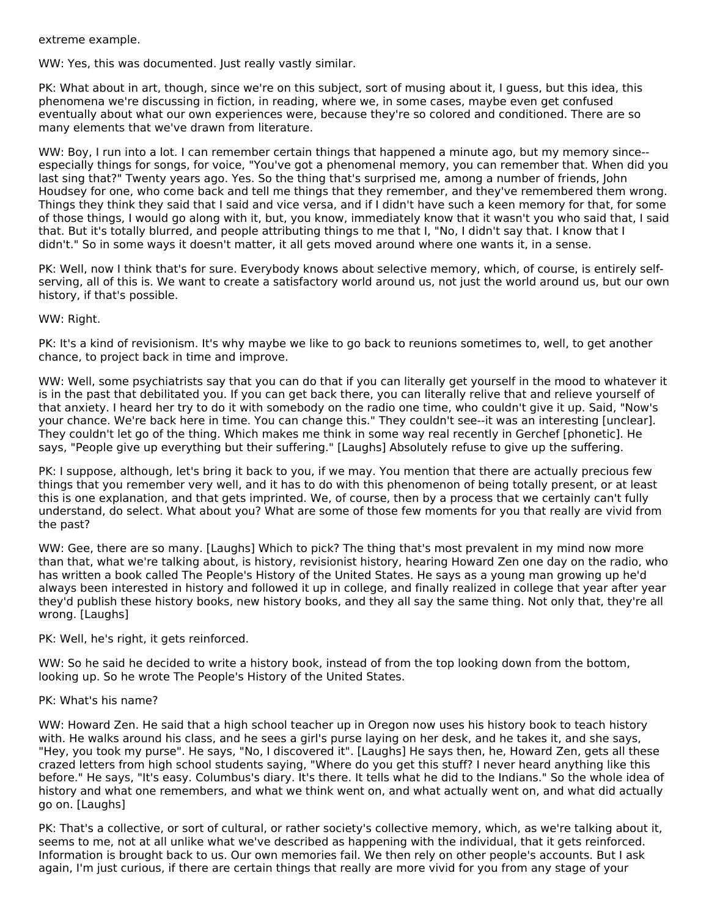extreme example.

WW: Yes, this was documented. Just really vastly similar.

PK: What about in art, though, since we're on this subject, sort of musing about it, I guess, but this idea, this phenomena we're discussing in fiction, in reading, where we, in some cases, maybe even get confused eventually about what our own experiences were, because they're so colored and conditioned. There are so many elements that we've drawn from literature.

WW: Boy, I run into a lot. I can remember certain things that happened a minute ago, but my memory since--especially things for songs, for voice, "You've got a phenomenal memory, you can remember that. When did you last sing that?" Twenty years ago. Yes. So the thing that's surprised me, among a number of friends, John Houdsey for one, who come back and tell me things that they remember, and they've remembered them wrong. Things they think they said that I said and vice versa, and if I didn't have such a keen memory for that, for some of those things, I would go along with it, but, you know, immediately know that it wasn't you who said that, I said that. But it's totally blurred, and people attributing things to me that I, "No, I didn't say that. I know that I didn't." So in some ways it doesn't matter, it all gets moved around where one wants it, in a sense.

PK: Well, now I think that's for sure. Everybody knows about selective memory, which, of course, is entirely self-serving, all of this is. We want to create a satisfactory world around us, not just the world around us, but our own history, if that's possible.

WW: Right.

PK: It's a kind of revisionism. It's why maybe we like to go back to reunions sometimes to, well, to get another chance, to project back in time and improve.

WW: Well, some psychiatrists say that you can do that if you can literally get yourself in the mood to whatever it is in the past that debilitated you. If you can get back there, you can literally relive that and relieve yourself of that anxiety. I heard her try to do it with somebody on the radio one time, who couldn't give it up. Said, "Now's your chance. We're back here in time. You can change this." They couldn't see--it was an interesting [unclear]. They couldn't let go of the thing. Which makes me think in some way real recently in Gerchef [phonetic]. He says, "People give up everything but their suffering." [Laughs] Absolutely refuse to give up the suffering.

PK: I suppose, although, let's bring it back to you, if we may. You mention that there are actually precious few things that you remember very well, and it has to do with this phenomenon of being totally present, or at least this is one explanation, and that gets imprinted. We, of course, then by a process that we certainly can't fully understand, do select. What about you? What are some of those few moments for you that really are vivid from the past?

WW: Gee, there are so many. [Laughs] Which to pick? The thing that's most prevalent in my mind now more than that, what we're talking about, is history, revisionist history, hearing Howard Zen one day on the radio, who has written a book called The People's History of the United States. He says as a young man growing up he'd always been interested in history and followed it up in college, and finally realized in college that year after year they'd publish these history books, new history books, and they all say the same thing. Not only that, they're all wrong. [Laughs]

PK: Well, he's right, it gets reinforced.

WW: So he said he decided to write a history book, instead of from the top looking down from the bottom, looking up. So he wrote The People's History of the United States.

PK: What's his name?

WW: Howard Zen. He said that a high school teacher up in Oregon now uses his history book to teach history with. He walks around his class, and he sees a girl's purse laying on her desk, and he takes it, and she says, "Hey, you took my purse". He says, "No, I discovered it". [Laughs] He says then, he, Howard Zen, gets all these crazed letters from high school students saying, "Where do you get this stuff? I never heard anything like this before." He says, "It's easy. Columbus's diary. It's there. It tells what he did to the Indians." So the whole idea of history and what one remembers, and what we think went on, and what actually went on, and what did actually go on. [Laughs]

PK: That's a collective, or sort of cultural, or rather society's collective memory, which, as we're talking about it, seems to me, not at all unlike what we've described as happening with the individual, that it gets reinforced. Information is brought back to us. Our own memories fail. We then rely on other people's accounts. But I ask again, I'm just curious, if there are certain things that really are more vivid for you from any stage of your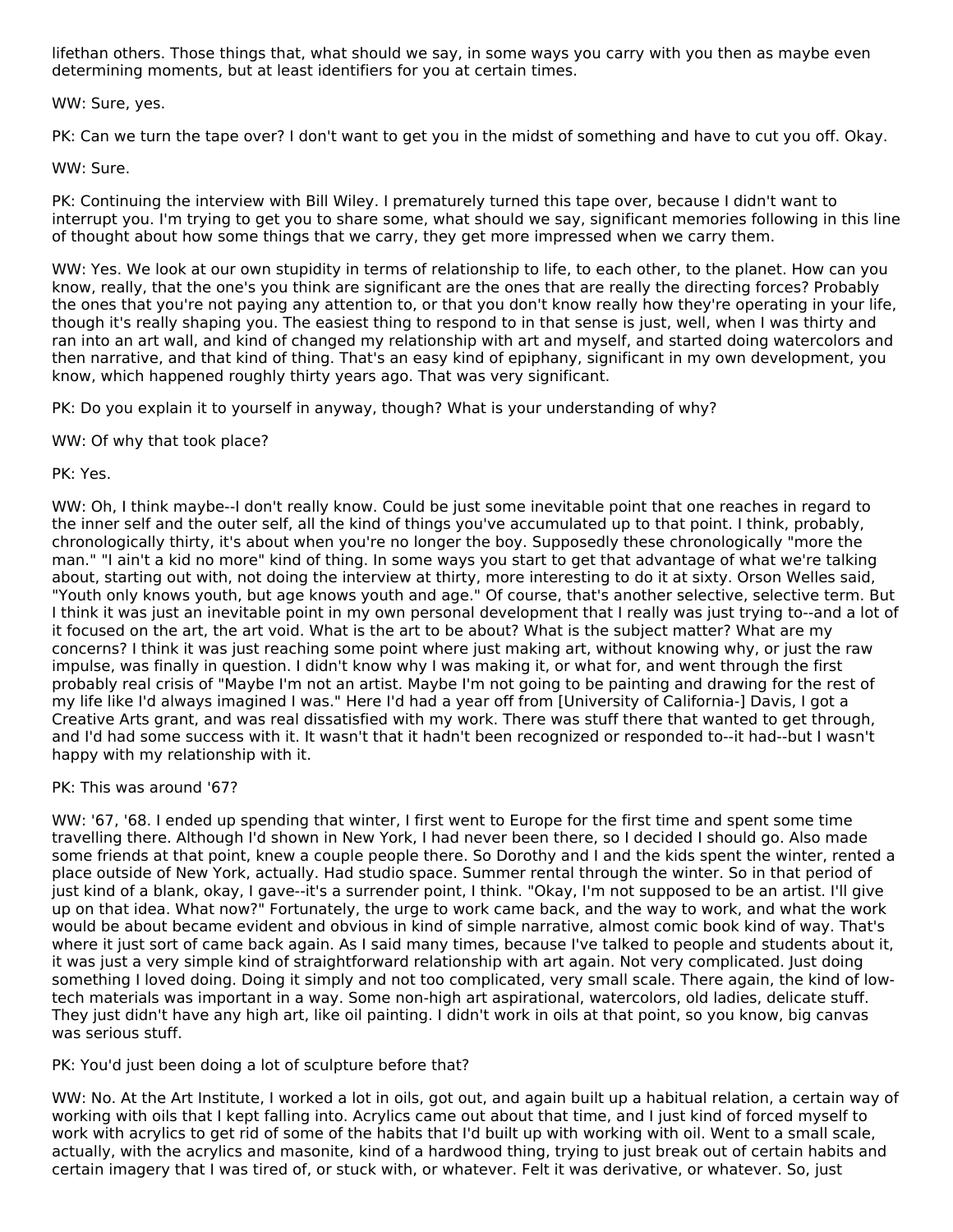lifethan others. Those things that, what should we say, in some ways you carry with you then as maybe even determining moments, but at least identifiers for you at certain times.

WW: Sure, yes.

PK: Can we turn the tape over? I don't want to get you in the midst of something and have to cut you off. Okay.

WW: Sure.

PK: Continuing the interview with Bill Wiley. I prematurely turned this tape over, because I didn't want to interrupt you. I'm trying to get you to share some, what should we say, significant memories following in this line of thought about how some things that we carry, they get more impressed when we carry them.

WW: Yes. We look at our own stupidity in terms of relationship to life, to each other, to the planet. How can you know, really, that the one's you think are significant are the ones that are really the directing forces? Probably the ones that you're not paying any attention to, or that you don't know really how they're operating in your life, though it's really shaping you. The easiest thing to respond to in that sense is just, well, when I was thirty and ran into an art wall, and kind of changed my relationship with art and myself, and started doing watercolors and then narrative, and that kind of thing. That's an easy kind of epiphany, significant in my own development, you know, which happened roughly thirty years ago. That was very significant.

PK: Do you explain it to yourself in anyway, though? What is your understanding of why?

WW: Of why that took place?

PK: Yes.

WW: Oh, I think maybe--I don't really know. Could be just some inevitable point that one reaches in regard to the inner self and the outer self, all the kind of things you've accumulated up to that point. I think, probably, chronologically thirty, it's about when you're no longer the boy. Supposedly these chronologically "more the man." "I ain't a kid no more" kind of thing. In some ways you start to get that advantage of what we're talking about, starting out with, not doing the interview at thirty, more interesting to do it at sixty. Orson Welles said, "Youth only knows youth, but age knows youth and age." Of course, that's another selective, selective term. But I think it was just an inevitable point in my own personal development that I really was just trying to--and a lot of it focused on the art, the art void. What is the art to be about? What is the subject matter? What are my concerns? I think it was just reaching some point where just making art, without knowing why, or just the raw impulse, was finally in question. I didn't know why I was making it, or what for, and went through the first probably real crisis of "Maybe I'm not an artist. Maybe I'm not going to be painting and drawing for the rest of my life like I'd always imagined I was." Here I'd had a year off from [University of California-] Davis, I got a Creative Arts grant, and was real dissatisfied with my work. There was stuff there that wanted to get through, and I'd had some success with it. It wasn't that it hadn't been recognized or responded to--it had--but I wasn't happy with my relationship with it.

PK: This was around '67?

WW: '67, '68. I ended up spending that winter, I first went to Europe for the first time and spent some time travelling there. Although I'd shown in New York, I had never been there, so I decided I should go. Also made some friends at that point, knew a couple people there. So Dorothy and I and the kids spent the winter, rented a place outside of New York, actually. Had studio space. Summer rental through the winter. So in that period of just kind of a blank, okay, I gave--it's a surrender point, I think. "Okay, I'm not supposed to be an artist. I'll give up on that idea. What now?" Fortunately, the urge to work came back, and the way to work, and what the work would be about became evident and obvious in kind of simple narrative, almost comic book kind of way. That's where it just sort of came back again. As I said many times, because I've talked to people and students about it, it was just a very simple kind of straightforward relationship with art again. Not very complicated. Just doing something I loved doing. Doing it simply and not too complicated, very small scale. There again, the kind of low-tech materials was important in a way. Some non-high art aspirational, watercolors, old ladies, delicate stuff. They just didn't have any high art, like oil painting. I didn't work in oils at that point, so you know, big canvas was serious stuff.

PK: You'd just been doing a lot of sculpture before that?

WW: No. At the Art Institute, I worked a lot in oils, got out, and again built up a habitual relation, a certain way of working with oils that I kept falling into. Acrylics came out about that time, and I just kind of forced myself to work with acrylics to get rid of some of the habits that I'd built up with working with oil. Went to a small scale, actually, with the acrylics and masonite, kind of a hardwood thing, trying to just break out of certain habits and certain imagery that I was tired of, or stuck with, or whatever. Felt it was derivative, or whatever. So, just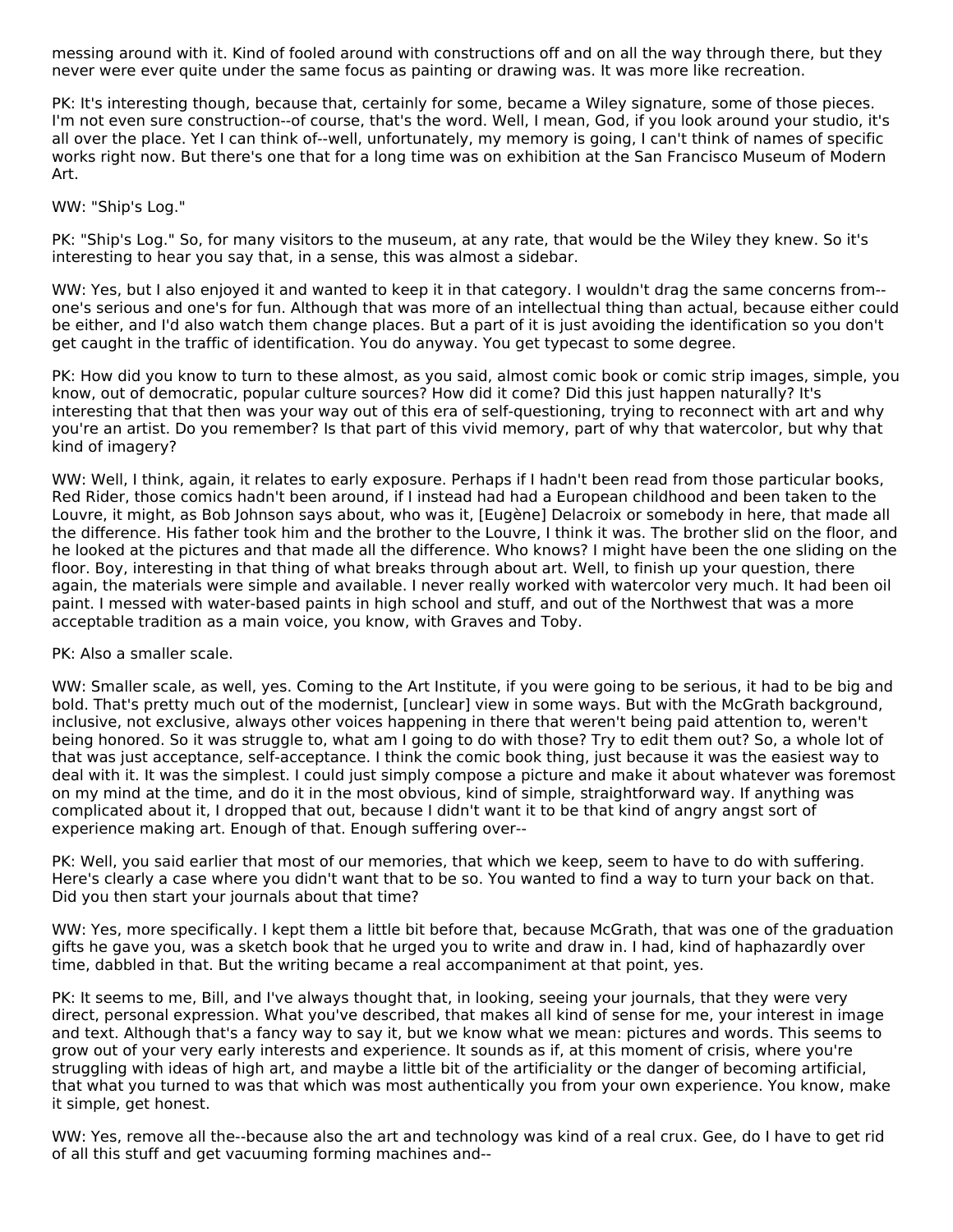messing around with it. Kind of fooled around with constructions off and on all the way through there, but they never were ever quite under the same focus as painting or drawing was. It was more like recreation.

PK: It's interesting though, because that, certainly for some, became a Wiley signature, some of those pieces. I'm not even sure construction--of course, that's the word. Well, I mean, God, if you look around your studio, it's all over the place. Yet I can think of--well, unfortunately, my memory is going, I can't think of names of specific works right now. But there's one that for a long time was on exhibition at the San Francisco Museum of Modern Art.

WW: "Ship's Log."

PK: "Ship's Log." So, for many visitors to the museum, at any rate, that would be the Wiley they knew. So it's interesting to hear you say that, in a sense, this was almost a sidebar.

WW: Yes, but I also enjoyed it and wanted to keep it in that category. I wouldn't drag the same concerns from--one's serious and one's for fun. Although that was more of an intellectual thing than actual, because either could be either, and I'd also watch them change places. But a part of it is just avoiding the identification so you don't get caught in the traffic of identification. You do anyway. You get typecast to some degree.

PK: How did you know to turn to these almost, as you said, almost comic book or comic strip images, simple, you know, out of democratic, popular culture sources? How did it come? Did this just happen naturally? It's interesting that that then was your way out of this era of self-questioning, trying to reconnect with art and why you're an artist. Do you remember? Is that part of this vivid memory, part of why that watercolor, but why that kind of imagery?

WW: Well, I think, again, it relates to early exposure. Perhaps if I hadn't been read from those particular books, Red Rider, those comics hadn't been around, if I instead had had a European childhood and been taken to the Louvre, it might, as Bob Johnson says about, who was it, [Eugène] Delacroix or somebody in here, that made all the difference. His father took him and the brother to the Louvre, I think it was. The brother slid on the floor, and he looked at the pictures and that made all the difference. Who knows? I might have been the one sliding on the floor. Boy, interesting in that thing of what breaks through about art. Well, to finish up your question, there again, the materials were simple and available. I never really worked with watercolor very much. It had been oil paint. I messed with water-based paints in high school and stuff, and out of the Northwest that was a more acceptable tradition as a main voice, you know, with Graves and Toby.

PK: Also a smaller scale.

WW: Smaller scale, as well, yes. Coming to the Art Institute, if you were going to be serious, it had to be big and bold. That's pretty much out of the modernist, [unclear] view in some ways. But with the McGrath background, inclusive, not exclusive, always other voices happening in there that weren't being paid attention to, weren't being honored. So it was struggle to, what am I going to do with those? Try to edit them out? So, a whole lot of that was just acceptance, self-acceptance. I think the comic book thing, just because it was the easiest way to deal with it. It was the simplest. I could just simply compose a picture and make it about whatever was foremost on my mind at the time, and do it in the most obvious, kind of simple, straightforward way. If anything was complicated about it, I dropped that out, because I didn't want it to be that kind of angry angst sort of experience making art. Enough of that. Enough suffering over--

PK: Well, you said earlier that most of our memories, that which we keep, seem to have to do with suffering. Here's clearly a case where you didn't want that to be so. You wanted to find a way to turn your back on that. Did you then start your journals about that time?

WW: Yes, more specifically. I kept them a little bit before that, because McGrath, that was one of the graduation gifts he gave you, was a sketch book that he urged you to write and draw in. I had, kind of haphazardly over time, dabbled in that. But the writing became a real accompaniment at that point, yes.

PK: It seems to me, Bill, and I've always thought that, in looking, seeing your journals, that they were very direct, personal expression. What you've described, that makes all kind of sense for me, your interest in image and text. Although that's a fancy way to say it, but we know what we mean: pictures and words. This seems to grow out of your very early interests and experience. It sounds as if, at this moment of crisis, where you're struggling with ideas of high art, and maybe a little bit of the artificiality or the danger of becoming artificial, that what you turned to was that which was most authentically you from your own experience. You know, make it simple, get honest.

WW: Yes, remove all the--because also the art and technology was kind of a real crux. Gee, do I have to get rid of all this stuff and get vacuuming forming machines and--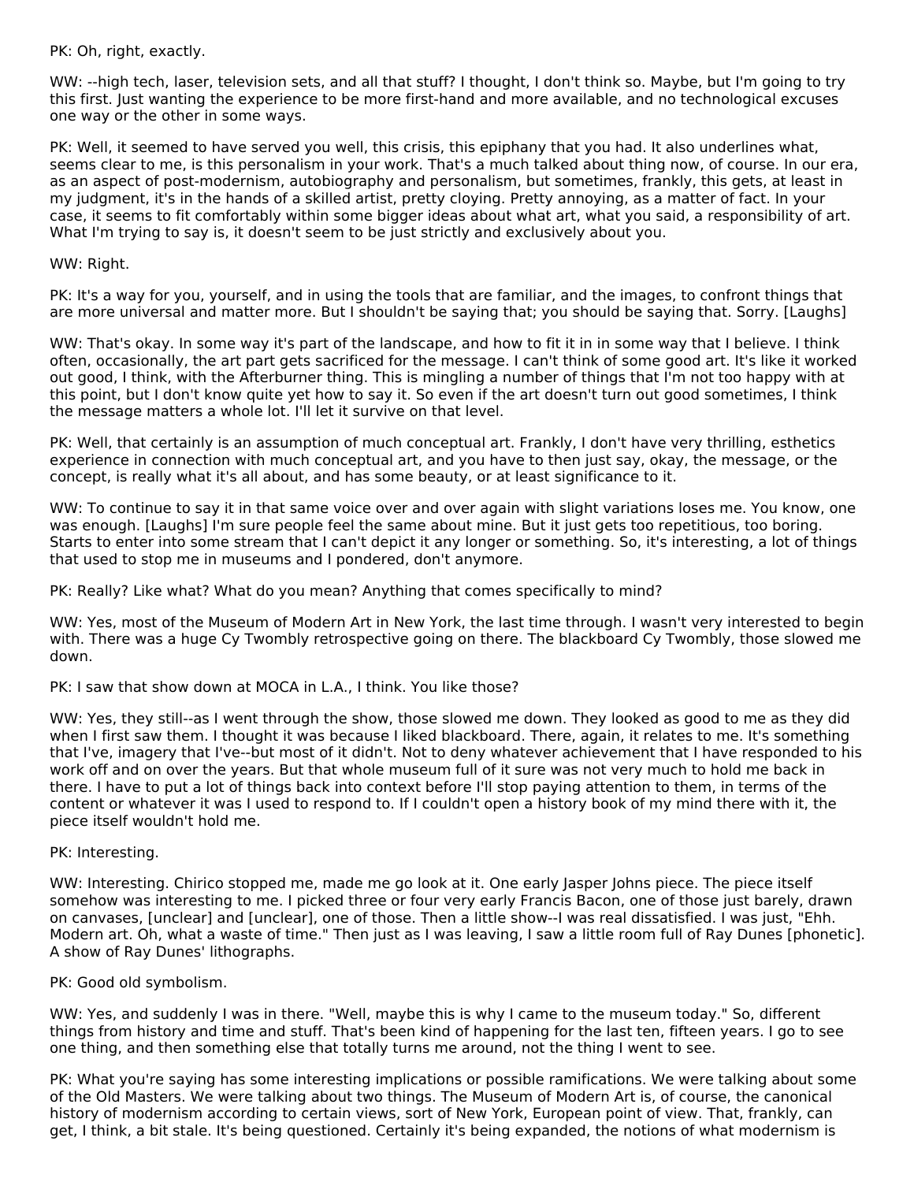PK: Oh, right, exactly.

WW: --high tech, laser, television sets, and all that stuff? I thought, I don't think so. Maybe, but I'm going to try this first. Just wanting the experience to be more first-hand and more available, and no technological excuses one way or the other in some ways.

PK: Well, it seemed to have served you well, this crisis, this epiphany that you had. It also underlines what, seems clear to me, is this personalism in your work. That's a much talked about thing now, of course. In our era, as an aspect of post-modernism, autobiography and personalism, but sometimes, frankly, this gets, at least in my judgment, it's in the hands of a skilled artist, pretty cloying. Pretty annoying, as a matter of fact. In your case, it seems to fit comfortably within some bigger ideas about what art, what you said, a responsibility of art. What I'm trying to say is, it doesn't seem to be just strictly and exclusively about you.

WW: Right.

PK: It's a way for you, yourself, and in using the tools that are familiar, and the images, to confront things that are more universal and matter more. But I shouldn't be saying that; you should be saying that. Sorry. [Laughs]

WW: That's okay. In some way it's part of the landscape, and how to fit it in in some way that I believe. I think often, occasionally, the art part gets sacrificed for the message. I can't think of some good art. It's like it worked out good, I think, with the Afterburner thing. This is mingling a number of things that I'm not too happy with at this point, but I don't know quite yet how to say it. So even if the art doesn't turn out good sometimes, I think the message matters a whole lot. I'll let it survive on that level.

PK: Well, that certainly is an assumption of much conceptual art. Frankly, I don't have very thrilling, esthetics experience in connection with much conceptual art, and you have to then just say, okay, the message, or the concept, is really what it's all about, and has some beauty, or at least significance to it.

WW: To continue to say it in that same voice over and over again with slight variations loses me. You know, one was enough. [Laughs] I'm sure people feel the same about mine. But it just gets too repetitious, too boring. Starts to enter into some stream that I can't depict it any longer or something. So, it's interesting, a lot of things that used to stop me in museums and I pondered, don't anymore.

PK: Really? Like what? What do you mean? Anything that comes specifically to mind?

WW: Yes, most of the Museum of Modern Art in New York, the last time through. I wasn't very interested to begin with. There was a huge Cy Twombly retrospective going on there. The blackboard Cy Twombly, those slowed me down.

PK: I saw that show down at MOCA in L.A., I think. You like those?

WW: Yes, they still--as I went through the show, those slowed me down. They looked as good to me as they did when I first saw them. I thought it was because I liked blackboard. There, again, it relates to me. It's something that I've, imagery that I've--but most of it didn't. Not to deny whatever achievement that I have responded to his work off and on over the years. But that whole museum full of it sure was not very much to hold me back in there. I have to put a lot of things back into context before I'll stop paying attention to them, in terms of the content or whatever it was I used to respond to. If I couldn't open a history book of my mind there with it, the piece itself wouldn't hold me.

PK: Interesting.

WW: Interesting. Chirico stopped me, made me go look at it. One early Jasper Johns piece. The piece itself somehow was interesting to me. I picked three or four very early Francis Bacon, one of those just barely, drawn on canvases, [unclear] and [unclear], one of those. Then a little show--I was real dissatisfied. I was just, "Ehh. Modern art. Oh, what a waste of time." Then just as I was leaving, I saw a little room full of Ray Dunes [phonetic]. A show of Ray Dunes' lithographs.

PK: Good old symbolism.

WW: Yes, and suddenly I was in there. "Well, maybe this is why I came to the museum today." So, different things from history and time and stuff. That's been kind of happening for the last ten, fifteen years. I go to see one thing, and then something else that totally turns me around, not the thing I went to see.

PK: What you're saying has some interesting implications or possible ramifications. We were talking about some of the Old Masters. We were talking about two things. The Museum of Modern Art is, of course, the canonical history of modernism according to certain views, sort of New York, European point of view. That, frankly, can get, I think, a bit stale. It's being questioned. Certainly it's being expanded, the notions of what modernism is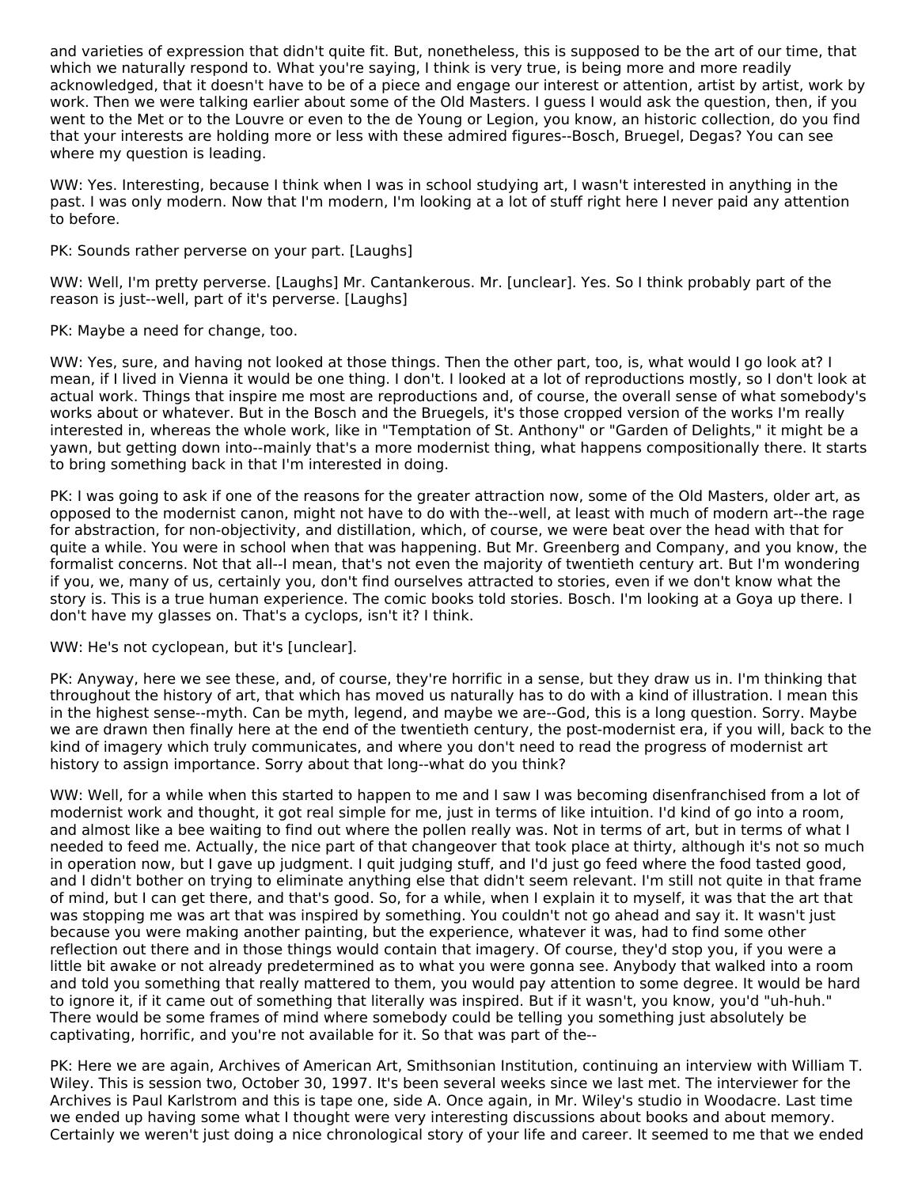and varieties of expression that didn't quite fit. But, nonetheless, this is supposed to be the art of our time, that which we naturally respond to. What you're saying, I think is very true, is being more and more readily acknowledged, that it doesn't have to be of a piece and engage our interest or attention, artist by artist, work by work. Then we were talking earlier about some of the Old Masters. I guess I would ask the question, then, if you went to the Met or to the Louvre or even to the de Young or Legion, you know, an historic collection, do you find that your interests are holding more or less with these admired figures--Bosch, Bruegel, Degas? You can see where my question is leading.

WW: Yes. Interesting, because I think when I was in school studying art, I wasn't interested in anything in the past. I was only modern. Now that I'm modern, I'm looking at a lot of stuff right here I never paid any attention to before.

PK: Sounds rather perverse on your part. [Laughs]

WW: Well, I'm pretty perverse. [Laughs] Mr. Cantankerous. Mr. [unclear]. Yes. So I think probably part of the reason is just--well, part of it's perverse. [Laughs]

PK: Maybe a need for change, too.

WW: Yes, sure, and having not looked at those things. Then the other part, too, is, what would I go look at? I mean, if I lived in Vienna it would be one thing. I don't. I looked at a lot of reproductions mostly, so I don't look at actual work. Things that inspire me most are reproductions and, of course, the overall sense of what somebody's works about or whatever. But in the Bosch and the Bruegels, it's those cropped version of the works I'm really interested in, whereas the whole work, like in "Temptation of St. Anthony" or "Garden of Delights," it might be a yawn, but getting down into--mainly that's a more modernist thing, what happens compositionally there. It starts to bring something back in that I'm interested in doing.

PK: I was going to ask if one of the reasons for the greater attraction now, some of the Old Masters, older art, as opposed to the modernist canon, might not have to do with the--well, at least with much of modern art--the rage for abstraction, for non-objectivity, and distillation, which, of course, we were beat over the head with that for quite a while. You were in school when that was happening. But Mr. Greenberg and Company, and you know, the formalist concerns. Not that all--I mean, that's not even the majority of twentieth century art. But I'm wondering if you, we, many of us, certainly you, don't find ourselves attracted to stories, even if we don't know what the story is. This is a true human experience. The comic books told stories. Bosch. I'm looking at a Goya up there. I don't have my glasses on. That's a cyclops, isn't it? I think.

WW: He's not cyclopean, but it's [unclear].

PK: Anyway, here we see these, and, of course, they're horrific in a sense, but they draw us in. I'm thinking that throughout the history of art, that which has moved us naturally has to do with a kind of illustration. I mean this in the highest sense--myth. Can be myth, legend, and maybe we are--God, this is a long question. Sorry. Maybe we are drawn then finally here at the end of the twentieth century, the post-modernist era, if you will, back to the kind of imagery which truly communicates, and where you don't need to read the progress of modernist art history to assign importance. Sorry about that long--what do you think?

WW: Well, for a while when this started to happen to me and I saw I was becoming disenfranchised from a lot of modernist work and thought, it got real simple for me, just in terms of like intuition. I'd kind of go into a room, and almost like a bee waiting to find out where the pollen really was. Not in terms of art, but in terms of what I needed to feed me. Actually, the nice part of that changeover that took place at thirty, although it's not so much in operation now, but I gave up judgment. I quit judging stuff, and I'd just go feed where the food tasted good, and I didn't bother on trying to eliminate anything else that didn't seem relevant. I'm still not quite in that frame of mind, but I can get there, and that's good. So, for a while, when I explain it to myself, it was that the art that was stopping me was art that was inspired by something. You couldn't not go ahead and say it. It wasn't just because you were making another painting, but the experience, whatever it was, had to find some other reflection out there and in those things would contain that imagery. Of course, they'd stop you, if you were a little bit awake or not already predetermined as to what you were gonna see. Anybody that walked into a room and told you something that really mattered to them, you would pay attention to some degree. It would be hard to ignore it, if it came out of something that literally was inspired. But if it wasn't, you know, you'd "uh-huh." There would be some frames of mind where somebody could be telling you something just absolutely be captivating, horrific, and you're not available for it. So that was part of the--

PK: Here we are again, Archives of American Art, Smithsonian Institution, continuing an interview with William T. Wiley. This is session two, October 30, 1997. It's been several weeks since we last met. The interviewer for the Archives is Paul Karlstrom and this is tape one, side A. Once again, in Mr. Wiley's studio in Woodacre. Last time we ended up having some what I thought were very interesting discussions about books and about memory. Certainly we weren't just doing a nice chronological story of your life and career. It seemed to me that we ended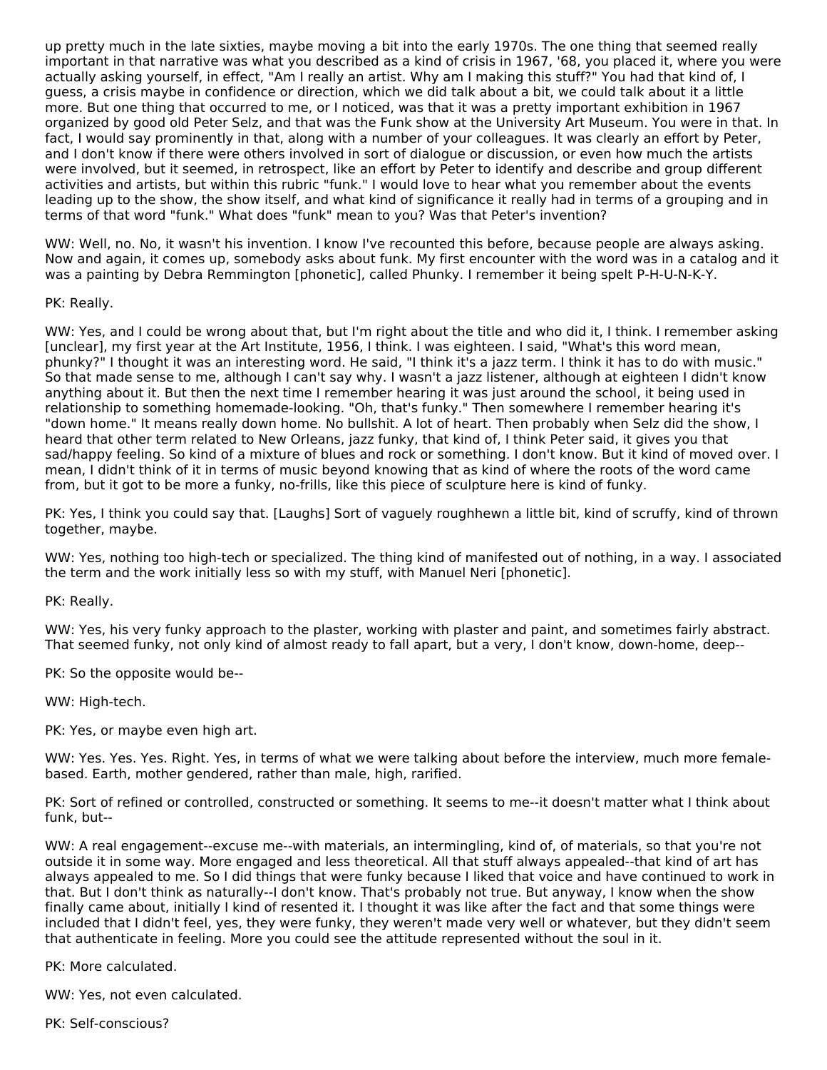up pretty much in the late sixties, maybe moving a bit into the early 1970s. The one thing that seemed really important in that narrative was what you described as a kind of crisis in 1967, '68, you placed it, where you were actually asking yourself, in effect, "Am I really an artist. Why am I making this stuff?" You had that kind of, I guess, a crisis maybe in confidence or direction, which we did talk about a bit, we could talk about it a little more. But one thing that occurred to me, or I noticed, was that it was a pretty important exhibition in 1967 organized by good old Peter Selz, and that was the Funk show at the University Art Museum. You were in that. In fact, I would say prominently in that, along with a number of your colleagues. It was clearly an effort by Peter, and I don't know if there were others involved in sort of dialogue or discussion, or even how much the artists were involved, but it seemed, in retrospect, like an effort by Peter to identify and describe and group different activities and artists, but within this rubric "funk." I would love to hear what you remember about the events leading up to the show, the show itself, and what kind of significance it really had in terms of a grouping and in terms of that word "funk." What does "funk" mean to you? Was that Peter's invention?

WW: Well, no. No, it wasn't his invention. I know I've recounted this before, because people are always asking. Now and again, it comes up, somebody asks about funk. My first encounter with the word was in a catalog and it was a painting by Debra Remmington [phonetic], called Phunky. I remember it being spelt P-H-U-N-K-Y.

PK: Really.

WW: Yes, and I could be wrong about that, but I'm right about the title and who did it, I think. I remember asking [unclear], my first year at the Art Institute, 1956, I think. I was eighteen. I said, "What's this word mean, phunky?" I thought it was an interesting word. He said, "I think it's a jazz term. I think it has to do with music." So that made sense to me, although I can't say why. I wasn't a jazz listener, although at eighteen I didn't know anything about it. But then the next time I remember hearing it was just around the school, it being used in relationship to something homemade-looking. "Oh, that's funky." Then somewhere I remember hearing it's "down home." It means really down home. No bullshit. A lot of heart. Then probably when Selz did the show, I heard that other term related to New Orleans, jazz funky, that kind of, I think Peter said, it gives you that sad/happy feeling. So kind of a mixture of blues and rock or something. I don't know. But it kind of moved over. I mean, I didn't think of it in terms of music beyond knowing that as kind of where the roots of the word came from, but it got to be more a funky, no-frills, like this piece of sculpture here is kind of funky.

PK: Yes, I think you could say that. [Laughs] Sort of vaguely roughhewn a little bit, kind of scruffy, kind of thrown together, maybe.

WW: Yes, nothing too high-tech or specialized. The thing kind of manifested out of nothing, in a way. I associated the term and the work initially less so with my stuff, with Manuel Neri [phonetic].

PK: Really.

WW: Yes, his very funky approach to the plaster, working with plaster and paint, and sometimes fairly abstract. That seemed funky, not only kind of almost ready to fall apart, but a very, I don't know, down-home, deep--

PK: So the opposite would be--

WW: High-tech.

PK: Yes, or maybe even high art.

WW: Yes. Yes. Yes. Right. Yes, in terms of what we were talking about before the interview, much more female-based. Earth, mother gendered, rather than male, high, rarified.

PK: Sort of refined or controlled, constructed or something. It seems to me--it doesn't matter what I think about funk, but--

WW: A real engagement--excuse me--with materials, an intermingling, kind of, of materials, so that you're not outside it in some way. More engaged and less theoretical. All that stuff always appealed--that kind of art has always appealed to me. So I did things that were funky because I liked that voice and have continued to work in that. But I don't think as naturally--I don't know. That's probably not true. But anyway, I know when the show finally came about, initially I kind of resented it. I thought it was like after the fact and that some things were included that I didn't feel, yes, they were funky, they weren't made very well or whatever, but they didn't seem that authenticate in feeling. More you could see the attitude represented without the soul in it.

PK: More calculated.

WW: Yes, not even calculated.

PK: Self-conscious?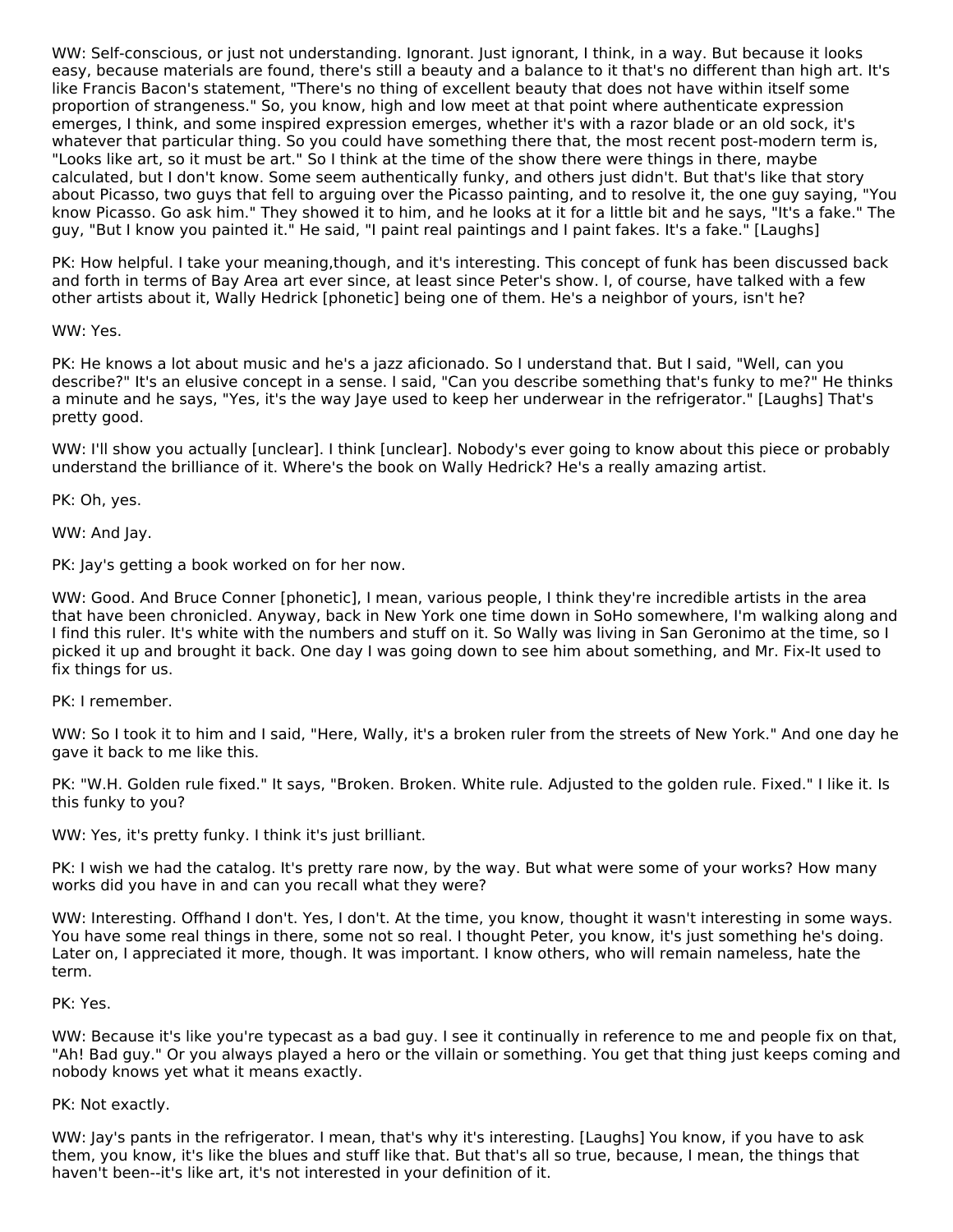WW: Self-conscious, or just not understanding. Ignorant. Just ignorant, I think, in a way. But because it looks easy, because materials are found, there's still a beauty and a balance to it that's no different than high art. It's like Francis Bacon's statement, "There's no thing of excellent beauty that does not have within itself some proportion of strangeness." So, you know, high and low meet at that point where authenticate expression emerges, I think, and some inspired expression emerges, whether it's with a razor blade or an old sock, it's whatever that particular thing. So you could have something there that, the most recent post-modern term is, "Looks like art, so it must be art." So I think at the time of the show there were things in there, maybe calculated, but I don't know. Some seem authentically funky, and others just didn't. But that's like that story about Picasso, two guys that fell to arguing over the Picasso painting, and to resolve it, the one guy saying, "You know Picasso. Go ask him." They showed it to him, and he looks at it for a little bit and he says, "It's a fake." The guy, "But I know you painted it." He said, "I paint real paintings and I paint fakes. It's a fake." [Laughs]

PK: How helpful. I take your meaning,though, and it's interesting. This concept of funk has been discussed back and forth in terms of Bay Area art ever since, at least since Peter's show. I, of course, have talked with a few other artists about it, Wally Hedrick [phonetic] being one of them. He's a neighbor of yours, isn't he?

WW: Yes.

PK: He knows a lot about music and he's a jazz aficionado. So I understand that. But I said, "Well, can you describe?" It's an elusive concept in a sense. I said, "Can you describe something that's funky to me?" He thinks a minute and he says, "Yes, it's the way Jaye used to keep her underwear in the refrigerator." [Laughs] That's pretty good.

WW: I'll show you actually [unclear]. I think [unclear]. Nobody's ever going to know about this piece or probably understand the brilliance of it. Where's the book on Wally Hedrick? He's a really amazing artist.

PK: Oh, yes.

WW: And Jay.

PK: Jay's getting a book worked on for her now.

WW: Good. And Bruce Conner [phonetic], I mean, various people, I think they're incredible artists in the area that have been chronicled. Anyway, back in New York one time down in SoHo somewhere, I'm walking along and I find this ruler. It's white with the numbers and stuff on it. So Wally was living in San Geronimo at the time, so I picked it up and brought it back. One day I was going down to see him about something, and Mr. Fix-It used to fix things for us.

PK: I remember.

WW: So I took it to him and I said, "Here, Wally, it's a broken ruler from the streets of New York." And one day he gave it back to me like this.

PK: "W.H. Golden rule fixed." It says, "Broken. Broken. White rule. Adjusted to the golden rule. Fixed." I like it. Is this funky to you?

WW: Yes, it's pretty funky. I think it's just brilliant.

PK: I wish we had the catalog. It's pretty rare now, by the way. But what were some of your works? How many works did you have in and can you recall what they were?

WW: Interesting. Offhand I don't. Yes, I don't. At the time, you know, thought it wasn't interesting in some ways. You have some real things in there, some not so real. I thought Peter, you know, it's just something he's doing. Later on, I appreciated it more, though. It was important. I know others, who will remain nameless, hate the term.

PK: Yes.

WW: Because it's like you're typecast as a bad guy. I see it continually in reference to me and people fix on that, "Ah! Bad guy." Or you always played a hero or the villain or something. You get that thing just keeps coming and nobody knows yet what it means exactly.

PK: Not exactly.

WW: Jay's pants in the refrigerator. I mean, that's why it's interesting. [Laughs] You know, if you have to ask them, you know, it's like the blues and stuff like that. But that's all so true, because, I mean, the things that haven't been--it's like art, it's not interested in your definition of it.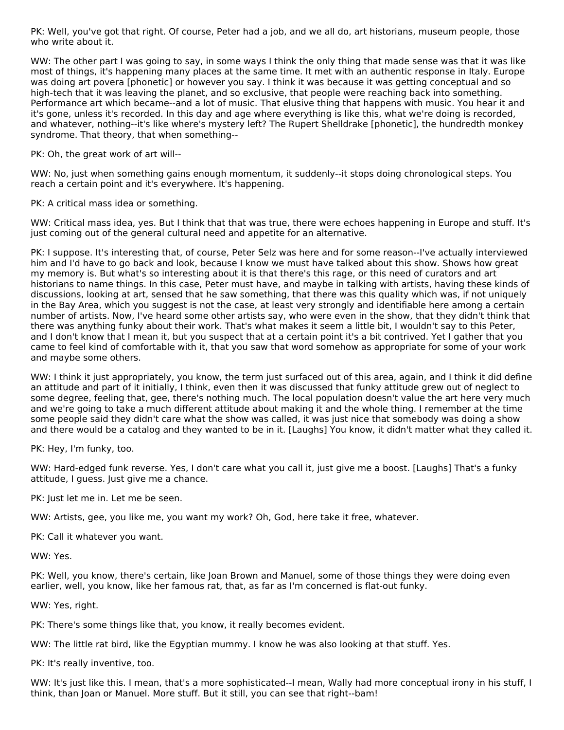PK: Well, you've got that right. Of course, Peter had a job, and we all do, art historians, museum people, those who write about it.

WW: The other part I was going to say, in some ways I think the only thing that made sense was that it was like most of things, it's happening many places at the same time. It met with an authentic response in Italy. Europe was doing art povera [phonetic] or however you say. I think it was because it was getting conceptual and so high-tech that it was leaving the planet, and so exclusive, that people were reaching back into something. Performance art which became--and a lot of music. That elusive thing that happens with music. You hear it and it's gone, unless it's recorded. In this day and age where everything is like this, what we're doing is recorded, and whatever, nothing--it's like where's mystery left? The Rupert Shelldrake [phonetic], the hundredth monkey syndrome. That theory, that when something--

PK: Oh, the great work of art will--

WW: No, just when something gains enough momentum, it suddenly--it stops doing chronological steps. You reach a certain point and it's everywhere. It's happening.

PK: A critical mass idea or something.

WW: Critical mass idea, yes. But I think that that was true, there were echoes happening in Europe and stuff. It's just coming out of the general cultural need and appetite for an alternative.

PK: I suppose. It's interesting that, of course, Peter Selz was here and for some reason--I've actually interviewed him and I'd have to go back and look, because I know we must have talked about this show. Shows how great my memory is. But what's so interesting about it is that there's this rage, or this need of curators and art historians to name things. In this case, Peter must have, and maybe in talking with artists, having these kinds of discussions, looking at art, sensed that he saw something, that there was this quality which was, if not uniquely in the Bay Area, which you suggest is not the case, at least very strongly and identifiable here among a certain number of artists. Now, I've heard some other artists say, who were even in the show, that they didn't think that there was anything funky about their work. That's what makes it seem a little bit, I wouldn't say to this Peter, and I don't know that I mean it, but you suspect that at a certain point it's a bit contrived. Yet I gather that you came to feel kind of comfortable with it, that you saw that word somehow as appropriate for some of your work and maybe some others.

WW: I think it just appropriately, you know, the term just surfaced out of this area, again, and I think it did define an attitude and part of it initially, I think, even then it was discussed that funky attitude grew out of neglect to some degree, feeling that, gee, there's nothing much. The local population doesn't value the art here very much and we're going to take a much different attitude about making it and the whole thing. I remember at the time some people said they didn't care what the show was called, it was just nice that somebody was doing a show and there would be a catalog and they wanted to be in it. [Laughs] You know, it didn't matter what they called it.

PK: Hey, I'm funky, too.

WW: Hard-edged funk reverse. Yes, I don't care what you call it, just give me a boost. [Laughs] That's a funky attitude, I guess. Just give me a chance.

PK: Just let me in. Let me be seen.

WW: Artists, gee, you like me, you want my work? Oh, God, here take it free, whatever.

PK: Call it whatever you want.

WW: Yes.

PK: Well, you know, there's certain, like Joan Brown and Manuel, some of those things they were doing even earlier, well, you know, like her famous rat, that, as far as I'm concerned is flat-out funky.

WW: Yes, right.

PK: There's some things like that, you know, it really becomes evident.

WW: The little rat bird, like the Egyptian mummy. I know he was also looking at that stuff. Yes.

PK: It's really inventive, too.

WW: It's just like this. I mean, that's a more sophisticated--I mean, Wally had more conceptual irony in his stuff, I think, than Joan or Manuel. More stuff. But it still, you can see that right--bam!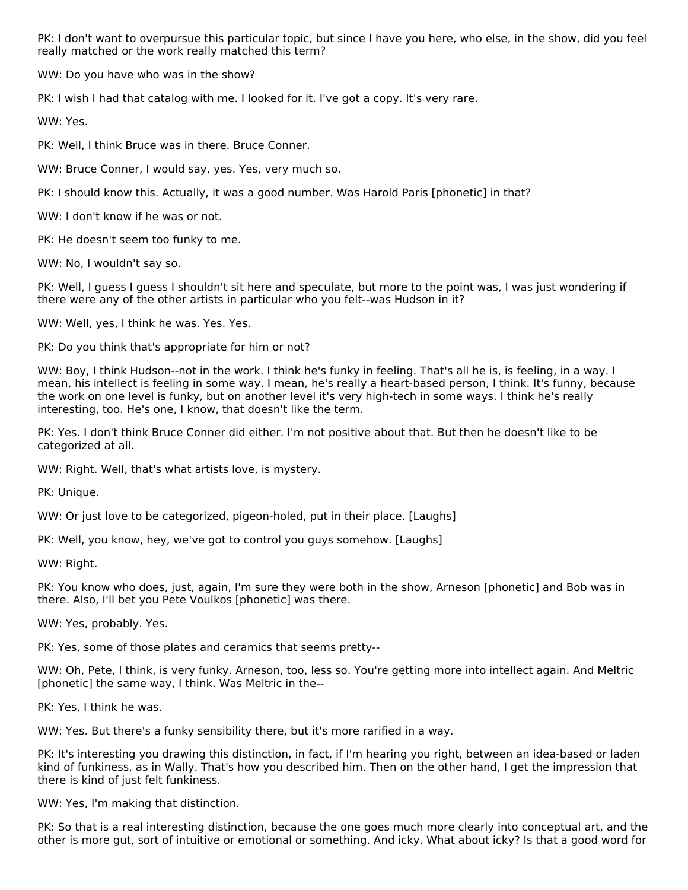PK: I don't want to overpursue this particular topic, but since I have you here, who else, in the show, did you feel really matched or the work really matched this term?

WW: Do you have who was in the show?

PK: I wish I had that catalog with me. I looked for it. I've got a copy. It's very rare.

WW: Yes.

PK: Well, I think Bruce was in there. Bruce Conner.

WW: Bruce Conner, I would say, yes. Yes, very much so.

PK: I should know this. Actually, it was a good number. Was Harold Paris [phonetic] in that?

WW: I don't know if he was or not.

PK: He doesn't seem too funky to me.

WW: No, I wouldn't say so.

PK: Well, I guess I guess I shouldn't sit here and speculate, but more to the point was, I was just wondering if there were any of the other artists in particular who you felt--was Hudson in it?

WW: Well, yes, I think he was. Yes. Yes.

PK: Do you think that's appropriate for him or not?

WW: Boy, I think Hudson--not in the work. I think he's funky in feeling. That's all he is, is feeling, in a way. I mean, his intellect is feeling in some way. I mean, he's really a heart-based person, I think. It's funny, because the work on one level is funky, but on another level it's very high-tech in some ways. I think he's really interesting, too. He's one, I know, that doesn't like the term.

PK: Yes. I don't think Bruce Conner did either. I'm not positive about that. But then he doesn't like to be categorized at all.

WW: Right. Well, that's what artists love, is mystery.

PK: Unique.

WW: Or just love to be categorized, pigeon-holed, put in their place. [Laughs]

PK: Well, you know, hey, we've got to control you guys somehow. [Laughs]

WW: Right.

PK: You know who does, just, again, I'm sure they were both in the show, Arneson [phonetic] and Bob was in there. Also, I'll bet you Pete Voulkos [phonetic] was there.

WW: Yes, probably. Yes.

PK: Yes, some of those plates and ceramics that seems pretty--

WW: Oh, Pete, I think, is very funky. Arneson, too, less so. You're getting more into intellect again. And Meltric [phonetic] the same way, I think. Was Meltric in the--

PK: Yes, I think he was.

WW: Yes. But there's a funky sensibility there, but it's more rarified in a way.

PK: It's interesting you drawing this distinction, in fact, if I'm hearing you right, between an idea-based or laden kind of funkiness, as in Wally. That's how you described him. Then on the other hand, I get the impression that there is kind of just felt funkiness.

WW: Yes, I'm making that distinction.

PK: So that is a real interesting distinction, because the one goes much more clearly into conceptual art, and the other is more gut, sort of intuitive or emotional or something. And icky. What about icky? Is that a good word for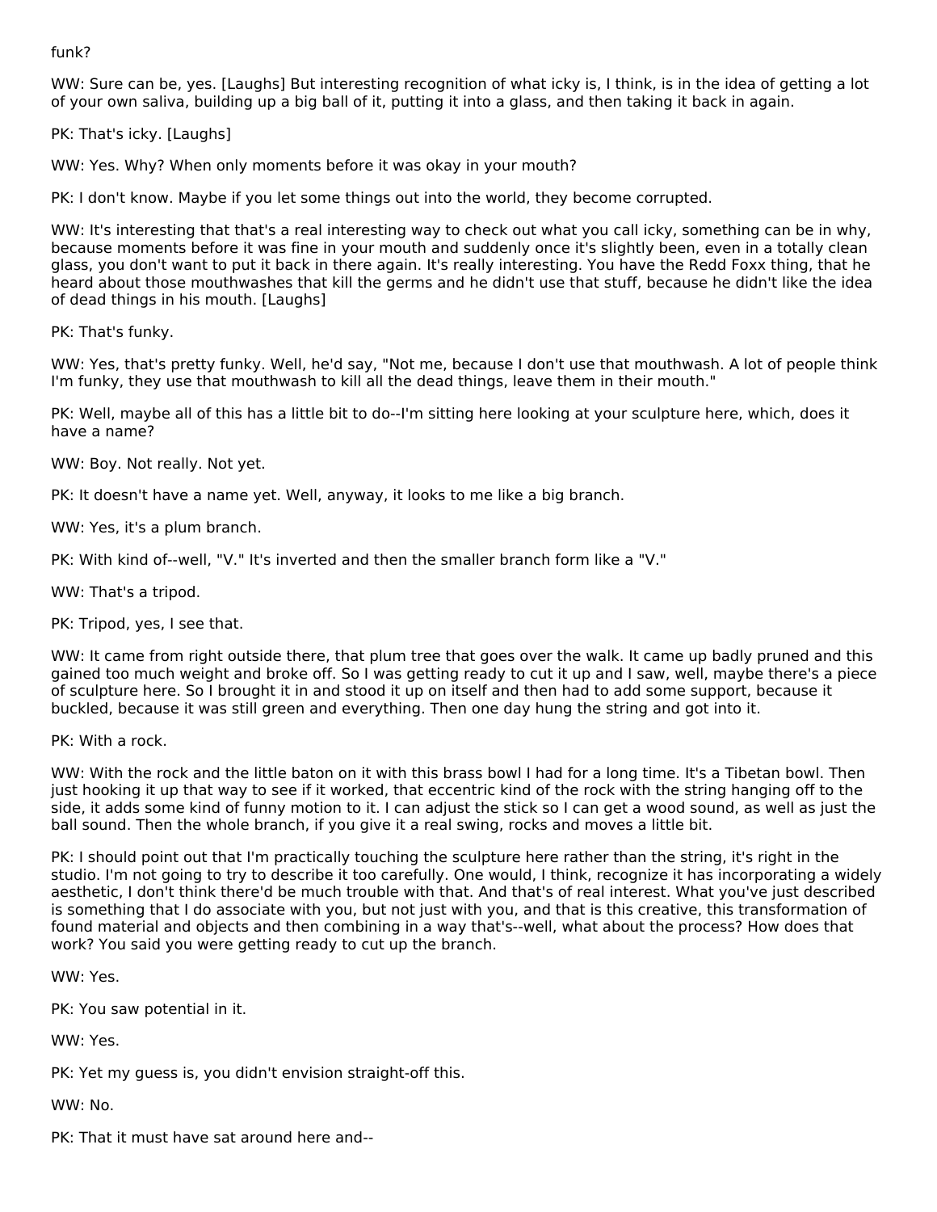funk?

WW: Sure can be, yes. [Laughs] But interesting recognition of what icky is, I think, is in the idea of getting a lot of your own saliva, building up a big ball of it, putting it into a glass, and then taking it back in again.

PK: That's icky. [Laughs]

WW: Yes. Why? When only moments before it was okay in your mouth?

PK: I don't know. Maybe if you let some things out into the world, they become corrupted.

WW: It's interesting that that's a real interesting way to check out what you call icky, something can be in why, because moments before it was fine in your mouth and suddenly once it's slightly been, even in a totally clean glass, you don't want to put it back in there again. It's really interesting. You have the Redd Foxx thing, that he heard about those mouthwashes that kill the germs and he didn't use that stuff, because he didn't like the idea of dead things in his mouth. [Laughs]

PK: That's funky.

WW: Yes, that's pretty funky. Well, he'd say, "Not me, because I don't use that mouthwash. A lot of people think I'm funky, they use that mouthwash to kill all the dead things, leave them in their mouth."

PK: Well, maybe all of this has a little bit to do--I'm sitting here looking at your sculpture here, which, does it have a name?

WW: Boy. Not really. Not yet.

PK: It doesn't have a name yet. Well, anyway, it looks to me like a big branch.

WW: Yes, it's a plum branch.

PK: With kind of--well, "V." It's inverted and then the smaller branch form like a "V."

WW: That's a tripod.

PK: Tripod, yes, I see that.

WW: It came from right outside there, that plum tree that goes over the walk. It came up badly pruned and this gained too much weight and broke off. So I was getting ready to cut it up and I saw, well, maybe there's a piece of sculpture here. So I brought it in and stood it up on itself and then had to add some support, because it buckled, because it was still green and everything. Then one day hung the string and got into it.

PK: With a rock.

WW: With the rock and the little baton on it with this brass bowl I had for a long time. It's a Tibetan bowl. Then just hooking it up that way to see if it worked, that eccentric kind of the rock with the string hanging off to the side, it adds some kind of funny motion to it. I can adjust the stick so I can get a wood sound, as well as just the ball sound. Then the whole branch, if you give it a real swing, rocks and moves a little bit.

PK: I should point out that I'm practically touching the sculpture here rather than the string, it's right in the studio. I'm not going to try to describe it too carefully. One would, I think, recognize it has incorporating a widely aesthetic, I don't think there'd be much trouble with that. And that's of real interest. What you've just described is something that I do associate with you, but not just with you, and that is this creative, this transformation of found material and objects and then combining in a way that's--well, what about the process? How does that work? You said you were getting ready to cut up the branch.

WW: Yes.

PK: You saw potential in it.

WW: Yes.

PK: Yet my guess is, you didn't envision straight-off this.

WW: No.

PK: That it must have sat around here and--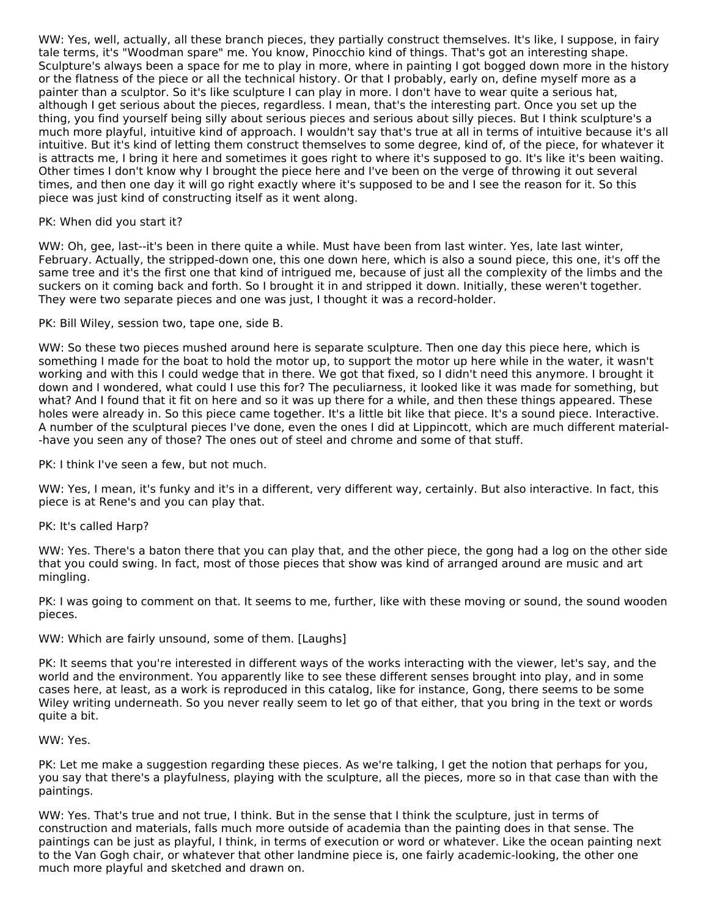WW: Yes, well, actually, all these branch pieces, they partially construct themselves. It's like, I suppose, in fairy tale terms, it's "Woodman spare" me. You know, Pinocchio kind of things. That's got an interesting shape. Sculpture's always been a space for me to play in more, where in painting I got bogged down more in the history or the flatness of the piece or all the technical history. Or that I probably, early on, define myself more as a painter than a sculptor. So it's like sculpture I can play in more. I don't have to wear quite a serious hat, although I get serious about the pieces, regardless. I mean, that's the interesting part. Once you set up the thing, you find yourself being silly about serious pieces and serious about silly pieces. But I think sculpture's a much more playful, intuitive kind of approach. I wouldn't say that's true at all in terms of intuitive because it's all intuitive. But it's kind of letting them construct themselves to some degree, kind of, of the piece, for whatever it is attracts me, I bring it here and sometimes it goes right to where it's supposed to go. It's like it's been waiting. Other times I don't know why I brought the piece here and I've been on the verge of throwing it out several times, and then one day it will go right exactly where it's supposed to be and I see the reason for it. So this piece was just kind of constructing itself as it went along.

PK: When did you start it?

WW: Oh, gee, last--it's been in there quite a while. Must have been from last winter. Yes, late last winter, February. Actually, the stripped-down one, this one down here, which is also a sound piece, this one, it's off the same tree and it's the first one that kind of intrigued me, because of just all the complexity of the limbs and the suckers on it coming back and forth. So I brought it in and stripped it down. Initially, these weren't together. They were two separate pieces and one was just, I thought it was a record-holder.

PK: Bill Wiley, session two, tape one, side B.

WW: So these two pieces mushed around here is separate sculpture. Then one day this piece here, which is something I made for the boat to hold the motor up, to support the motor up here while in the water, it wasn't working and with this I could wedge that in there. We got that fixed, so I didn't need this anymore. I brought it down and I wondered, what could I use this for? The peculiarness, it looked like it was made for something, but what? And I found that it fit on here and so it was up there for a while, and then these things appeared. These holes were already in. So this piece came together. It's a little bit like that piece. It's a sound piece. Interactive. A number of the sculptural pieces I've done, even the ones I did at Lippincott, which are much different material--have you seen any of those? The ones out of steel and chrome and some of that stuff.

PK: I think I've seen a few, but not much.

WW: Yes, I mean, it's funky and it's in a different, very different way, certainly. But also interactive. In fact, this piece is at Rene's and you can play that.

PK: It's called Harp?

WW: Yes. There's a baton there that you can play that, and the other piece, the gong had a log on the other side that you could swing. In fact, most of those pieces that show was kind of arranged around are music and art mingling.

PK: I was going to comment on that. It seems to me, further, like with these moving or sound, the sound wooden pieces.

WW: Which are fairly unsound, some of them. [Laughs]

PK: It seems that you're interested in different ways of the works interacting with the viewer, let's say, and the world and the environment. You apparently like to see these different senses brought into play, and in some cases here, at least, as a work is reproduced in this catalog, like for instance, Gong, there seems to be some Wiley writing underneath. So you never really seem to let go of that either, that you bring in the text or words quite a bit.

WW: Yes.

PK: Let me make a suggestion regarding these pieces. As we're talking, I get the notion that perhaps for you, you say that there's a playfulness, playing with the sculpture, all the pieces, more so in that case than with the paintings.

WW: Yes. That's true and not true, I think. But in the sense that I think the sculpture, just in terms of construction and materials, falls much more outside of academia than the painting does in that sense. The paintings can be just as playful, I think, in terms of execution or word or whatever. Like the ocean painting next to the Van Gogh chair, or whatever that other landmine piece is, one fairly academic-looking, the other one much more playful and sketched and drawn on.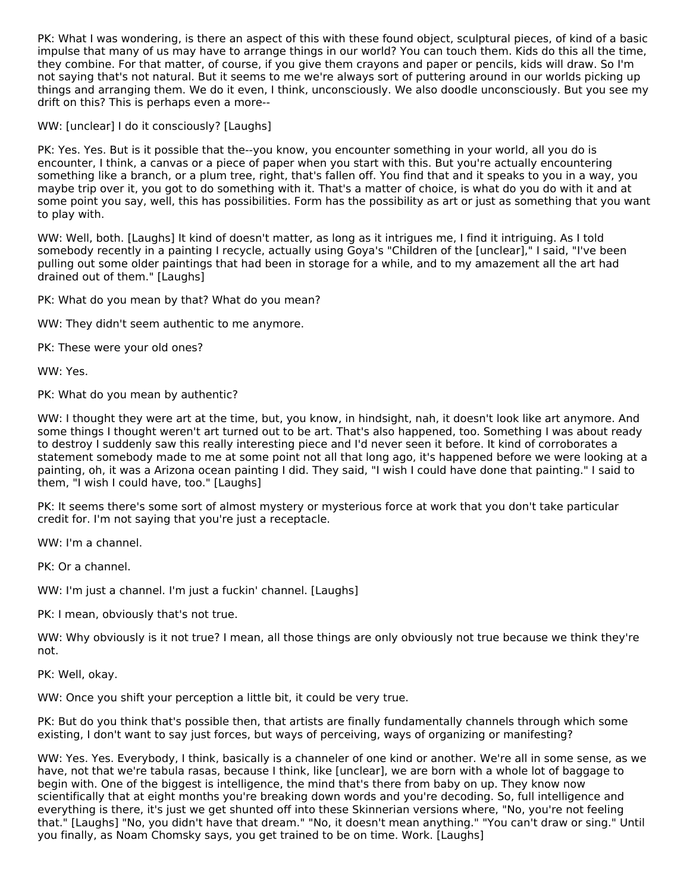PK: What I was wondering, is there an aspect of this with these found object, sculptural pieces, of kind of a basic impulse that many of us may have to arrange things in our world? You can touch them. Kids do this all the time, they combine. For that matter, of course, if you give them crayons and paper or pencils, kids will draw. So I'm not saying that's not natural. But it seems to me we're always sort of puttering around in our worlds picking up things and arranging them. We do it even, I think, unconsciously. We also doodle unconsciously. But you see my drift on this? This is perhaps even a more--

WW: [unclear] I do it consciously? [Laughs]

PK: Yes. Yes. But is it possible that the--you know, you encounter something in your world, all you do is encounter, I think, a canvas or a piece of paper when you start with this. But you're actually encountering something like a branch, or a plum tree, right, that's fallen off. You find that and it speaks to you in a way, you maybe trip over it, you got to do something with it. That's a matter of choice, is what do you do with it and at some point you say, well, this has possibilities. Form has the possibility as art or just as something that you want to play with.

WW: Well, both. [Laughs] It kind of doesn't matter, as long as it intrigues me, I find it intriguing. As I told somebody recently in a painting I recycle, actually using Goya's "Children of the [unclear]," I said, "I've been pulling out some older paintings that had been in storage for a while, and to my amazement all the art had drained out of them." [Laughs]

PK: What do you mean by that? What do you mean?

WW: They didn't seem authentic to me anymore.

PK: These were your old ones?

WW: Yes.

PK: What do you mean by authentic?

WW: I thought they were art at the time, but, you know, in hindsight, nah, it doesn't look like art anymore. And some things I thought weren't art turned out to be art. That's also happened, too. Something I was about ready to destroy I suddenly saw this really interesting piece and I'd never seen it before. It kind of corroborates a statement somebody made to me at some point not all that long ago, it's happened before we were looking at a painting, oh, it was a Arizona ocean painting I did. They said, "I wish I could have done that painting." I said to them, "I wish I could have, too." [Laughs]

PK: It seems there's some sort of almost mystery or mysterious force at work that you don't take particular credit for. I'm not saying that you're just a receptacle.

WW: I'm a channel.

PK: Or a channel.

WW: I'm just a channel. I'm just a fuckin' channel. [Laughs]

PK: I mean, obviously that's not true.

WW: Why obviously is it not true? I mean, all those things are only obviously not true because we think they're not.

PK: Well, okay.

WW: Once you shift your perception a little bit, it could be very true.

PK: But do you think that's possible then, that artists are finally fundamentally channels through which some existing, I don't want to say just forces, but ways of perceiving, ways of organizing or manifesting?

WW: Yes. Yes. Everybody, I think, basically is a channeler of one kind or another. We're all in some sense, as we have, not that we're tabula rasas, because I think, like [unclear], we are born with a whole lot of baggage to begin with. One of the biggest is intelligence, the mind that's there from baby on up. They know now scientifically that at eight months you're breaking down words and you're decoding. So, full intelligence and everything is there, it's just we get shunted off into these Skinnerian versions where, "No, you're not feeling that." [Laughs] "No, you didn't have that dream." "No, it doesn't mean anything." "You can't draw or sing." Until you finally, as Noam Chomsky says, you get trained to be on time. Work. [Laughs]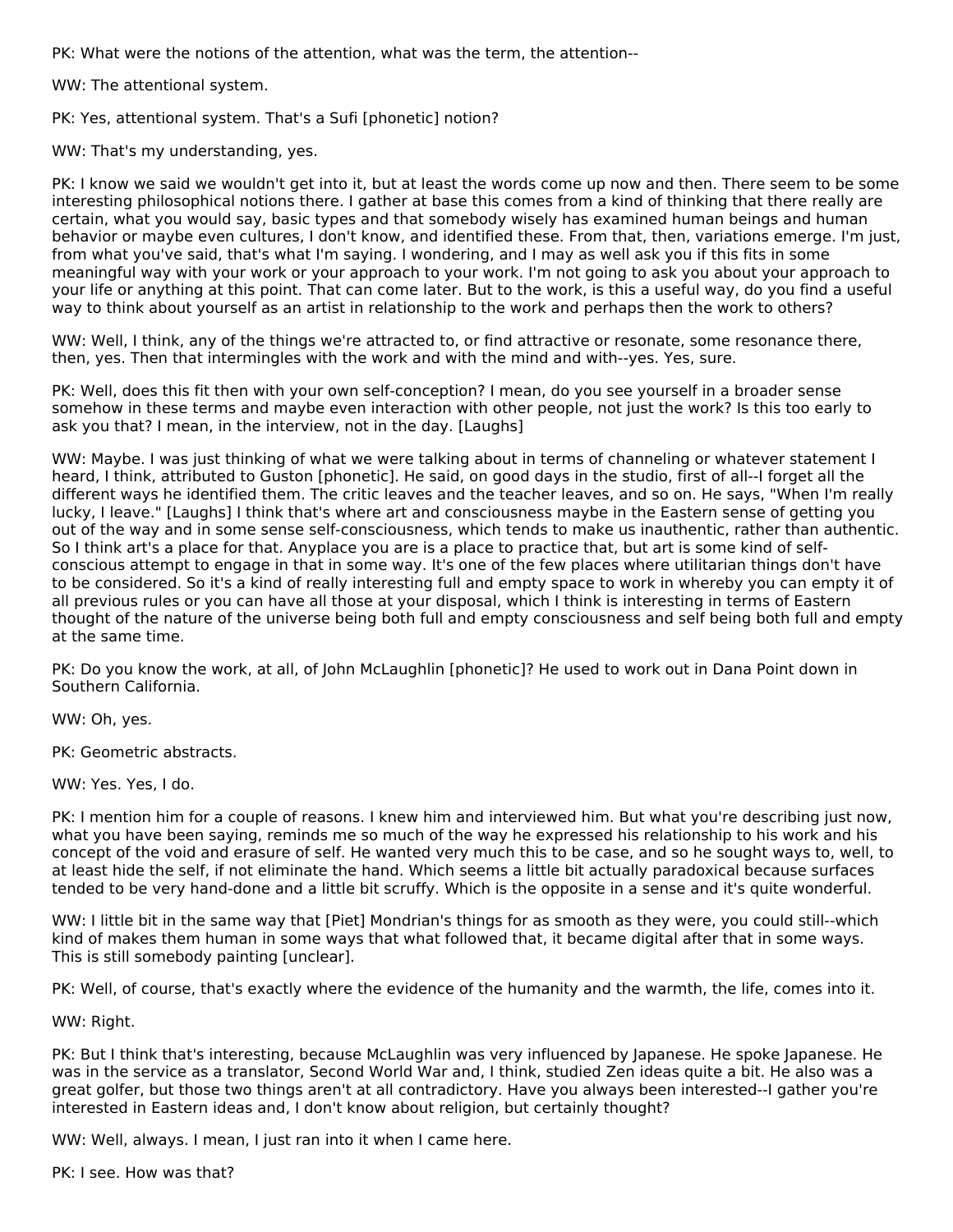PK: What were the notions of the attention, what was the term, the attention--

WW: The attentional system.

PK: Yes, attentional system. That's a Sufi [phonetic] notion?

WW: That's my understanding, yes.

PK: I know we said we wouldn't get into it, but at least the words come up now and then. There seem to be some interesting philosophical notions there. I gather at base this comes from a kind of thinking that there really are certain, what you would say, basic types and that somebody wisely has examined human beings and human behavior or maybe even cultures, I don't know, and identified these. From that, then, variations emerge. I'm just, from what you've said, that's what I'm saying. I wondering, and I may as well ask you if this fits in some meaningful way with your work or your approach to your work. I'm not going to ask you about your approach to your life or anything at this point. That can come later. But to the work, is this a useful way, do you find a useful way to think about yourself as an artist in relationship to the work and perhaps then the work to others?

WW: Well, I think, any of the things we're attracted to, or find attractive or resonate, some resonance there, then, yes. Then that intermingles with the work and with the mind and with--yes. Yes, sure.

PK: Well, does this fit then with your own self-conception? I mean, do you see yourself in a broader sense somehow in these terms and maybe even interaction with other people, not just the work? Is this too early to ask you that? I mean, in the interview, not in the day. [Laughs]

WW: Maybe. I was just thinking of what we were talking about in terms of channeling or whatever statement I heard, I think, attributed to Guston [phonetic]. He said, on good days in the studio, first of all--I forget all the different ways he identified them. The critic leaves and the teacher leaves, and so on. He says, "When I'm really lucky, I leave." [Laughs] I think that's where art and consciousness maybe in the Eastern sense of getting you out of the way and in some sense self-consciousness, which tends to make us inauthentic, rather than authentic. So I think art's a place for that. Anyplace you are is a place to practice that, but art is some kind of self-conscious attempt to engage in that in some way. It's one of the few places where utilitarian things don't have to be considered. So it's a kind of really interesting full and empty space to work in whereby you can empty it of all previous rules or you can have all those at your disposal, which I think is interesting in terms of Eastern thought of the nature of the universe being both full and empty consciousness and self being both full and empty at the same time.

PK: Do you know the work, at all, of John McLaughlin [phonetic]? He used to work out in Dana Point down in Southern California.

WW: Oh, yes.

PK: Geometric abstracts.

WW: Yes. Yes, I do.

PK: I mention him for a couple of reasons. I knew him and interviewed him. But what you're describing just now, what you have been saying, reminds me so much of the way he expressed his relationship to his work and his concept of the void and erasure of self. He wanted very much this to be case, and so he sought ways to, well, to at least hide the self, if not eliminate the hand. Which seems a little bit actually paradoxical because surfaces tended to be very hand-done and a little bit scruffy. Which is the opposite in a sense and it's quite wonderful.

WW: I little bit in the same way that [Piet] Mondrian's things for as smooth as they were, you could still--which kind of makes them human in some ways that what followed that, it became digital after that in some ways. This is still somebody painting [unclear].

PK: Well, of course, that's exactly where the evidence of the humanity and the warmth, the life, comes into it.

WW: Right.

PK: But I think that's interesting, because McLaughlin was very influenced by Japanese. He spoke Japanese. He was in the service as a translator, Second World War and, I think, studied Zen ideas quite a bit. He also was a great golfer, but those two things aren't at all contradictory. Have you always been interested--I gather you're interested in Eastern ideas and, I don't know about religion, but certainly thought?

WW: Well, always. I mean, I just ran into it when I came here.

PK: I see. How was that?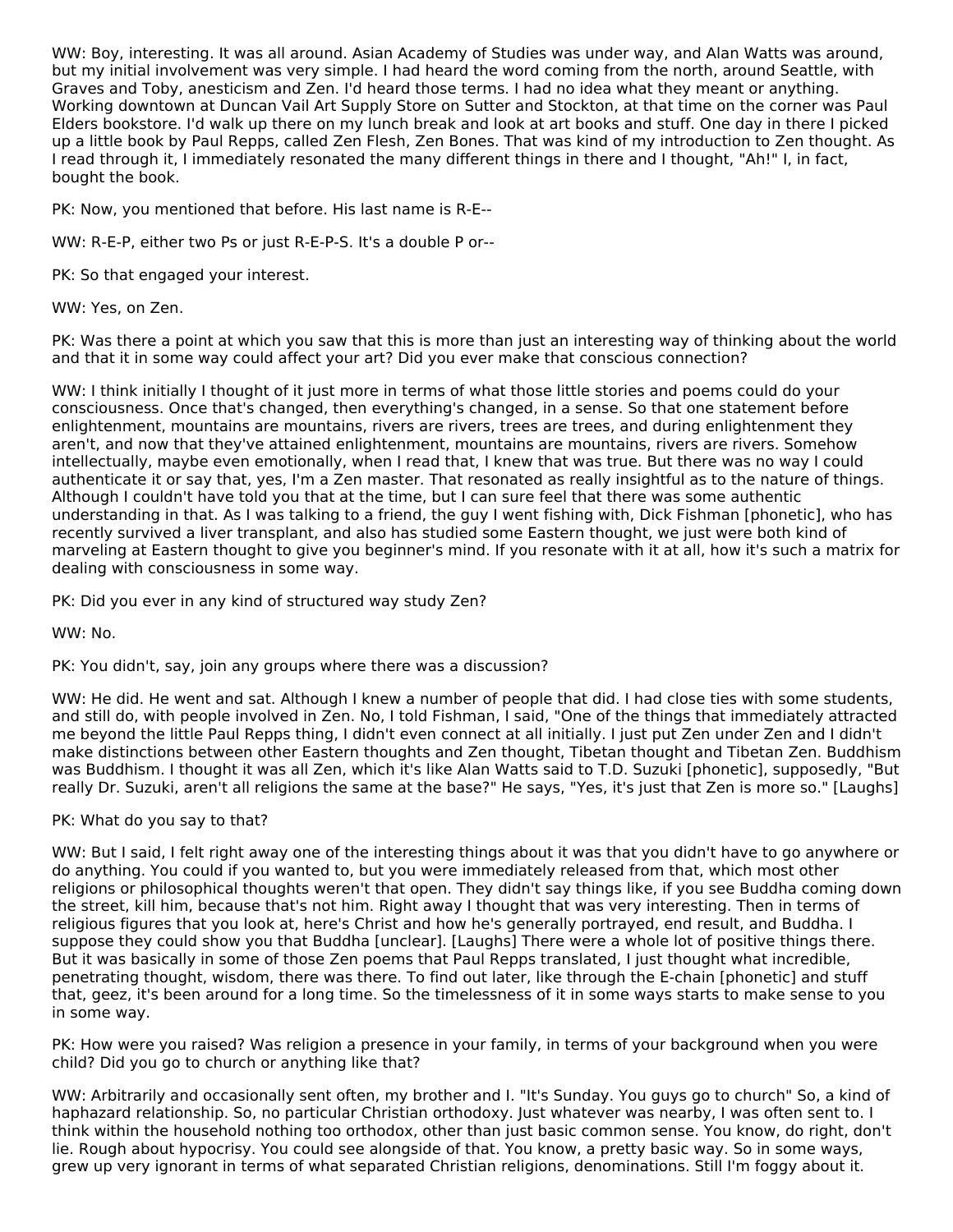WW: Boy, interesting. It was all around. Asian Academy of Studies was under way, and Alan Watts was around, but my initial involvement was very simple. I had heard the word coming from the north, around Seattle, with Graves and Toby, anesticism and Zen. I'd heard those terms. I had no idea what they meant or anything. Working downtown at Duncan Vail Art Supply Store on Sutter and Stockton, at that time on the corner was Paul Elders bookstore. I'd walk up there on my lunch break and look at art books and stuff. One day in there I picked up a little book by Paul Repps, called Zen Flesh, Zen Bones. That was kind of my introduction to Zen thought. As I read through it, I immediately resonated the many different things in there and I thought, "Ah!" I, in fact, bought the book.

PK: Now, you mentioned that before. His last name is R-E--

WW: R-E-P, either two Ps or just R-E-P-S. It's a double P or--

PK: So that engaged your interest.

WW: Yes, on Zen.

PK: Was there a point at which you saw that this is more than just an interesting way of thinking about the world and that it in some way could affect your art? Did you ever make that conscious connection?

WW: I think initially I thought of it just more in terms of what those little stories and poems could do your consciousness. Once that's changed, then everything's changed, in a sense. So that one statement before enlightenment, mountains are mountains, rivers are rivers, trees are trees, and during enlightenment they aren't, and now that they've attained enlightenment, mountains are mountains, rivers are rivers. Somehow intellectually, maybe even emotionally, when I read that, I knew that was true. But there was no way I could authenticate it or say that, yes, I'm a Zen master. That resonated as really insightful as to the nature of things. Although I couldn't have told you that at the time, but I can sure feel that there was some authentic understanding in that. As I was talking to a friend, the guy I went fishing with, Dick Fishman [phonetic], who has recently survived a liver transplant, and also has studied some Eastern thought, we just were both kind of marveling at Eastern thought to give you beginner's mind. If you resonate with it at all, how it's such a matrix for dealing with consciousness in some way.

PK: Did you ever in any kind of structured way study Zen?

WW: No.

PK: You didn't, say, join any groups where there was a discussion?

WW: He did. He went and sat. Although I knew a number of people that did. I had close ties with some students, and still do, with people involved in Zen. No, I told Fishman, I said, "One of the things that immediately attracted me beyond the little Paul Repps thing, I didn't even connect at all initially. I just put Zen under Zen and I didn't make distinctions between other Eastern thoughts and Zen thought, Tibetan thought and Tibetan Zen. Buddhism was Buddhism. I thought it was all Zen, which it's like Alan Watts said to T.D. Suzuki [phonetic], supposedly, "But really Dr. Suzuki, aren't all religions the same at the base?" He says, "Yes, it's just that Zen is more so." [Laughs]

PK: What do you say to that?

WW: But I said, I felt right away one of the interesting things about it was that you didn't have to go anywhere or do anything. You could if you wanted to, but you were immediately released from that, which most other religions or philosophical thoughts weren't that open. They didn't say things like, if you see Buddha coming down the street, kill him, because that's not him. Right away I thought that was very interesting. Then in terms of religious figures that you look at, here's Christ and how he's generally portrayed, end result, and Buddha. I suppose they could show you that Buddha [unclear]. [Laughs] There were a whole lot of positive things there. But it was basically in some of those Zen poems that Paul Repps translated, I just thought what incredible, penetrating thought, wisdom, there was there. To find out later, like through the E-chain [phonetic] and stuff that, geez, it's been around for a long time. So the timelessness of it in some ways starts to make sense to you in some way.

PK: How were you raised? Was religion a presence in your family, in terms of your background when you were child? Did you go to church or anything like that?

WW: Arbitrarily and occasionally sent often, my brother and I. "It's Sunday. You guys go to church" So, a kind of haphazard relationship. So, no particular Christian orthodoxy. Just whatever was nearby, I was often sent to. I think within the household nothing too orthodox, other than just basic common sense. You know, do right, don't lie. Rough about hypocrisy. You could see alongside of that. You know, a pretty basic way. So in some ways, grew up very ignorant in terms of what separated Christian religions, denominations. Still I'm foggy about it.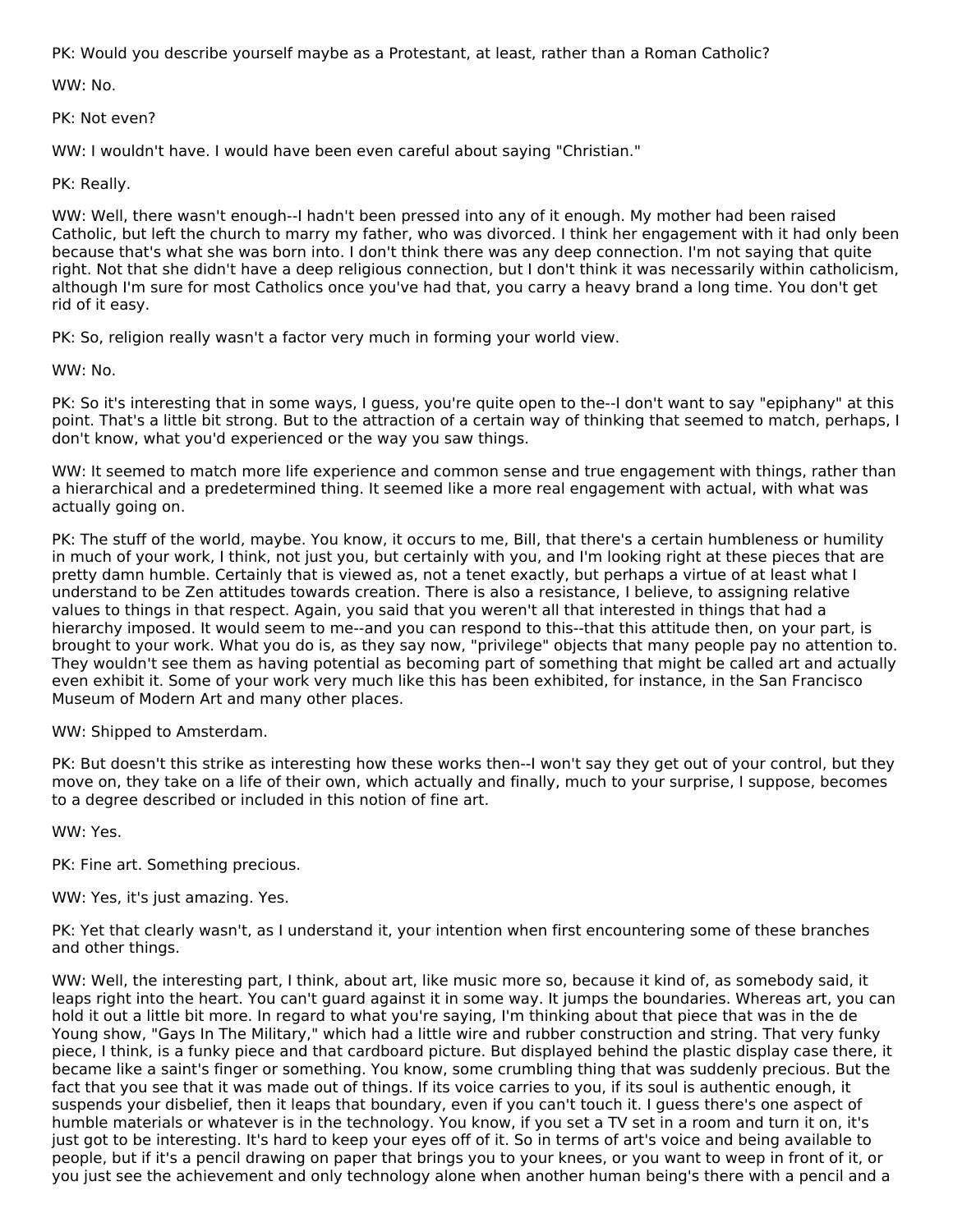PK: Would you describe yourself maybe as a Protestant, at least, rather than a Roman Catholic?

WW: No.

PK: Not even?

WW: I wouldn't have. I would have been even careful about saying "Christian."

PK: Really.

WW: Well, there wasn't enough--I hadn't been pressed into any of it enough. My mother had been raised Catholic, but left the church to marry my father, who was divorced. I think her engagement with it had only been because that's what she was born into. I don't think there was any deep connection. I'm not saying that quite right. Not that she didn't have a deep religious connection, but I don't think it was necessarily within catholicism, although I'm sure for most Catholics once you've had that, you carry a heavy brand a long time. You don't get rid of it easy.

PK: So, religion really wasn't a factor very much in forming your world view.

WW: No.

PK: So it's interesting that in some ways, I guess, you're quite open to the--I don't want to say "epiphany" at this point. That's a little bit strong. But to the attraction of a certain way of thinking that seemed to match, perhaps, I don't know, what you'd experienced or the way you saw things.

WW: It seemed to match more life experience and common sense and true engagement with things, rather than a hierarchical and a predetermined thing. It seemed like a more real engagement with actual, with what was actually going on.

PK: The stuff of the world, maybe. You know, it occurs to me, Bill, that there's a certain humbleness or humility in much of your work, I think, not just you, but certainly with you, and I'm looking right at these pieces that are pretty damn humble. Certainly that is viewed as, not a tenet exactly, but perhaps a virtue of at least what I understand to be Zen attitudes towards creation. There is also a resistance, I believe, to assigning relative values to things in that respect. Again, you said that you weren't all that interested in things that had a hierarchy imposed. It would seem to me--and you can respond to this--that this attitude then, on your part, is brought to your work. What you do is, as they say now, "privilege" objects that many people pay no attention to. They wouldn't see them as having potential as becoming part of something that might be called art and actually even exhibit it. Some of your work very much like this has been exhibited, for instance, in the San Francisco Museum of Modern Art and many other places.

WW: Shipped to Amsterdam.

PK: But doesn't this strike as interesting how these works then--I won't say they get out of your control, but they move on, they take on a life of their own, which actually and finally, much to your surprise, I suppose, becomes to a degree described or included in this notion of fine art.

WW: Yes.

PK: Fine art. Something precious.

WW: Yes, it's just amazing. Yes.

PK: Yet that clearly wasn't, as I understand it, your intention when first encountering some of these branches and other things.

WW: Well, the interesting part, I think, about art, like music more so, because it kind of, as somebody said, it leaps right into the heart. You can't guard against it in some way. It jumps the boundaries. Whereas art, you can hold it out a little bit more. In regard to what you're saying, I'm thinking about that piece that was in the de Young show, "Gays In The Military," which had a little wire and rubber construction and string. That very funky piece, I think, is a funky piece and that cardboard picture. But displayed behind the plastic display case there, it became like a saint's finger or something. You know, some crumbling thing that was suddenly precious. But the fact that you see that it was made out of things. If its voice carries to you, if its soul is authentic enough, it suspends your disbelief, then it leaps that boundary, even if you can't touch it. I guess there's one aspect of humble materials or whatever is in the technology. You know, if you set a TV set in a room and turn it on, it's just got to be interesting. It's hard to keep your eyes off of it. So in terms of art's voice and being available to people, but if it's a pencil drawing on paper that brings you to your knees, or you want to weep in front of it, or you just see the achievement and only technology alone when another human being's there with a pencil and a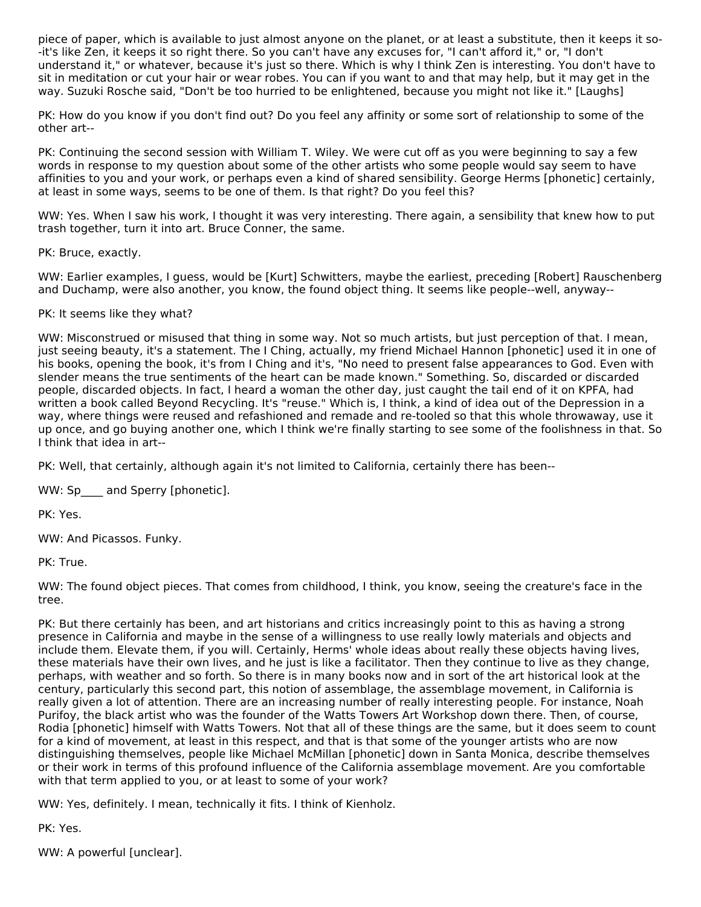piece of paper, which is available to just almost anyone on the planet, or at least a substitute, then it keeps it so--it's like Zen, it keeps it so right there. So you can't have any excuses for, "I can't afford it," or, "I don't understand it," or whatever, because it's just so there. Which is why I think Zen is interesting. You don't have to sit in meditation or cut your hair or wear robes. You can if you want to and that may help, but it may get in the way. Suzuki Rosche said, "Don't be too hurried to be enlightened, because you might not like it." [Laughs]

PK: How do you know if you don't find out? Do you feel any affinity or some sort of relationship to some of the other art--

PK: Continuing the second session with William T. Wiley. We were cut off as you were beginning to say a few words in response to my question about some of the other artists who some people would say seem to have affinities to you and your work, or perhaps even a kind of shared sensibility. George Herms [phonetic] certainly, at least in some ways, seems to be one of them. Is that right? Do you feel this?

WW: Yes. When I saw his work, I thought it was very interesting. There again, a sensibility that knew how to put trash together, turn it into art. Bruce Conner, the same.

PK: Bruce, exactly.

WW: Earlier examples, I guess, would be [Kurt] Schwitters, maybe the earliest, preceding [Robert] Rauschenberg and Duchamp, were also another, you know, the found object thing. It seems like people--well, anyway--

PK: It seems like they what?

WW: Misconstrued or misused that thing in some way. Not so much artists, but just perception of that. I mean, just seeing beauty, it's a statement. The I Ching, actually, my friend Michael Hannon [phonetic] used it in one of his books, opening the book, it's from I Ching and it's, "No need to present false appearances to God. Even with slender means the true sentiments of the heart can be made known." Something. So, discarded or discarded people, discarded objects. In fact, I heard a woman the other day, just caught the tail end of it on KPFA, had written a book called Beyond Recycling. It's "reuse." Which is, I think, a kind of idea out of the Depression in a way, where things were reused and refashioned and remade and re-tooled so that this whole throwaway, use it up once, and go buying another one, which I think we're finally starting to see some of the foolishness in that. So I think that idea in art--

PK: Well, that certainly, although again it's not limited to California, certainly there has been--

WW: Sp____ and Sperry [phonetic].

PK: Yes.

WW: And Picassos. Funky.

PK: True.

WW: The found object pieces. That comes from childhood, I think, you know, seeing the creature's face in the tree.

PK: But there certainly has been, and art historians and critics increasingly point to this as having a strong presence in California and maybe in the sense of a willingness to use really lowly materials and objects and include them. Elevate them, if you will. Certainly, Herms' whole ideas about really these objects having lives, these materials have their own lives, and he just is like a facilitator. Then they continue to live as they change, perhaps, with weather and so forth. So there is in many books now and in sort of the art historical look at the century, particularly this second part, this notion of assemblage, the assemblage movement, in California is really given a lot of attention. There are an increasing number of really interesting people. For instance, Noah Purifoy, the black artist who was the founder of the Watts Towers Art Workshop down there. Then, of course, Rodia [phonetic] himself with Watts Towers. Not that all of these things are the same, but it does seem to count for a kind of movement, at least in this respect, and that is that some of the younger artists who are now distinguishing themselves, people like Michael McMillan [phonetic] down in Santa Monica, describe themselves or their work in terms of this profound influence of the California assemblage movement. Are you comfortable with that term applied to you, or at least to some of your work?

WW: Yes, definitely. I mean, technically it fits. I think of Kienholz.

PK: Yes.

WW: A powerful [unclear].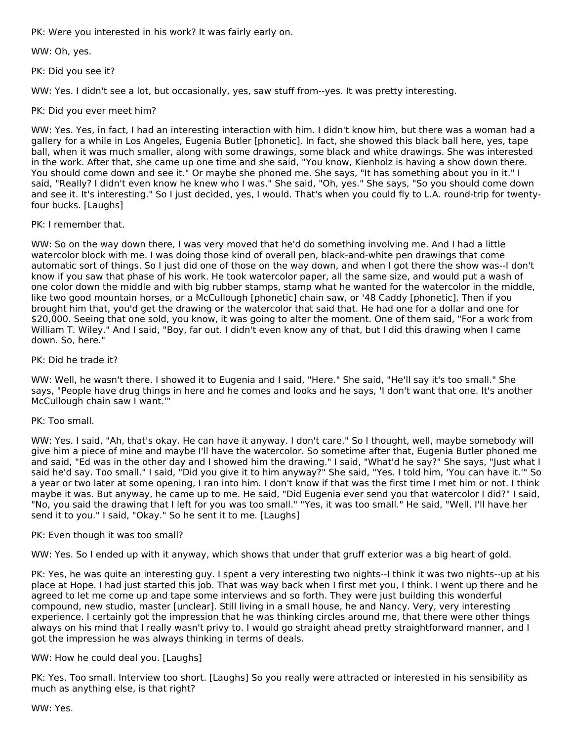PK: Were you interested in his work? It was fairly early on.

WW: Oh, yes.

PK: Did you see it?

WW: Yes. I didn't see a lot, but occasionally, yes, saw stuff from--yes. It was pretty interesting.

PK: Did you ever meet him?

WW: Yes. Yes, in fact, I had an interesting interaction with him. I didn't know him, but there was a woman had a gallery for a while in Los Angeles, Eugenia Butler [phonetic]. In fact, she showed this black ball here, yes, tape ball, when it was much smaller, along with some drawings, some black and white drawings. She was interested in the work. After that, she came up one time and she said, "You know, Kienholz is having a show down there. You should come down and see it." Or maybe she phoned me. She says, "It has something about you in it." I said, "Really? I didn't even know he knew who I was." She said, "Oh, yes." She says, "So you should come down and see it. It's interesting." So I just decided, yes, I would. That's when you could fly to L.A. round-trip for twenty-four bucks. [Laughs]

PK: I remember that.

WW: So on the way down there, I was very moved that he'd do something involving me. And I had a little watercolor block with me. I was doing those kind of overall pen, black-and-white pen drawings that come automatic sort of things. So I just did one of those on the way down, and when I got there the show was--I don't know if you saw that phase of his work. He took watercolor paper, all the same size, and would put a wash of one color down the middle and with big rubber stamps, stamp what he wanted for the watercolor in the middle, like two good mountain horses, or a McCullough [phonetic] chain saw, or '48 Caddy [phonetic]. Then if you brought him that, you'd get the drawing or the watercolor that said that. He had one for a dollar and one for $20,000. Seeing that one sold, you know, it was going to alter the moment. One of them said, "For a work from William T. Wiley." And I said, "Boy, far out. I didn't even know any of that, but I did this drawing when I came down. So, here."

PK: Did he trade it?

WW: Well, he wasn't there. I showed it to Eugenia and I said, "Here." She said, "He'll say it's too small." She says, "People have drug things in here and he comes and looks and he says, 'I don't want that one. It's another McCullough chain saw I want.'"

PK: Too small.

WW: Yes. I said, "Ah, that's okay. He can have it anyway. I don't care." So I thought, well, maybe somebody will give him a piece of mine and maybe I'll have the watercolor. So sometime after that, Eugenia Butler phoned me and said, "Ed was in the other day and I showed him the drawing." I said, "What'd he say?" She says, "Just what I said he'd say. Too small." I said, "Did you give it to him anyway?" She said, "Yes. I told him, 'You can have it.'" So a year or two later at some opening, I ran into him. I don't know if that was the first time I met him or not. I think maybe it was. But anyway, he came up to me. He said, "Did Eugenia ever send you that watercolor I did?" I said, "No, you said the drawing that I left for you was too small." "Yes, it was too small." He said, "Well, I'll have her send it to you." I said, "Okay." So he sent it to me. [Laughs]

PK: Even though it was too small?

WW: Yes. So I ended up with it anyway, which shows that under that gruff exterior was a big heart of gold.

PK: Yes, he was quite an interesting guy. I spent a very interesting two nights--I think it was two nights--up at his place at Hope. I had just started this job. That was way back when I first met you, I think. I went up there and he agreed to let me come up and tape some interviews and so forth. They were just building this wonderful compound, new studio, master [unclear]. Still living in a small house, he and Nancy. Very, very interesting experience. I certainly got the impression that he was thinking circles around me, that there were other things always on his mind that I really wasn't privy to. I would go straight ahead pretty straightforward manner, and I got the impression he was always thinking in terms of deals.

WW: How he could deal you. [Laughs]

PK: Yes. Too small. Interview too short. [Laughs] So you really were attracted or interested in his sensibility as much as anything else, is that right?

WW: Yes.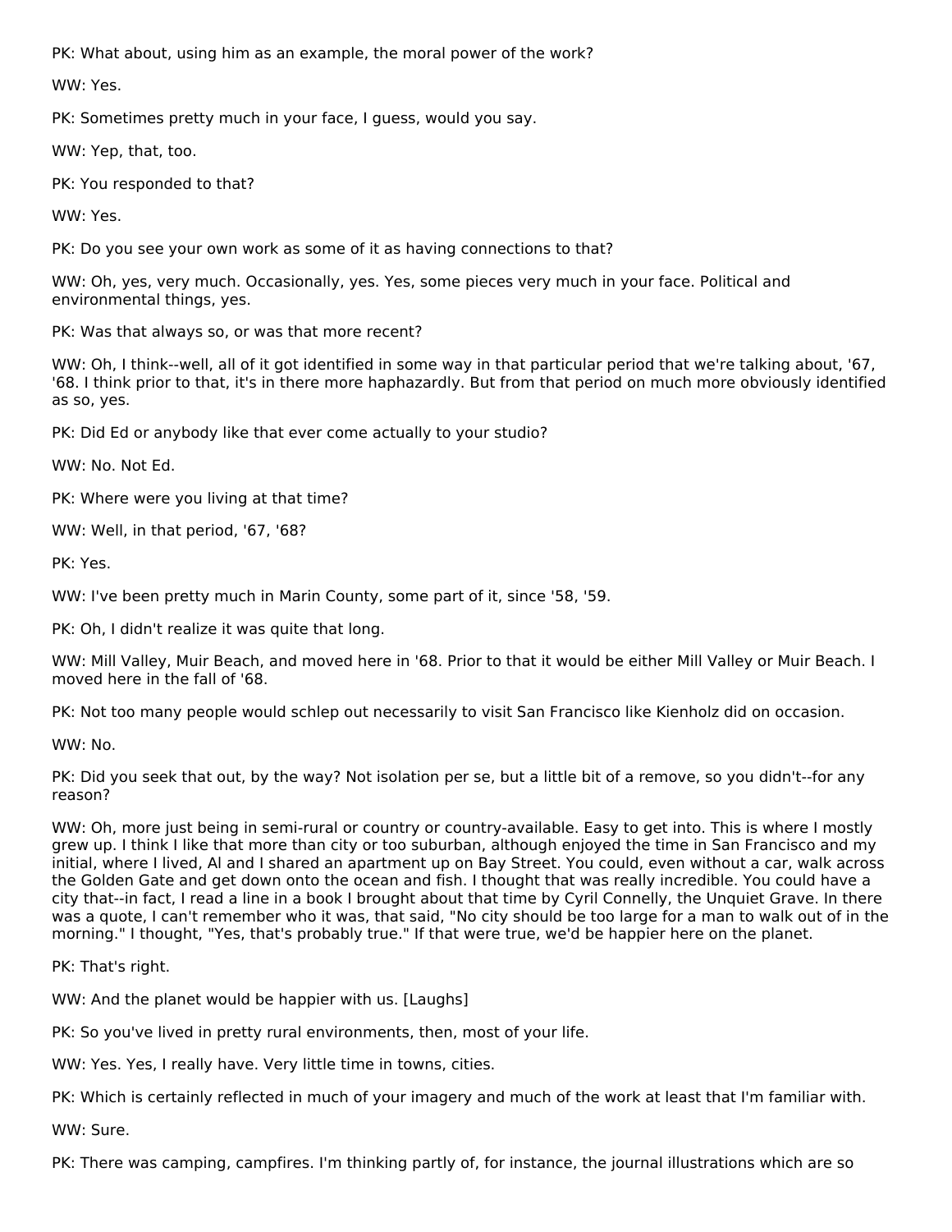PK: What about, using him as an example, the moral power of the work?

WW: Yes.

PK: Sometimes pretty much in your face, I guess, would you say.

WW: Yep, that, too.

PK: You responded to that?

WW: Yes.

PK: Do you see your own work as some of it as having connections to that?

WW: Oh, yes, very much. Occasionally, yes. Yes, some pieces very much in your face. Political and environmental things, yes.

PK: Was that always so, or was that more recent?

WW: Oh, I think--well, all of it got identified in some way in that particular period that we're talking about, '67, '68. I think prior to that, it's in there more haphazardly. But from that period on much more obviously identified as so, yes.

PK: Did Ed or anybody like that ever come actually to your studio?

WW: No. Not Ed.

PK: Where were you living at that time?

WW: Well, in that period, '67, '68?

PK: Yes.

WW: I've been pretty much in Marin County, some part of it, since '58, '59.

PK: Oh, I didn't realize it was quite that long.

WW: Mill Valley, Muir Beach, and moved here in '68. Prior to that it would be either Mill Valley or Muir Beach. I moved here in the fall of '68.

PK: Not too many people would schlep out necessarily to visit San Francisco like Kienholz did on occasion.

WW: No.

PK: Did you seek that out, by the way? Not isolation per se, but a little bit of a remove, so you didn't--for any reason?

WW: Oh, more just being in semi-rural or country or country-available. Easy to get into. This is where I mostly grew up. I think I like that more than city or too suburban, although enjoyed the time in San Francisco and my initial, where I lived, Al and I shared an apartment up on Bay Street. You could, even without a car, walk across the Golden Gate and get down onto the ocean and fish. I thought that was really incredible. You could have a city that--in fact, I read a line in a book I brought about that time by Cyril Connelly, the Unquiet Grave. In there was a quote, I can't remember who it was, that said, "No city should be too large for a man to walk out of in the morning." I thought, "Yes, that's probably true." If that were true, we'd be happier here on the planet.

PK: That's right.

WW: And the planet would be happier with us. [Laughs]

PK: So you've lived in pretty rural environments, then, most of your life.

WW: Yes. Yes, I really have. Very little time in towns, cities.

PK: Which is certainly reflected in much of your imagery and much of the work at least that I'm familiar with.

WW: Sure.

PK: There was camping, campfires. I'm thinking partly of, for instance, the journal illustrations which are so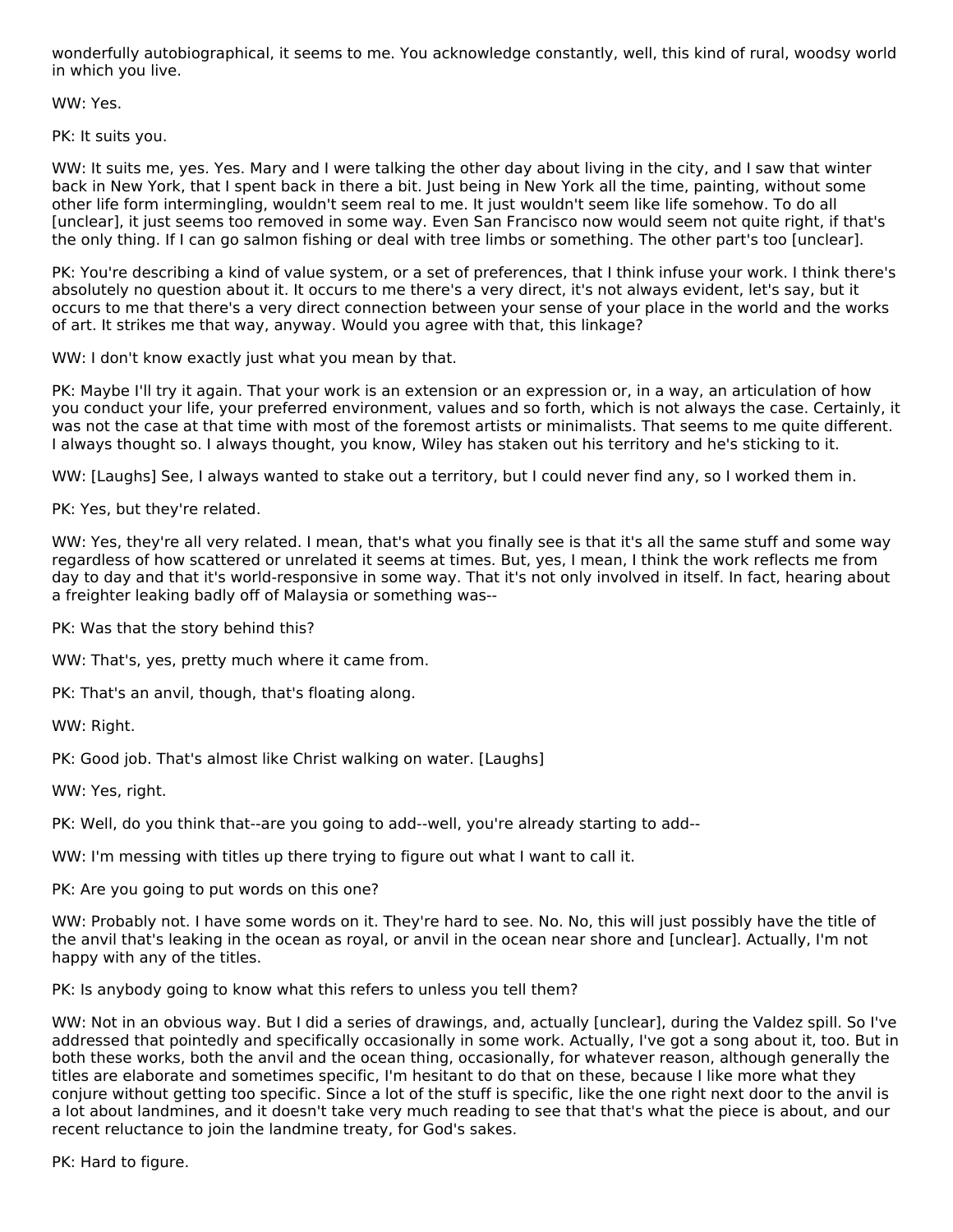wonderfully autobiographical, it seems to me. You acknowledge constantly, well, this kind of rural, woodsy world in which you live.

WW: Yes.

PK: It suits you.

WW: It suits me, yes. Yes. Mary and I were talking the other day about living in the city, and I saw that winter back in New York, that I spent back in there a bit. Just being in New York all the time, painting, without some other life form intermingling, wouldn't seem real to me. It just wouldn't seem like life somehow. To do all [unclear], it just seems too removed in some way. Even San Francisco now would seem not quite right, if that's the only thing. If I can go salmon fishing or deal with tree limbs or something. The other part's too [unclear].

PK: You're describing a kind of value system, or a set of preferences, that I think infuse your work. I think there's absolutely no question about it. It occurs to me there's a very direct, it's not always evident, let's say, but it occurs to me that there's a very direct connection between your sense of your place in the world and the works of art. It strikes me that way, anyway. Would you agree with that, this linkage?

WW: I don't know exactly just what you mean by that.

PK: Maybe I'll try it again. That your work is an extension or an expression or, in a way, an articulation of how you conduct your life, your preferred environment, values and so forth, which is not always the case. Certainly, it was not the case at that time with most of the foremost artists or minimalists. That seems to me quite different. I always thought so. I always thought, you know, Wiley has staken out his territory and he's sticking to it.

WW: [Laughs] See, I always wanted to stake out a territory, but I could never find any, so I worked them in.

PK: Yes, but they're related.

WW: Yes, they're all very related. I mean, that's what you finally see is that it's all the same stuff and some way regardless of how scattered or unrelated it seems at times. But, yes, I mean, I think the work reflects me from day to day and that it's world-responsive in some way. That it's not only involved in itself. In fact, hearing about a freighter leaking badly off of Malaysia or something was--

PK: Was that the story behind this?

WW: That's, yes, pretty much where it came from.

PK: That's an anvil, though, that's floating along.

WW: Right.

PK: Good job. That's almost like Christ walking on water. [Laughs]

WW: Yes, right.

PK: Well, do you think that--are you going to add--well, you're already starting to add--

WW: I'm messing with titles up there trying to figure out what I want to call it.

PK: Are you going to put words on this one?

WW: Probably not. I have some words on it. They're hard to see. No. No, this will just possibly have the title of the anvil that's leaking in the ocean as royal, or anvil in the ocean near shore and [unclear]. Actually, I'm not happy with any of the titles.

PK: Is anybody going to know what this refers to unless you tell them?

WW: Not in an obvious way. But I did a series of drawings, and, actually [unclear], during the Valdez spill. So I've addressed that pointedly and specifically occasionally in some work. Actually, I've got a song about it, too. But in both these works, both the anvil and the ocean thing, occasionally, for whatever reason, although generally the titles are elaborate and sometimes specific, I'm hesitant to do that on these, because I like more what they conjure without getting too specific. Since a lot of the stuff is specific, like the one right next door to the anvil is a lot about landmines, and it doesn't take very much reading to see that that's what the piece is about, and our recent reluctance to join the landmine treaty, for God's sakes.

PK: Hard to figure.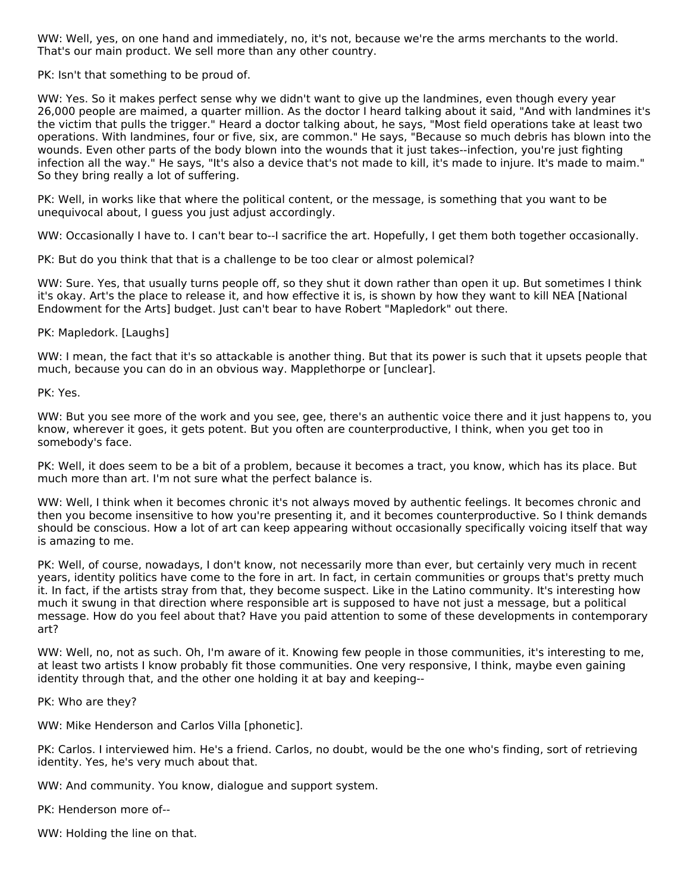WW: Well, yes, on one hand and immediately, no, it's not, because we're the arms merchants to the world. That's our main product. We sell more than any other country.

PK: Isn't that something to be proud of.

WW: Yes. So it makes perfect sense why we didn't want to give up the landmines, even though every year 26,000 people are maimed, a quarter million. As the doctor I heard talking about it said, "And with landmines it's the victim that pulls the trigger." Heard a doctor talking about, he says, "Most field operations take at least two operations. With landmines, four or five, six, are common." He says, "Because so much debris has blown into the wounds. Even other parts of the body blown into the wounds that it just takes--infection, you're just fighting infection all the way." He says, "It's also a device that's not made to kill, it's made to injure. It's made to maim." So they bring really a lot of suffering.

PK: Well, in works like that where the political content, or the message, is something that you want to be unequivocal about, I guess you just adjust accordingly.

WW: Occasionally I have to. I can't bear to--I sacrifice the art. Hopefully, I get them both together occasionally.

PK: But do you think that that is a challenge to be too clear or almost polemical?

WW: Sure. Yes, that usually turns people off, so they shut it down rather than open it up. But sometimes I think it's okay. Art's the place to release it, and how effective it is, is shown by how they want to kill NEA [National Endowment for the Arts] budget. Just can't bear to have Robert "Mapledork" out there.

PK: Mapledork. [Laughs]

WW: I mean, the fact that it's so attackable is another thing. But that its power is such that it upsets people that much, because you can do in an obvious way. Mapplethorpe or [unclear].

PK: Yes.

WW: But you see more of the work and you see, gee, there's an authentic voice there and it just happens to, you know, wherever it goes, it gets potent. But you often are counterproductive, I think, when you get too in somebody's face.

PK: Well, it does seem to be a bit of a problem, because it becomes a tract, you know, which has its place. But much more than art. I'm not sure what the perfect balance is.

WW: Well, I think when it becomes chronic it's not always moved by authentic feelings. It becomes chronic and then you become insensitive to how you're presenting it, and it becomes counterproductive. So I think demands should be conscious. How a lot of art can keep appearing without occasionally specifically voicing itself that way is amazing to me.

PK: Well, of course, nowadays, I don't know, not necessarily more than ever, but certainly very much in recent years, identity politics have come to the fore in art. In fact, in certain communities or groups that's pretty much it. In fact, if the artists stray from that, they become suspect. Like in the Latino community. It's interesting how much it swung in that direction where responsible art is supposed to have not just a message, but a political message. How do you feel about that? Have you paid attention to some of these developments in contemporary art?

WW: Well, no, not as such. Oh, I'm aware of it. Knowing few people in those communities, it's interesting to me, at least two artists I know probably fit those communities. One very responsive, I think, maybe even gaining identity through that, and the other one holding it at bay and keeping--

PK: Who are they?

WW: Mike Henderson and Carlos Villa [phonetic].

PK: Carlos. I interviewed him. He's a friend. Carlos, no doubt, would be the one who's finding, sort of retrieving identity. Yes, he's very much about that.

WW: And community. You know, dialogue and support system.

PK: Henderson more of--

WW: Holding the line on that.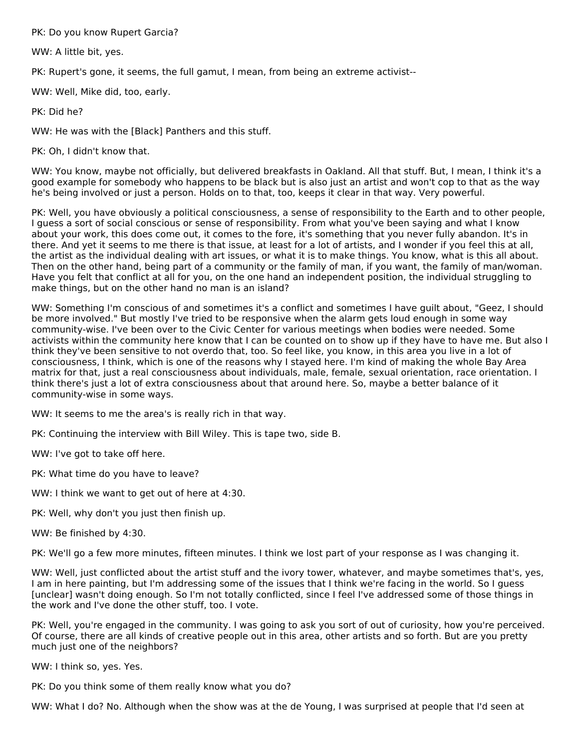PK: Do you know Rupert Garcia?

WW: A little bit, yes.

PK: Rupert's gone, it seems, the full gamut, I mean, from being an extreme activist--

WW: Well, Mike did, too, early.

PK: Did he?

WW: He was with the [Black] Panthers and this stuff.

PK: Oh, I didn't know that.

WW: You know, maybe not officially, but delivered breakfasts in Oakland. All that stuff. But, I mean, I think it's a good example for somebody who happens to be black but is also just an artist and won't cop to that as the way he's being involved or just a person. Holds on to that, too, keeps it clear in that way. Very powerful.

PK: Well, you have obviously a political consciousness, a sense of responsibility to the Earth and to other people, I guess a sort of social conscious or sense of responsibility. From what you've been saying and what I know about your work, this does come out, it comes to the fore, it's something that you never fully abandon. It's in there. And yet it seems to me there is that issue, at least for a lot of artists, and I wonder if you feel this at all, the artist as the individual dealing with art issues, or what it is to make things. You know, what is this all about. Then on the other hand, being part of a community or the family of man, if you want, the family of man/woman. Have you felt that conflict at all for you, on the one hand an independent position, the individual struggling to make things, but on the other hand no man is an island?

WW: Something I'm conscious of and sometimes it's a conflict and sometimes I have guilt about, "Geez, I should be more involved." But mostly I've tried to be responsive when the alarm gets loud enough in some way community-wise. I've been over to the Civic Center for various meetings when bodies were needed. Some activists within the community here know that I can be counted on to show up if they have to have me. But also I think they've been sensitive to not overdo that, too. So feel like, you know, in this area you live in a lot of consciousness, I think, which is one of the reasons why I stayed here. I'm kind of making the whole Bay Area matrix for that, just a real consciousness about individuals, male, female, sexual orientation, race orientation. I think there's just a lot of extra consciousness about that around here. So, maybe a better balance of it community-wise in some ways.

WW: It seems to me the area's is really rich in that way.

PK: Continuing the interview with Bill Wiley. This is tape two, side B.

WW: I've got to take off here.

PK: What time do you have to leave?

WW: I think we want to get out of here at 4:30.

PK: Well, why don't you just then finish up.

WW: Be finished by 4:30.

PK: We'll go a few more minutes, fifteen minutes. I think we lost part of your response as I was changing it.

WW: Well, just conflicted about the artist stuff and the ivory tower, whatever, and maybe sometimes that's, yes, I am in here painting, but I'm addressing some of the issues that I think we're facing in the world. So I guess [unclear] wasn't doing enough. So I'm not totally conflicted, since I feel I've addressed some of those things in the work and I've done the other stuff, too. I vote.

PK: Well, you're engaged in the community. I was going to ask you sort of out of curiosity, how you're perceived. Of course, there are all kinds of creative people out in this area, other artists and so forth. But are you pretty much just one of the neighbors?

WW: I think so, yes. Yes.

PK: Do you think some of them really know what you do?

WW: What I do? No. Although when the show was at the de Young, I was surprised at people that I'd seen at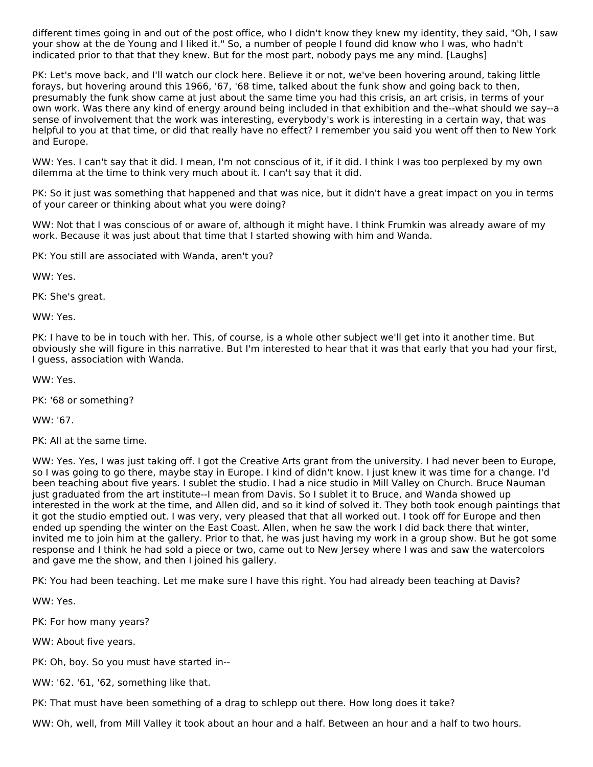different times going in and out of the post office, who I didn't know they knew my identity, they said, "Oh, I saw your show at the de Young and I liked it." So, a number of people I found did know who I was, who hadn't indicated prior to that that they knew. But for the most part, nobody pays me any mind. [Laughs]

PK: Let's move back, and I'll watch our clock here. Believe it or not, we've been hovering around, taking little forays, but hovering around this 1966, '67, '68 time, talked about the funk show and going back to then, presumably the funk show came at just about the same time you had this crisis, an art crisis, in terms of your own work. Was there any kind of energy around being included in that exhibition and the--what should we say--a sense of involvement that the work was interesting, everybody's work is interesting in a certain way, that was helpful to you at that time, or did that really have no effect? I remember you said you went off then to New York and Europe.

WW: Yes. I can't say that it did. I mean, I'm not conscious of it, if it did. I think I was too perplexed by my own dilemma at the time to think very much about it. I can't say that it did.

PK: So it just was something that happened and that was nice, but it didn't have a great impact on you in terms of your career or thinking about what you were doing?

WW: Not that I was conscious of or aware of, although it might have. I think Frumkin was already aware of my work. Because it was just about that time that I started showing with him and Wanda.

PK: You still are associated with Wanda, aren't you?

WW: Yes.

PK: She's great.

WW: Yes.

PK: I have to be in touch with her. This, of course, is a whole other subject we'll get into it another time. But obviously she will figure in this narrative. But I'm interested to hear that it was that early that you had your first, I guess, association with Wanda.

WW: Yes.

PK: '68 or something?

WW: '67.

PK: All at the same time.

WW: Yes. Yes, I was just taking off. I got the Creative Arts grant from the university. I had never been to Europe, so I was going to go there, maybe stay in Europe. I kind of didn't know. I just knew it was time for a change. I'd been teaching about five years. I sublet the studio. I had a nice studio in Mill Valley on Church. Bruce Nauman just graduated from the art institute--I mean from Davis. So I sublet it to Bruce, and Wanda showed up interested in the work at the time, and Allen did, and so it kind of solved it. They both took enough paintings that it got the studio emptied out. I was very, very pleased that that all worked out. I took off for Europe and then ended up spending the winter on the East Coast. Allen, when he saw the work I did back there that winter, invited me to join him at the gallery. Prior to that, he was just having my work in a group show. But he got some response and I think he had sold a piece or two, came out to New Jersey where I was and saw the watercolors and gave me the show, and then I joined his gallery.

PK: You had been teaching. Let me make sure I have this right. You had already been teaching at Davis?

WW: Yes.

PK: For how many years?

WW: About five years.

PK: Oh, boy. So you must have started in--

WW: '62. '61, '62, something like that.

PK: That must have been something of a drag to schlepp out there. How long does it take?

WW: Oh, well, from Mill Valley it took about an hour and a half. Between an hour and a half to two hours.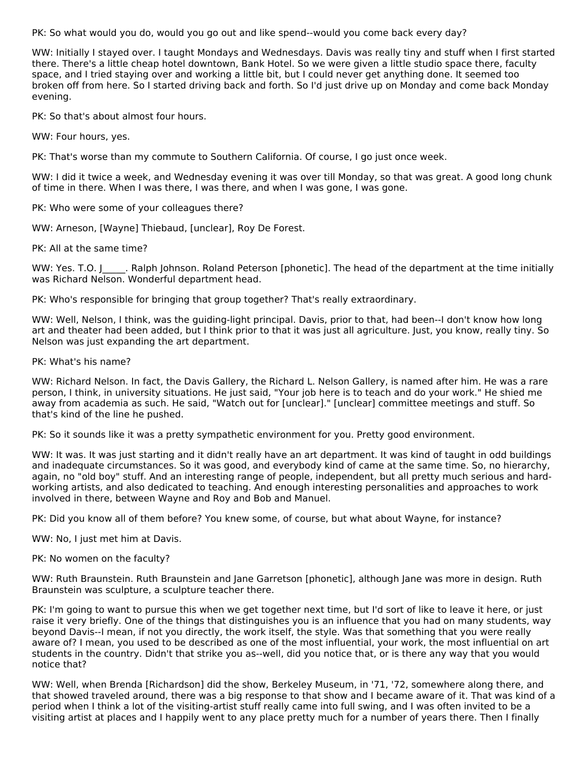PK: So what would you do, would you go out and like spend--would you come back every day?

WW: Initially I stayed over. I taught Mondays and Wednesdays. Davis was really tiny and stuff when I first started there. There's a little cheap hotel downtown, Bank Hotel. So we were given a little studio space there, faculty space, and I tried staying over and working a little bit, but I could never get anything done. It seemed too broken off from here. So I started driving back and forth. So I'd just drive up on Monday and come back Monday evening.

PK: So that's about almost four hours.

WW: Four hours, yes.

PK: That's worse than my commute to Southern California. Of course, I go just once week.

WW: I did it twice a week, and Wednesday evening it was over till Monday, so that was great. A good long chunk of time in there. When I was there, I was there, and when I was gone, I was gone.

PK: Who were some of your colleagues there?

WW: Arneson, [Wayne] Thiebaud, [unclear], Roy De Forest.

PK: All at the same time?

WW: Yes. T.O. J_____. Ralph Johnson. Roland Peterson [phonetic]. The head of the department at the time initially was Richard Nelson. Wonderful department head.

PK: Who's responsible for bringing that group together? That's really extraordinary.

WW: Well, Nelson, I think, was the guiding-light principal. Davis, prior to that, had been--I don't know how long art and theater had been added, but I think prior to that it was just all agriculture. Just, you know, really tiny. So Nelson was just expanding the art department.

PK: What's his name?

WW: Richard Nelson. In fact, the Davis Gallery, the Richard L. Nelson Gallery, is named after him. He was a rare person, I think, in university situations. He just said, "Your job here is to teach and do your work." He shied me away from academia as such. He said, "Watch out for [unclear]." [unclear] committee meetings and stuff. So that's kind of the line he pushed.

PK: So it sounds like it was a pretty sympathetic environment for you. Pretty good environment.

WW: It was. It was just starting and it didn't really have an art department. It was kind of taught in odd buildings and inadequate circumstances. So it was good, and everybody kind of came at the same time. So, no hierarchy, again, no "old boy" stuff. And an interesting range of people, independent, but all pretty much serious and hard-working artists, and also dedicated to teaching. And enough interesting personalities and approaches to work involved in there, between Wayne and Roy and Bob and Manuel.

PK: Did you know all of them before? You knew some, of course, but what about Wayne, for instance?

WW: No, I just met him at Davis.

PK: No women on the faculty?

WW: Ruth Braunstein. Ruth Braunstein and Jane Garretson [phonetic], although Jane was more in design. Ruth Braunstein was sculpture, a sculpture teacher there.

PK: I'm going to want to pursue this when we get together next time, but I'd sort of like to leave it here, or just raise it very briefly. One of the things that distinguishes you is an influence that you had on many students, way beyond Davis--I mean, if not you directly, the work itself, the style. Was that something that you were really aware of? I mean, you used to be described as one of the most influential, your work, the most influential on art students in the country. Didn't that strike you as--well, did you notice that, or is there any way that you would notice that?

WW: Well, when Brenda [Richardson] did the show, Berkeley Museum, in '71, '72, somewhere along there, and that showed traveled around, there was a big response to that show and I became aware of it. That was kind of a period when I think a lot of the visiting-artist stuff really came into full swing, and I was often invited to be a visiting artist at places and I happily went to any place pretty much for a number of years there. Then I finally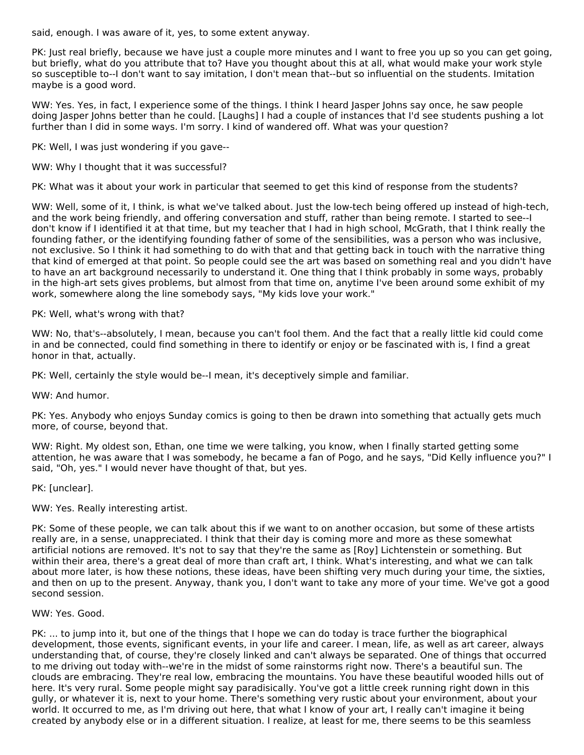said, enough. I was aware of it, yes, to some extent anyway.

PK: Just real briefly, because we have just a couple more minutes and I want to free you up so you can get going, but briefly, what do you attribute that to? Have you thought about this at all, what would make your work style so susceptible to--I don't want to say imitation, I don't mean that--but so influential on the students. Imitation maybe is a good word.

WW: Yes. Yes, in fact, I experience some of the things. I think I heard Jasper Johns say once, he saw people doing Jasper Johns better than he could. [Laughs] I had a couple of instances that I'd see students pushing a lot further than I did in some ways. I'm sorry. I kind of wandered off. What was your question?

PK: Well, I was just wondering if you gave--

WW: Why I thought that it was successful?

PK: What was it about your work in particular that seemed to get this kind of response from the students?

WW: Well, some of it, I think, is what we've talked about. Just the low-tech being offered up instead of high-tech, and the work being friendly, and offering conversation and stuff, rather than being remote. I started to see--I don't know if I identified it at that time, but my teacher that I had in high school, McGrath, that I think really the founding father, or the identifying founding father of some of the sensibilities, was a person who was inclusive, not exclusive. So I think it had something to do with that and that getting back in touch with the narrative thing that kind of emerged at that point. So people could see the art was based on something real and you didn't have to have an art background necessarily to understand it. One thing that I think probably in some ways, probably in the high-art sets gives problems, but almost from that time on, anytime I've been around some exhibit of my work, somewhere along the line somebody says, "My kids love your work."

PK: Well, what's wrong with that?

WW: No, that's--absolutely, I mean, because you can't fool them. And the fact that a really little kid could come in and be connected, could find something in there to identify or enjoy or be fascinated with is, I find a great honor in that, actually.

PK: Well, certainly the style would be--I mean, it's deceptively simple and familiar.

WW: And humor.

PK: Yes. Anybody who enjoys Sunday comics is going to then be drawn into something that actually gets much more, of course, beyond that.

WW: Right. My oldest son, Ethan, one time we were talking, you know, when I finally started getting some attention, he was aware that I was somebody, he became a fan of Pogo, and he says, "Did Kelly influence you?" I said, "Oh, yes." I would never have thought of that, but yes.

PK: [unclear].

WW: Yes. Really interesting artist.

PK: Some of these people, we can talk about this if we want to on another occasion, but some of these artists really are, in a sense, unappreciated. I think that their day is coming more and more as these somewhat artificial notions are removed. It's not to say that they're the same as [Roy] Lichtenstein or something. But within their area, there's a great deal of more than craft art, I think. What's interesting, and what we can talk about more later, is how these notions, these ideas, have been shifting very much during your time, the sixties, and then on up to the present. Anyway, thank you, I don't want to take any more of your time. We've got a good second session.

WW: Yes. Good.

PK: ... to jump into it, but one of the things that I hope we can do today is trace further the biographical development, those events, significant events, in your life and career. I mean, life, as well as art career, always understanding that, of course, they're closely linked and can't always be separated. One of things that occurred to me driving out today with--we're in the midst of some rainstorms right now. There's a beautiful sun. The clouds are embracing. They're real low, embracing the mountains. You have these beautiful wooded hills out of here. It's very rural. Some people might say paradisically. You've got a little creek running right down in this gully, or whatever it is, next to your home. There's something very rustic about your environment, about your world. It occurred to me, as I'm driving out here, that what I know of your art, I really can't imagine it being created by anybody else or in a different situation. I realize, at least for me, there seems to be this seamless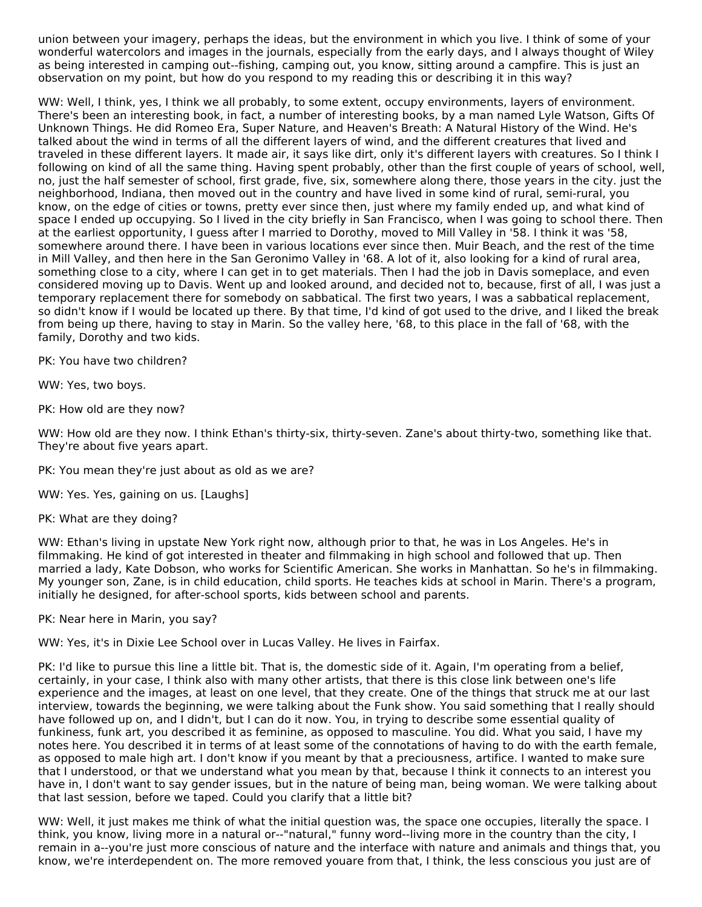union between your imagery, perhaps the ideas, but the environment in which you live. I think of some of your wonderful watercolors and images in the journals, especially from the early days, and I always thought of Wiley as being interested in camping out--fishing, camping out, you know, sitting around a campfire. This is just an observation on my point, but how do you respond to my reading this or describing it in this way?

WW: Well, I think, yes, I think we all probably, to some extent, occupy environments, layers of environment. There's been an interesting book, in fact, a number of interesting books, by a man named Lyle Watson, Gifts Of Unknown Things. He did Romeo Era, Super Nature, and Heaven's Breath: A Natural History of the Wind. He's talked about the wind in terms of all the different layers of wind, and the different creatures that lived and traveled in these different layers. It made air, it says like dirt, only it's different layers with creatures. So I think I following on kind of all the same thing. Having spent probably, other than the first couple of years of school, well, no, just the half semester of school, first grade, five, six, somewhere along there, those years in the city. just the neighborhood, Indiana, then moved out in the country and have lived in some kind of rural, semi-rural, you know, on the edge of cities or towns, pretty ever since then, just where my family ended up, and what kind of space I ended up occupying. So I lived in the city briefly in San Francisco, when I was going to school there. Then at the earliest opportunity, I guess after I married to Dorothy, moved to Mill Valley in '58. I think it was '58, somewhere around there. I have been in various locations ever since then. Muir Beach, and the rest of the time in Mill Valley, and then here in the San Geronimo Valley in '68. A lot of it, also looking for a kind of rural area, something close to a city, where I can get in to get materials. Then I had the job in Davis someplace, and even considered moving up to Davis. Went up and looked around, and decided not to, because, first of all, I was just a temporary replacement there for somebody on sabbatical. The first two years, I was a sabbatical replacement, so didn't know if I would be located up there. By that time, I'd kind of got used to the drive, and I liked the break from being up there, having to stay in Marin. So the valley here, '68, to this place in the fall of '68, with the family, Dorothy and two kids.

PK: You have two children?

WW: Yes, two boys.

PK: How old are they now?

WW: How old are they now. I think Ethan's thirty-six, thirty-seven. Zane's about thirty-two, something like that. They're about five years apart.

PK: You mean they're just about as old as we are?

WW: Yes. Yes, gaining on us. [Laughs]

PK: What are they doing?

WW: Ethan's living in upstate New York right now, although prior to that, he was in Los Angeles. He's in filmmaking. He kind of got interested in theater and filmmaking in high school and followed that up. Then married a lady, Kate Dobson, who works for Scientific American. She works in Manhattan. So he's in filmmaking. My younger son, Zane, is in child education, child sports. He teaches kids at school in Marin. There's a program, initially he designed, for after-school sports, kids between school and parents.

PK: Near here in Marin, you say?

WW: Yes, it's in Dixie Lee School over in Lucas Valley. He lives in Fairfax.

PK: I'd like to pursue this line a little bit. That is, the domestic side of it. Again, I'm operating from a belief, certainly, in your case, I think also with many other artists, that there is this close link between one's life experience and the images, at least on one level, that they create. One of the things that struck me at our last interview, towards the beginning, we were talking about the Funk show. You said something that I really should have followed up on, and I didn't, but I can do it now. You, in trying to describe some essential quality of funkiness, funk art, you described it as feminine, as opposed to masculine. You did. What you said, I have my notes here. You described it in terms of at least some of the connotations of having to do with the earth female, as opposed to male high art. I don't know if you meant by that a preciousness, artifice. I wanted to make sure that I understood, or that we understand what you mean by that, because I think it connects to an interest you have in, I don't want to say gender issues, but in the nature of being man, being woman. We were talking about that last session, before we taped. Could you clarify that a little bit?

WW: Well, it just makes me think of what the initial question was, the space one occupies, literally the space. I think, you know, living more in a natural or--"natural," funny word--living more in the country than the city, I remain in a--you're just more conscious of nature and the interface with nature and animals and things that, you know, we're interdependent on. The more removed youare from that, I think, the less conscious you just are of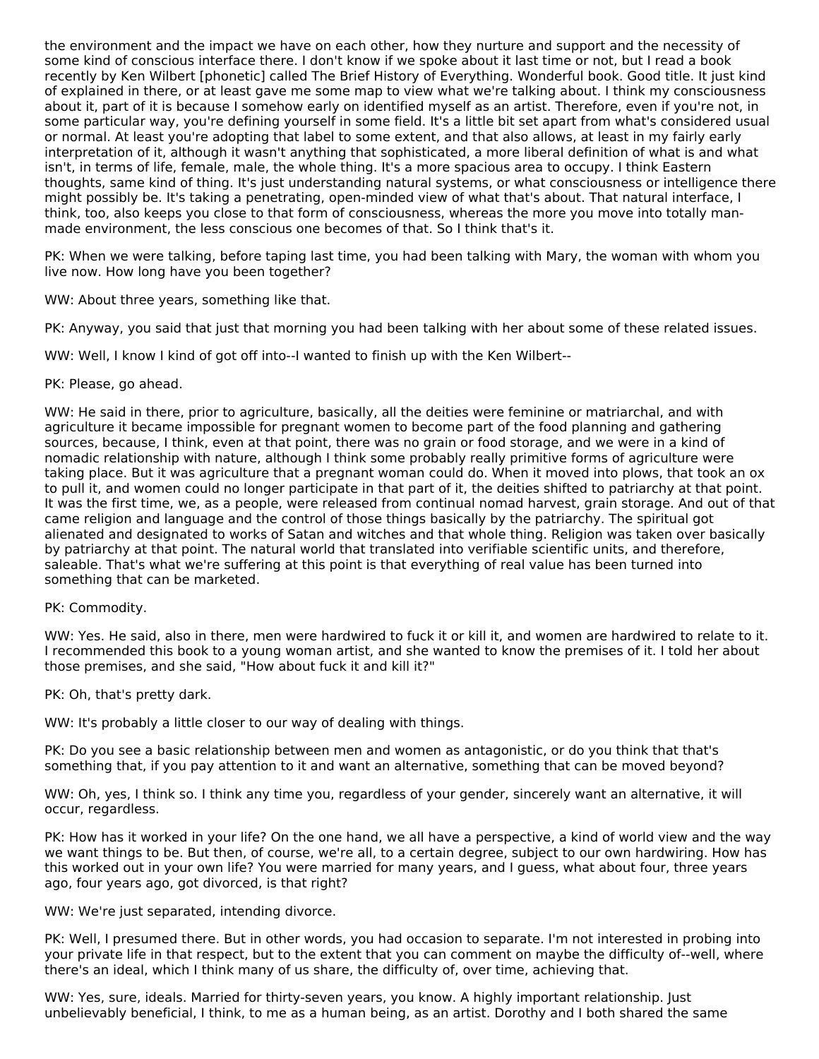the environment and the impact we have on each other, how they nurture and support and the necessity of some kind of conscious interface there. I don't know if we spoke about it last time or not, but I read a book recently by Ken Wilbert [phonetic] called The Brief History of Everything. Wonderful book. Good title. It just kind of explained in there, or at least gave me some map to view what we're talking about. I think my consciousness about it, part of it is because I somehow early on identified myself as an artist. Therefore, even if you're not, in some particular way, you're defining yourself in some field. It's a little bit set apart from what's considered usual or normal. At least you're adopting that label to some extent, and that also allows, at least in my fairly early interpretation of it, although it wasn't anything that sophisticated, a more liberal definition of what is and what isn't, in terms of life, female, male, the whole thing. It's a more spacious area to occupy. I think Eastern thoughts, same kind of thing. It's just understanding natural systems, or what consciousness or intelligence there might possibly be. It's taking a penetrating, open-minded view of what that's about. That natural interface, I think, too, also keeps you close to that form of consciousness, whereas the more you move into totally man-made environment, the less conscious one becomes of that. So I think that's it.

PK: When we were talking, before taping last time, you had been talking with Mary, the woman with whom you live now. How long have you been together?

WW: About three years, something like that.

PK: Anyway, you said that just that morning you had been talking with her about some of these related issues.

WW: Well, I know I kind of got off into--I wanted to finish up with the Ken Wilbert--

PK: Please, go ahead.

WW: He said in there, prior to agriculture, basically, all the deities were feminine or matriarchal, and with agriculture it became impossible for pregnant women to become part of the food planning and gathering sources, because, I think, even at that point, there was no grain or food storage, and we were in a kind of nomadic relationship with nature, although I think some probably really primitive forms of agriculture were taking place. But it was agriculture that a pregnant woman could do. When it moved into plows, that took an ox to pull it, and women could no longer participate in that part of it, the deities shifted to patriarchy at that point. It was the first time, we, as a people, were released from continual nomad harvest, grain storage. And out of that came religion and language and the control of those things basically by the patriarchy. The spiritual got alienated and designated to works of Satan and witches and that whole thing. Religion was taken over basically by patriarchy at that point. The natural world that translated into verifiable scientific units, and therefore, saleable. That's what we're suffering at this point is that everything of real value has been turned into something that can be marketed.

PK: Commodity.

WW: Yes. He said, also in there, men were hardwired to fuck it or kill it, and women are hardwired to relate to it. I recommended this book to a young woman artist, and she wanted to know the premises of it. I told her about those premises, and she said, "How about fuck it and kill it?"

PK: Oh, that's pretty dark.

WW: It's probably a little closer to our way of dealing with things.

PK: Do you see a basic relationship between men and women as antagonistic, or do you think that that's something that, if you pay attention to it and want an alternative, something that can be moved beyond?

WW: Oh, yes, I think so. I think any time you, regardless of your gender, sincerely want an alternative, it will occur, regardless.

PK: How has it worked in your life? On the one hand, we all have a perspective, a kind of world view and the way we want things to be. But then, of course, we're all, to a certain degree, subject to our own hardwiring. How has this worked out in your own life? You were married for many years, and I guess, what about four, three years ago, four years ago, got divorced, is that right?

WW: We're just separated, intending divorce.

PK: Well, I presumed there. But in other words, you had occasion to separate. I'm not interested in probing into your private life in that respect, but to the extent that you can comment on maybe the difficulty of--well, where there's an ideal, which I think many of us share, the difficulty of, over time, achieving that.

WW: Yes, sure, ideals. Married for thirty-seven years, you know. A highly important relationship. Just unbelievably beneficial, I think, to me as a human being, as an artist. Dorothy and I both shared the same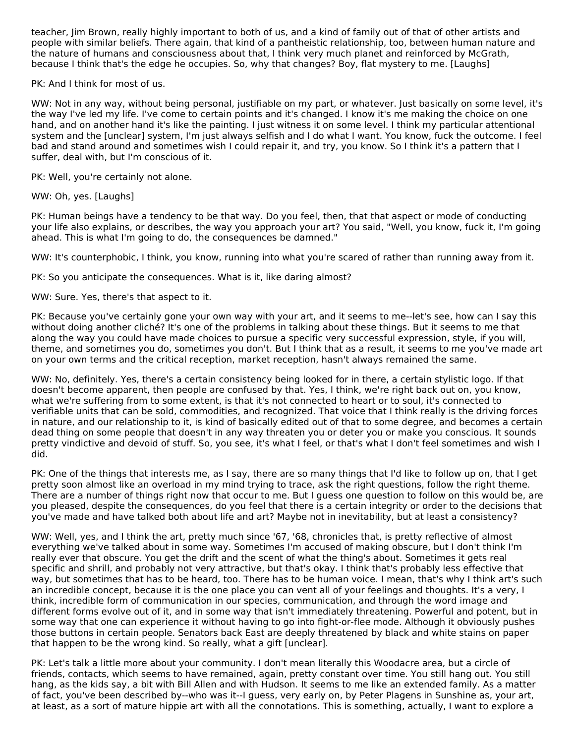teacher, Jim Brown, really highly important to both of us, and a kind of family out of that of other artists and people with similar beliefs. There again, that kind of a pantheistic relationship, too, between human nature and the nature of humans and consciousness about that, I think very much planet and reinforced by McGrath, because I think that's the edge he occupies. So, why that changes? Boy, flat mystery to me. [Laughs]

PK: And I think for most of us.

WW: Not in any way, without being personal, justifiable on my part, or whatever. Just basically on some level, it's the way I've led my life. I've come to certain points and it's changed. I know it's me making the choice on one hand, and on another hand it's like the painting. I just witness it on some level. I think my particular attentional system and the [unclear] system, I'm just always selfish and I do what I want. You know, fuck the outcome. I feel bad and stand around and sometimes wish I could repair it, and try, you know. So I think it's a pattern that I suffer, deal with, but I'm conscious of it.

PK: Well, you're certainly not alone.

WW: Oh, yes. [Laughs]

PK: Human beings have a tendency to be that way. Do you feel, then, that that aspect or mode of conducting your life also explains, or describes, the way you approach your art? You said, "Well, you know, fuck it, I'm going ahead. This is what I'm going to do, the consequences be damned."

WW: It's counterphobic, I think, you know, running into what you're scared of rather than running away from it.

PK: So you anticipate the consequences. What is it, like daring almost?

WW: Sure. Yes, there's that aspect to it.

PK: Because you've certainly gone your own way with your art, and it seems to me--let's see, how can I say this without doing another cliché? It's one of the problems in talking about these things. But it seems to me that along the way you could have made choices to pursue a specific very successful expression, style, if you will, theme, and sometimes you do, sometimes you don't. But I think that as a result, it seems to me you've made art on your own terms and the critical reception, market reception, hasn't always remained the same.

WW: No, definitely. Yes, there's a certain consistency being looked for in there, a certain stylistic logo. If that doesn't become apparent, then people are confused by that. Yes, I think, we're right back out on, you know, what we're suffering from to some extent, is that it's not connected to heart or to soul, it's connected to verifiable units that can be sold, commodities, and recognized. That voice that I think really is the driving forces in nature, and our relationship to it, is kind of basically edited out of that to some degree, and becomes a certain dead thing on some people that doesn't in any way threaten you or deter you or make you conscious. It sounds pretty vindictive and devoid of stuff. So, you see, it's what I feel, or that's what I don't feel sometimes and wish I did.

PK: One of the things that interests me, as I say, there are so many things that I'd like to follow up on, that I get pretty soon almost like an overload in my mind trying to trace, ask the right questions, follow the right theme. There are a number of things right now that occur to me. But I guess one question to follow on this would be, are you pleased, despite the consequences, do you feel that there is a certain integrity or order to the decisions that you've made and have talked both about life and art? Maybe not in inevitability, but at least a consistency?

WW: Well, yes, and I think the art, pretty much since '67, '68, chronicles that, is pretty reflective of almost everything we've talked about in some way. Sometimes I'm accused of making obscure, but I don't think I'm really ever that obscure. You get the drift and the scent of what the thing's about. Sometimes it gets real specific and shrill, and probably not very attractive, but that's okay. I think that's probably less effective that way, but sometimes that has to be heard, too. There has to be human voice. I mean, that's why I think art's such an incredible concept, because it is the one place you can vent all of your feelings and thoughts. It's a very, I think, incredible form of communication in our species, communication, and through the word image and different forms evolve out of it, and in some way that isn't immediately threatening. Powerful and potent, but in some way that one can experience it without having to go into fight-or-flee mode. Although it obviously pushes those buttons in certain people. Senators back East are deeply threatened by black and white stains on paper that happen to be the wrong kind. So really, what a gift [unclear].

PK: Let's talk a little more about your community. I don't mean literally this Woodacre area, but a circle of friends, contacts, which seems to have remained, again, pretty constant over time. You still hang out. You still hang, as the kids say, a bit with Bill Allen and with Hudson. It seems to me like an extended family. As a matter of fact, you've been described by--who was it--I guess, very early on, by Peter Plagens in Sunshine as, your art, at least, as a sort of mature hippie art with all the connotations. This is something, actually, I want to explore a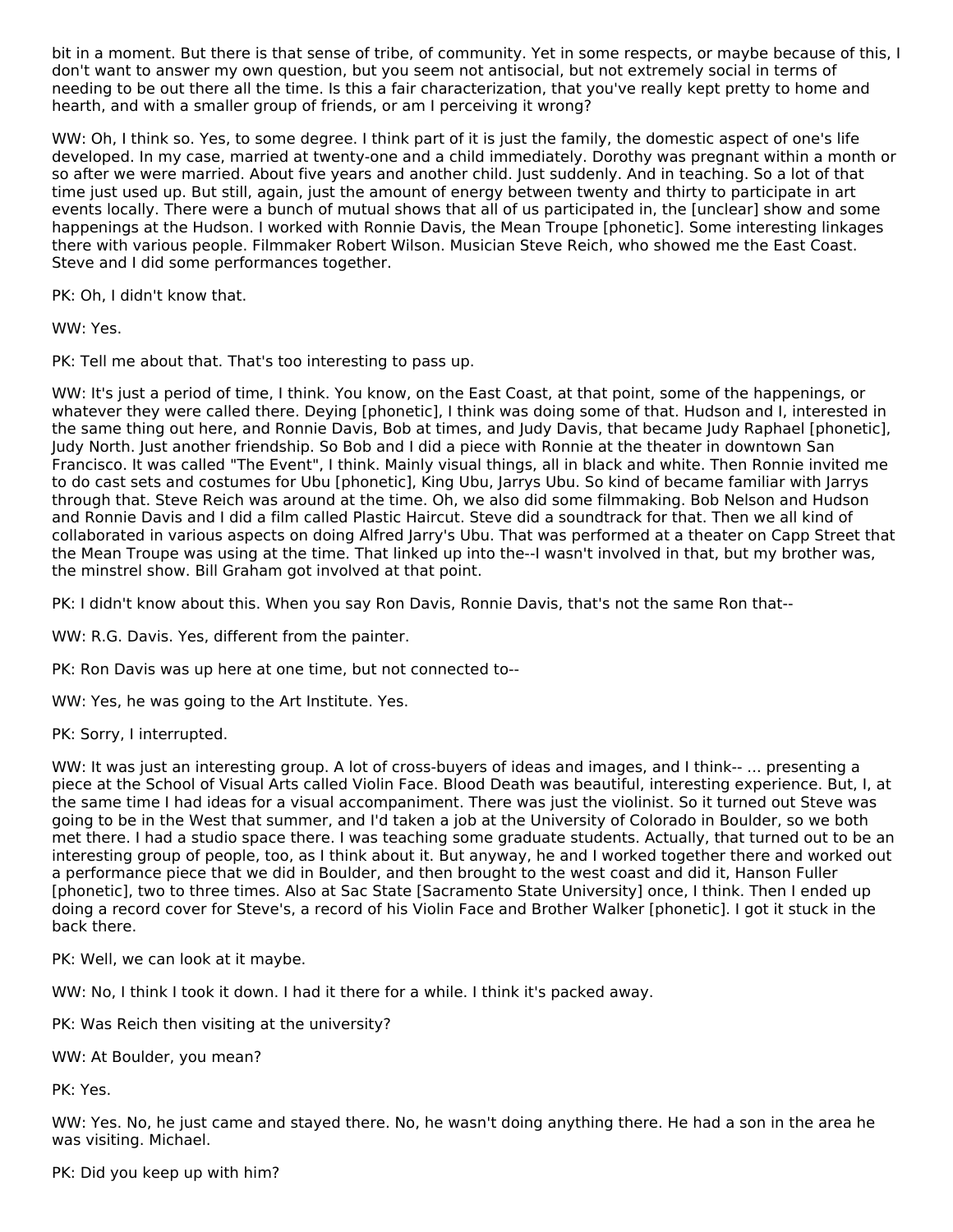bit in a moment. But there is that sense of tribe, of community. Yet in some respects, or maybe because of this, I don't want to answer my own question, but you seem not antisocial, but not extremely social in terms of needing to be out there all the time. Is this a fair characterization, that you've really kept pretty to home and hearth, and with a smaller group of friends, or am I perceiving it wrong?

WW: Oh, I think so. Yes, to some degree. I think part of it is just the family, the domestic aspect of one's life developed. In my case, married at twenty-one and a child immediately. Dorothy was pregnant within a month or so after we were married. About five years and another child. Just suddenly. And in teaching. So a lot of that time just used up. But still, again, just the amount of energy between twenty and thirty to participate in art events locally. There were a bunch of mutual shows that all of us participated in, the [unclear] show and some happenings at the Hudson. I worked with Ronnie Davis, the Mean Troupe [phonetic]. Some interesting linkages there with various people. Filmmaker Robert Wilson. Musician Steve Reich, who showed me the East Coast. Steve and I did some performances together.

PK: Oh, I didn't know that.

WW: Yes.

PK: Tell me about that. That's too interesting to pass up.

WW: It's just a period of time, I think. You know, on the East Coast, at that point, some of the happenings, or whatever they were called there. Deying [phonetic], I think was doing some of that. Hudson and I, interested in the same thing out here, and Ronnie Davis, Bob at times, and Judy Davis, that became Judy Raphael [phonetic], Judy North. Just another friendship. So Bob and I did a piece with Ronnie at the theater in downtown San Francisco. It was called "The Event", I think. Mainly visual things, all in black and white. Then Ronnie invited me to do cast sets and costumes for Ubu [phonetic], King Ubu, Jarrys Ubu. So kind of became familiar with Jarrys through that. Steve Reich was around at the time. Oh, we also did some filmmaking. Bob Nelson and Hudson and Ronnie Davis and I did a film called Plastic Haircut. Steve did a soundtrack for that. Then we all kind of collaborated in various aspects on doing Alfred Jarry's Ubu. That was performed at a theater on Capp Street that the Mean Troupe was using at the time. That linked up into the--I wasn't involved in that, but my brother was, the minstrel show. Bill Graham got involved at that point.

PK: I didn't know about this. When you say Ron Davis, Ronnie Davis, that's not the same Ron that--

WW: R.G. Davis. Yes, different from the painter.

PK: Ron Davis was up here at one time, but not connected to--

WW: Yes, he was going to the Art Institute. Yes.

PK: Sorry, I interrupted.

WW: It was just an interesting group. A lot of cross-buyers of ideas and images, and I think-- ... presenting a piece at the School of Visual Arts called Violin Face. Blood Death was beautiful, interesting experience. But, I, at the same time I had ideas for a visual accompaniment. There was just the violinist. So it turned out Steve was going to be in the West that summer, and I'd taken a job at the University of Colorado in Boulder, so we both met there. I had a studio space there. I was teaching some graduate students. Actually, that turned out to be an interesting group of people, too, as I think about it. But anyway, he and I worked together there and worked out a performance piece that we did in Boulder, and then brought to the west coast and did it, Hanson Fuller [phonetic], two to three times. Also at Sac State [Sacramento State University] once, I think. Then I ended up doing a record cover for Steve's, a record of his Violin Face and Brother Walker [phonetic]. I got it stuck in the back there.

PK: Well, we can look at it maybe.

WW: No, I think I took it down. I had it there for a while. I think it's packed away.

PK: Was Reich then visiting at the university?

WW: At Boulder, you mean?

PK: Yes.

WW: Yes. No, he just came and stayed there. No, he wasn't doing anything there. He had a son in the area he was visiting. Michael.

PK: Did you keep up with him?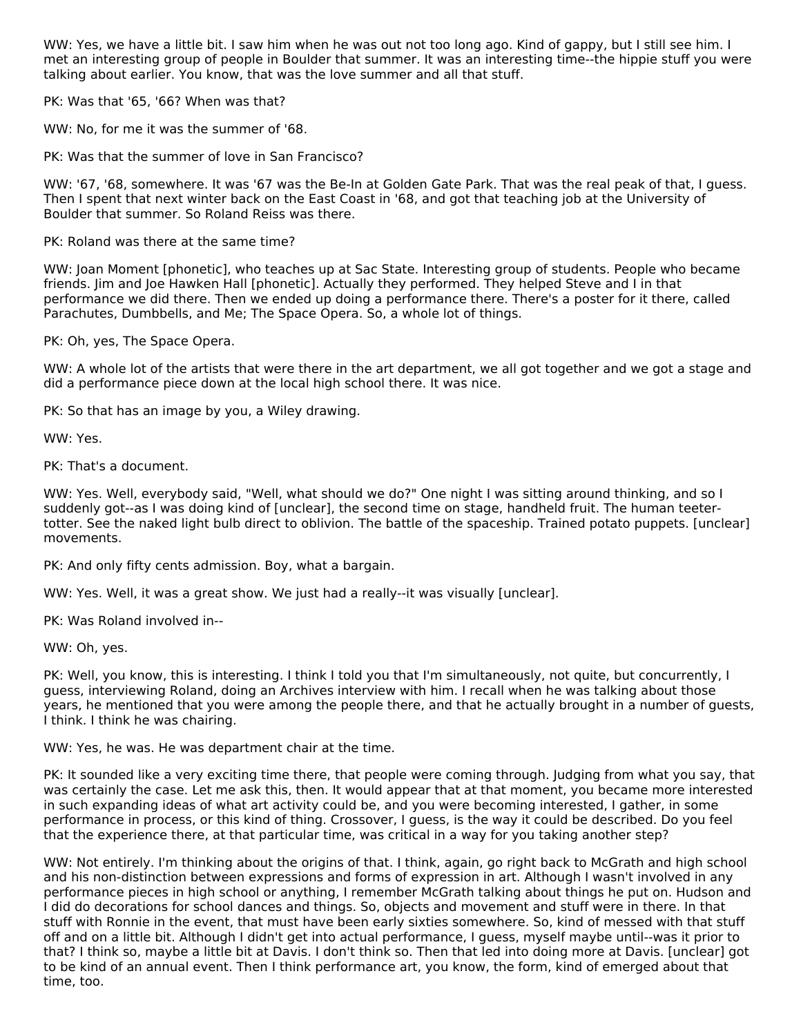WW: Yes, we have a little bit. I saw him when he was out not too long ago. Kind of gappy, but I still see him. I met an interesting group of people in Boulder that summer. It was an interesting time--the hippie stuff you were talking about earlier. You know, that was the love summer and all that stuff.

PK: Was that '65, '66? When was that?

WW: No, for me it was the summer of '68.

PK: Was that the summer of love in San Francisco?

WW: '67, '68, somewhere. It was '67 was the Be-In at Golden Gate Park. That was the real peak of that, I guess. Then I spent that next winter back on the East Coast in '68, and got that teaching job at the University of Boulder that summer. So Roland Reiss was there.

PK: Roland was there at the same time?

WW: Joan Moment [phonetic], who teaches up at Sac State. Interesting group of students. People who became friends. Jim and Joe Hawken Hall [phonetic]. Actually they performed. They helped Steve and I in that performance we did there. Then we ended up doing a performance there. There's a poster for it there, called Parachutes, Dumbbells, and Me; The Space Opera. So, a whole lot of things.

PK: Oh, yes, The Space Opera.

WW: A whole lot of the artists that were there in the art department, we all got together and we got a stage and did a performance piece down at the local high school there. It was nice.

PK: So that has an image by you, a Wiley drawing.

WW: Yes.

PK: That's a document.

WW: Yes. Well, everybody said, "Well, what should we do?" One night I was sitting around thinking, and so I suddenly got--as I was doing kind of [unclear], the second time on stage, handheld fruit. The human teeter-totter. See the naked light bulb direct to oblivion. The battle of the spaceship. Trained potato puppets. [unclear] movements.

PK: And only fifty cents admission. Boy, what a bargain.

WW: Yes. Well, it was a great show. We just had a really--it was visually [unclear].

PK: Was Roland involved in--

WW: Oh, yes.

PK: Well, you know, this is interesting. I think I told you that I'm simultaneously, not quite, but concurrently, I guess, interviewing Roland, doing an Archives interview with him. I recall when he was talking about those years, he mentioned that you were among the people there, and that he actually brought in a number of guests, I think. I think he was chairing.

WW: Yes, he was. He was department chair at the time.

PK: It sounded like a very exciting time there, that people were coming through. Judging from what you say, that was certainly the case. Let me ask this, then. It would appear that at that moment, you became more interested in such expanding ideas of what art activity could be, and you were becoming interested, I gather, in some performance in process, or this kind of thing. Crossover, I guess, is the way it could be described. Do you feel that the experience there, at that particular time, was critical in a way for you taking another step?

WW: Not entirely. I'm thinking about the origins of that. I think, again, go right back to McGrath and high school and his non-distinction between expressions and forms of expression in art. Although I wasn't involved in any performance pieces in high school or anything, I remember McGrath talking about things he put on. Hudson and I did do decorations for school dances and things. So, objects and movement and stuff were in there. In that stuff with Ronnie in the event, that must have been early sixties somewhere. So, kind of messed with that stuff off and on a little bit. Although I didn't get into actual performance, I guess, myself maybe until--was it prior to that? I think so, maybe a little bit at Davis. I don't think so. Then that led into doing more at Davis. [unclear] got to be kind of an annual event. Then I think performance art, you know, the form, kind of emerged about that time, too.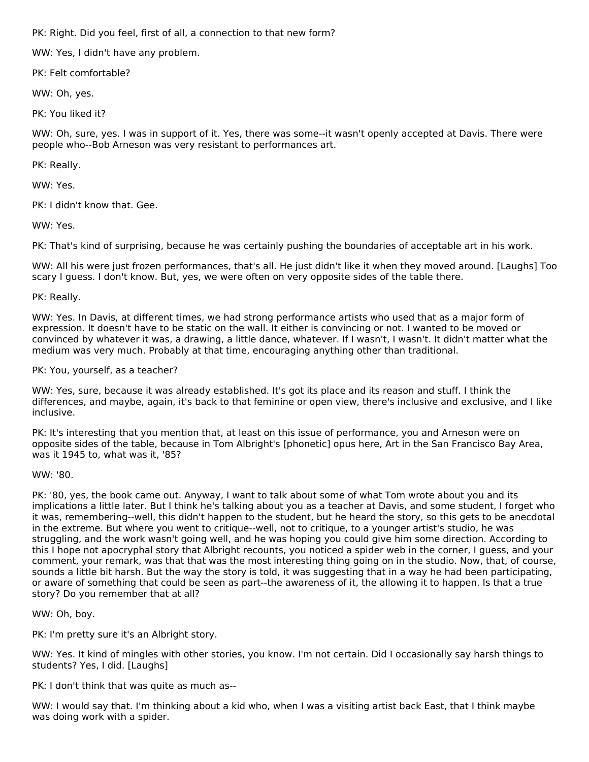PK: Right. Did you feel, first of all, a connection to that new form?

WW: Yes, I didn't have any problem.

PK: Felt comfortable?

WW: Oh, yes.

PK: You liked it?

WW: Oh, sure, yes. I was in support of it. Yes, there was some--it wasn't openly accepted at Davis. There were people who--Bob Arneson was very resistant to performances art.

PK: Really.

WW: Yes.

PK: I didn't know that. Gee.

WW: Yes.

PK: That's kind of surprising, because he was certainly pushing the boundaries of acceptable art in his work.

WW: All his were just frozen performances, that's all. He just didn't like it when they moved around. [Laughs] Too scary I guess. I don't know. But, yes, we were often on very opposite sides of the table there.

PK: Really.

WW: Yes. In Davis, at different times, we had strong performance artists who used that as a major form of expression. It doesn't have to be static on the wall. It either is convincing or not. I wanted to be moved or convinced by whatever it was, a drawing, a little dance, whatever. If I wasn't, I wasn't. It didn't matter what the medium was very much. Probably at that time, encouraging anything other than traditional.

PK: You, yourself, as a teacher?

WW: Yes, sure, because it was already established. It's got its place and its reason and stuff. I think the differences, and maybe, again, it's back to that feminine or open view, there's inclusive and exclusive, and I like inclusive.

PK: It's interesting that you mention that, at least on this issue of performance, you and Arneson were on opposite sides of the table, because in Tom Albright's [phonetic] opus here, Art in the San Francisco Bay Area, was it 1945 to, what was it, '85?

WW: '80.

PK: '80, yes, the book came out. Anyway, I want to talk about some of what Tom wrote about you and its implications a little later. But I think he's talking about you as a teacher at Davis, and some student, I forget who it was, remembering--well, this didn't happen to the student, but he heard the story, so this gets to be anecdotal in the extreme. But where you went to critique--well, not to critique, to a younger artist's studio, he was struggling, and the work wasn't going well, and he was hoping you could give him some direction. According to this I hope not apocryphal story that Albright recounts, you noticed a spider web in the corner, I guess, and your comment, your remark, was that that was the most interesting thing going on in the studio. Now, that, of course, sounds a little bit harsh. But the way the story is told, it was suggesting that in a way he had been participating, or aware of something that could be seen as part--the awareness of it, the allowing it to happen. Is that a true story? Do you remember that at all?

WW: Oh, boy.

PK: I'm pretty sure it's an Albright story.

WW: Yes. It kind of mingles with other stories, you know. I'm not certain. Did I occasionally say harsh things to students? Yes, I did. [Laughs]

PK: I don't think that was quite as much as--

WW: I would say that. I'm thinking about a kid who, when I was a visiting artist back East, that I think maybe was doing work with a spider.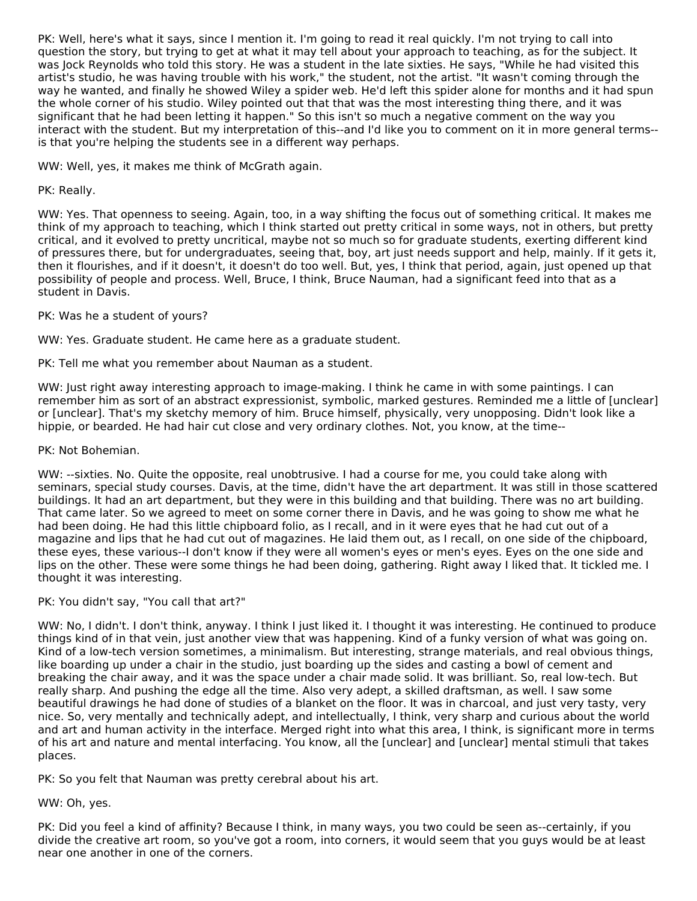PK: Well, here's what it says, since I mention it. I'm going to read it real quickly. I'm not trying to call into question the story, but trying to get at what it may tell about your approach to teaching, as for the subject. It was Jock Reynolds who told this story. He was a student in the late sixties. He says, "While he had visited this artist's studio, he was having trouble with his work," the student, not the artist. "It wasn't coming through the way he wanted, and finally he showed Wiley a spider web. He'd left this spider alone for months and it had spun the whole corner of his studio. Wiley pointed out that that was the most interesting thing there, and it was significant that he had been letting it happen." So this isn't so much a negative comment on the way you interact with the student. But my interpretation of this--and I'd like you to comment on it in more general terms--is that you're helping the students see in a different way perhaps.

WW: Well, yes, it makes me think of McGrath again.

PK: Really.

WW: Yes. That openness to seeing. Again, too, in a way shifting the focus out of something critical. It makes me think of my approach to teaching, which I think started out pretty critical in some ways, not in others, but pretty critical, and it evolved to pretty uncritical, maybe not so much so for graduate students, exerting different kind of pressures there, but for undergraduates, seeing that, boy, art just needs support and help, mainly. If it gets it, then it flourishes, and if it doesn't, it doesn't do too well. But, yes, I think that period, again, just opened up that possibility of people and process. Well, Bruce, I think, Bruce Nauman, had a significant feed into that as a student in Davis.

PK: Was he a student of yours?

WW: Yes. Graduate student. He came here as a graduate student.

PK: Tell me what you remember about Nauman as a student.

WW: Just right away interesting approach to image-making. I think he came in with some paintings. I can remember him as sort of an abstract expressionist, symbolic, marked gestures. Reminded me a little of [unclear] or [unclear]. That's my sketchy memory of him. Bruce himself, physically, very unopposing. Didn't look like a hippie, or bearded. He had hair cut close and very ordinary clothes. Not, you know, at the time--

PK: Not Bohemian.

WW: --sixties. No. Quite the opposite, real unobtrusive. I had a course for me, you could take along with seminars, special study courses. Davis, at the time, didn't have the art department. It was still in those scattered buildings. It had an art department, but they were in this building and that building. There was no art building. That came later. So we agreed to meet on some corner there in Davis, and he was going to show me what he had been doing. He had this little chipboard folio, as I recall, and in it were eyes that he had cut out of a magazine and lips that he had cut out of magazines. He laid them out, as I recall, on one side of the chipboard, these eyes, these various--I don't know if they were all women's eyes or men's eyes. Eyes on the one side and lips on the other. These were some things he had been doing, gathering. Right away I liked that. It tickled me. I thought it was interesting.

PK: You didn't say, "You call that art?"

WW: No, I didn't. I don't think, anyway. I think I just liked it. I thought it was interesting. He continued to produce things kind of in that vein, just another view that was happening. Kind of a funky version of what was going on. Kind of a low-tech version sometimes, a minimalism. But interesting, strange materials, and real obvious things, like boarding up under a chair in the studio, just boarding up the sides and casting a bowl of cement and breaking the chair away, and it was the space under a chair made solid. It was brilliant. So, real low-tech. But really sharp. And pushing the edge all the time. Also very adept, a skilled draftsman, as well. I saw some beautiful drawings he had done of studies of a blanket on the floor. It was in charcoal, and just very tasty, very nice. So, very mentally and technically adept, and intellectually, I think, very sharp and curious about the world and art and human activity in the interface. Merged right into what this area, I think, is significant more in terms of his art and nature and mental interfacing. You know, all the [unclear] and [unclear] mental stimuli that takes places.

PK: So you felt that Nauman was pretty cerebral about his art.

WW: Oh, yes.

PK: Did you feel a kind of affinity? Because I think, in many ways, you two could be seen as--certainly, if you divide the creative art room, so you've got a room, into corners, it would seem that you guys would be at least near one another in one of the corners.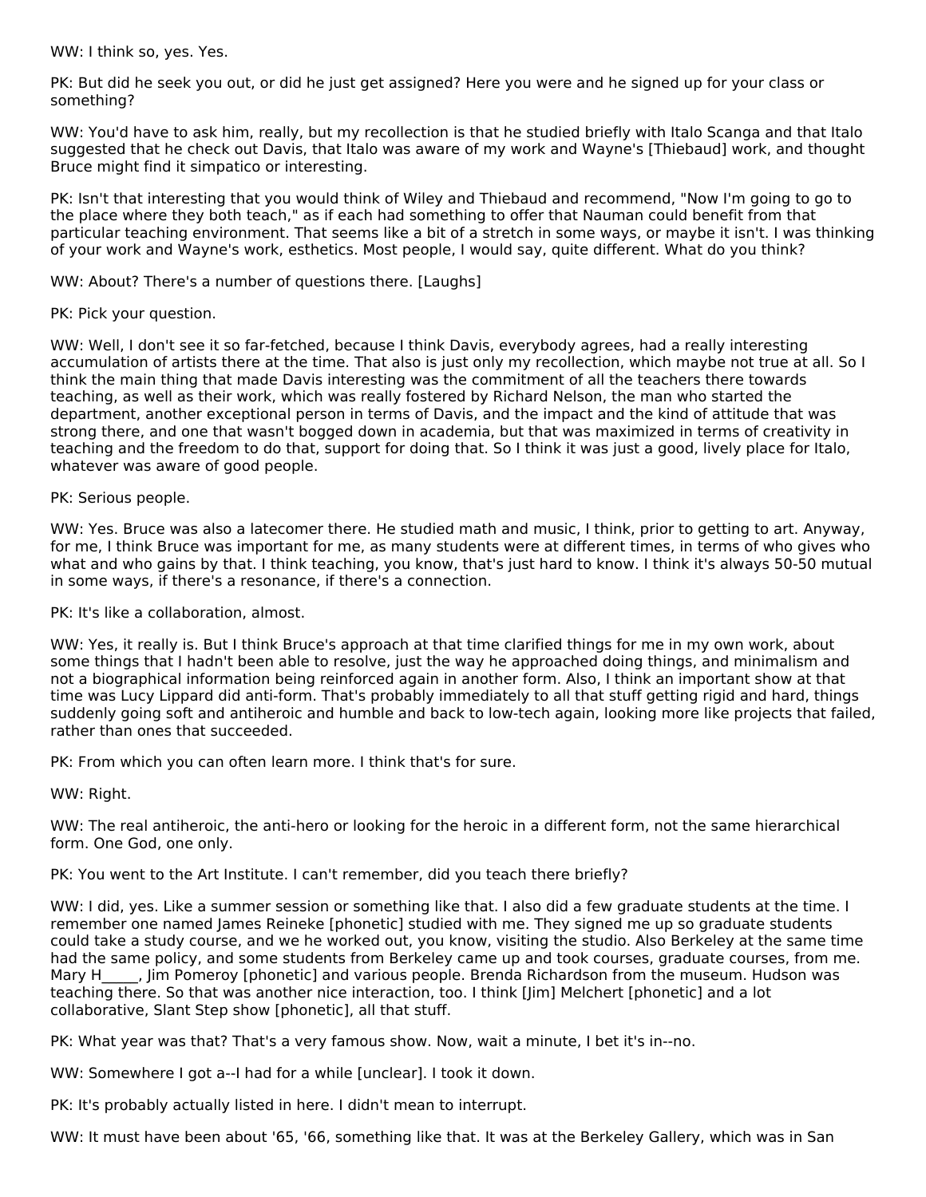WW: I think so, yes. Yes.

PK: But did he seek you out, or did he just get assigned? Here you were and he signed up for your class or something?

WW: You'd have to ask him, really, but my recollection is that he studied briefly with Italo Scanga and that Italo suggested that he check out Davis, that Italo was aware of my work and Wayne's [Thiebaud] work, and thought Bruce might find it simpatico or interesting.

PK: Isn't that interesting that you would think of Wiley and Thiebaud and recommend, "Now I'm going to go to the place where they both teach," as if each had something to offer that Nauman could benefit from that particular teaching environment. That seems like a bit of a stretch in some ways, or maybe it isn't. I was thinking of your work and Wayne's work, esthetics. Most people, I would say, quite different. What do you think?

WW: About? There's a number of questions there. [Laughs]

PK: Pick your question.

WW: Well, I don't see it so far-fetched, because I think Davis, everybody agrees, had a really interesting accumulation of artists there at the time. That also is just only my recollection, which maybe not true at all. So I think the main thing that made Davis interesting was the commitment of all the teachers there towards teaching, as well as their work, which was really fostered by Richard Nelson, the man who started the department, another exceptional person in terms of Davis, and the impact and the kind of attitude that was strong there, and one that wasn't bogged down in academia, but that was maximized in terms of creativity in teaching and the freedom to do that, support for doing that. So I think it was just a good, lively place for Italo, whatever was aware of good people.

PK: Serious people.

WW: Yes. Bruce was also a latecomer there. He studied math and music, I think, prior to getting to art. Anyway, for me, I think Bruce was important for me, as many students were at different times, in terms of who gives who what and who gains by that. I think teaching, you know, that's just hard to know. I think it's always 50-50 mutual in some ways, if there's a resonance, if there's a connection.

PK: It's like a collaboration, almost.

WW: Yes, it really is. But I think Bruce's approach at that time clarified things for me in my own work, about some things that I hadn't been able to resolve, just the way he approached doing things, and minimalism and not a biographical information being reinforced again in another form. Also, I think an important show at that time was Lucy Lippard did anti-form. That's probably immediately to all that stuff getting rigid and hard, things suddenly going soft and antiheroic and humble and back to low-tech again, looking more like projects that failed, rather than ones that succeeded.

PK: From which you can often learn more. I think that's for sure.

WW: Right.

WW: The real antiheroic, the anti-hero or looking for the heroic in a different form, not the same hierarchical form. One God, one only.

PK: You went to the Art Institute. I can't remember, did you teach there briefly?

WW: I did, yes. Like a summer session or something like that. I also did a few graduate students at the time. I remember one named James Reineke [phonetic] studied with me. They signed me up so graduate students could take a study course, and we he worked out, you know, visiting the studio. Also Berkeley at the same time had the same policy, and some students from Berkeley came up and took courses, graduate courses, from me. Mary H_____, Jim Pomeroy [phonetic] and various people. Brenda Richardson from the museum. Hudson was teaching there. So that was another nice interaction, too. I think [Jim] Melchert [phonetic] and a lot collaborative, Slant Step show [phonetic], all that stuff.

PK: What year was that? That's a very famous show. Now, wait a minute, I bet it's in--no.

WW: Somewhere I got a--I had for a while [unclear]. I took it down.

PK: It's probably actually listed in here. I didn't mean to interrupt.

WW: It must have been about '65, '66, something like that. It was at the Berkeley Gallery, which was in San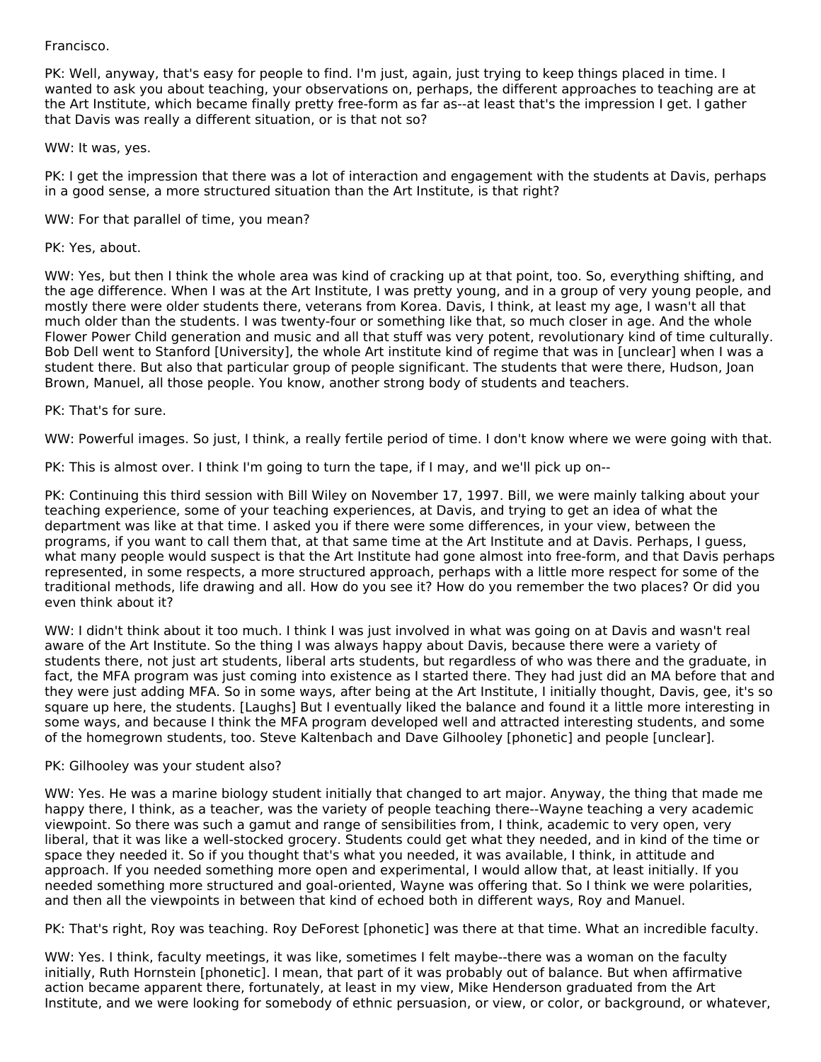Francisco.

PK: Well, anyway, that's easy for people to find. I'm just, again, just trying to keep things placed in time. I wanted to ask you about teaching, your observations on, perhaps, the different approaches to teaching are at the Art Institute, which became finally pretty free-form as far as--at least that's the impression I get. I gather that Davis was really a different situation, or is that not so?

WW: It was, yes.

PK: I get the impression that there was a lot of interaction and engagement with the students at Davis, perhaps in a good sense, a more structured situation than the Art Institute, is that right?

WW: For that parallel of time, you mean?

PK: Yes, about.

WW: Yes, but then I think the whole area was kind of cracking up at that point, too. So, everything shifting, and the age difference. When I was at the Art Institute, I was pretty young, and in a group of very young people, and mostly there were older students there, veterans from Korea. Davis, I think, at least my age, I wasn't all that much older than the students. I was twenty-four or something like that, so much closer in age. And the whole Flower Power Child generation and music and all that stuff was very potent, revolutionary kind of time culturally. Bob Dell went to Stanford [University], the whole Art institute kind of regime that was in [unclear] when I was a student there. But also that particular group of people significant. The students that were there, Hudson, Joan Brown, Manuel, all those people. You know, another strong body of students and teachers.

PK: That's for sure.

WW: Powerful images. So just, I think, a really fertile period of time. I don't know where we were going with that.

PK: This is almost over. I think I'm going to turn the tape, if I may, and we'll pick up on--

PK: Continuing this third session with Bill Wiley on November 17, 1997. Bill, we were mainly talking about your teaching experience, some of your teaching experiences, at Davis, and trying to get an idea of what the department was like at that time. I asked you if there were some differences, in your view, between the programs, if you want to call them that, at that same time at the Art Institute and at Davis. Perhaps, I guess, what many people would suspect is that the Art Institute had gone almost into free-form, and that Davis perhaps represented, in some respects, a more structured approach, perhaps with a little more respect for some of the traditional methods, life drawing and all. How do you see it? How do you remember the two places? Or did you even think about it?

WW: I didn't think about it too much. I think I was just involved in what was going on at Davis and wasn't real aware of the Art Institute. So the thing I was always happy about Davis, because there were a variety of students there, not just art students, liberal arts students, but regardless of who was there and the graduate, in fact, the MFA program was just coming into existence as I started there. They had just did an MA before that and they were just adding MFA. So in some ways, after being at the Art Institute, I initially thought, Davis, gee, it's so square up here, the students. [Laughs] But I eventually liked the balance and found it a little more interesting in some ways, and because I think the MFA program developed well and attracted interesting students, and some of the homegrown students, too. Steve Kaltenbach and Dave Gilhooley [phonetic] and people [unclear].

PK: Gilhooley was your student also?

WW: Yes. He was a marine biology student initially that changed to art major. Anyway, the thing that made me happy there, I think, as a teacher, was the variety of people teaching there--Wayne teaching a very academic viewpoint. So there was such a gamut and range of sensibilities from, I think, academic to very open, very liberal, that it was like a well-stocked grocery. Students could get what they needed, and in kind of the time or space they needed it. So if you thought that's what you needed, it was available, I think, in attitude and approach. If you needed something more open and experimental, I would allow that, at least initially. If you needed something more structured and goal-oriented, Wayne was offering that. So I think we were polarities, and then all the viewpoints in between that kind of echoed both in different ways, Roy and Manuel.

PK: That's right, Roy was teaching. Roy DeForest [phonetic] was there at that time. What an incredible faculty.

WW: Yes. I think, faculty meetings, it was like, sometimes I felt maybe--there was a woman on the faculty initially, Ruth Hornstein [phonetic]. I mean, that part of it was probably out of balance. But when affirmative action became apparent there, fortunately, at least in my view, Mike Henderson graduated from the Art Institute, and we were looking for somebody of ethnic persuasion, or view, or color, or background, or whatever,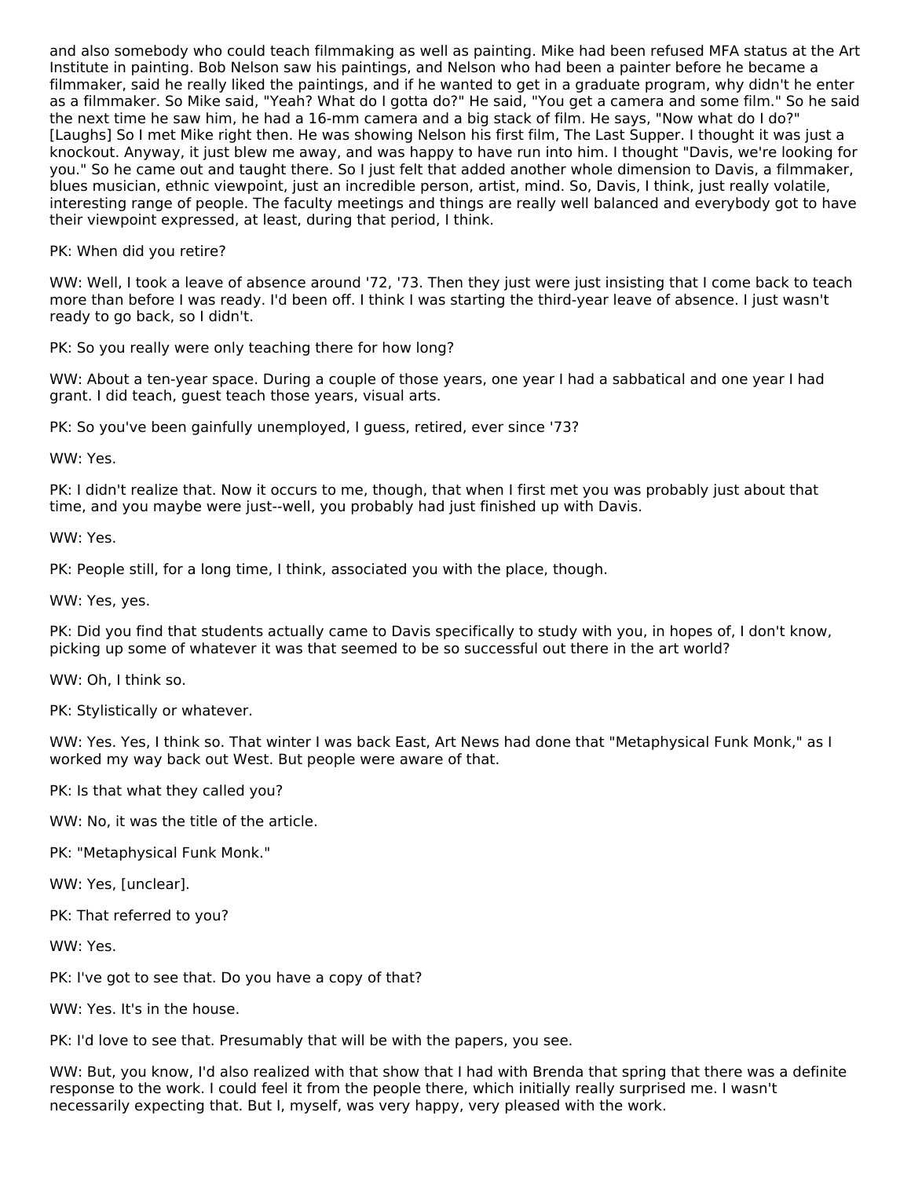and also somebody who could teach filmmaking as well as painting. Mike had been refused MFA status at the Art Institute in painting. Bob Nelson saw his paintings, and Nelson who had been a painter before he became a filmmaker, said he really liked the paintings, and if he wanted to get in a graduate program, why didn't he enter as a filmmaker. So Mike said, "Yeah? What do I gotta do?" He said, "You get a camera and some film." So he said the next time he saw him, he had a 16-mm camera and a big stack of film. He says, "Now what do I do?" [Laughs] So I met Mike right then. He was showing Nelson his first film, The Last Supper. I thought it was just a knockout. Anyway, it just blew me away, and was happy to have run into him. I thought "Davis, we're looking for you." So he came out and taught there. So I just felt that added another whole dimension to Davis, a filmmaker, blues musician, ethnic viewpoint, just an incredible person, artist, mind. So, Davis, I think, just really volatile, interesting range of people. The faculty meetings and things are really well balanced and everybody got to have their viewpoint expressed, at least, during that period, I think.

PK: When did you retire?

WW: Well, I took a leave of absence around '72, '73. Then they just were just insisting that I come back to teach more than before I was ready. I'd been off. I think I was starting the third-year leave of absence. I just wasn't ready to go back, so I didn't.

PK: So you really were only teaching there for how long?

WW: About a ten-year space. During a couple of those years, one year I had a sabbatical and one year I had grant. I did teach, guest teach those years, visual arts.

PK: So you've been gainfully unemployed, I guess, retired, ever since '73?

WW: Yes.

PK: I didn't realize that. Now it occurs to me, though, that when I first met you was probably just about that time, and you maybe were just--well, you probably had just finished up with Davis.

WW: Yes.

PK: People still, for a long time, I think, associated you with the place, though.

WW: Yes, yes.

PK: Did you find that students actually came to Davis specifically to study with you, in hopes of, I don't know, picking up some of whatever it was that seemed to be so successful out there in the art world?

WW: Oh, I think so.

PK: Stylistically or whatever.

WW: Yes. Yes, I think so. That winter I was back East, Art News had done that "Metaphysical Funk Monk," as I worked my way back out West. But people were aware of that.

PK: Is that what they called you?

WW: No, it was the title of the article.

PK: "Metaphysical Funk Monk."

WW: Yes, [unclear].

PK: That referred to you?

WW: Yes.

PK: I've got to see that. Do you have a copy of that?

WW: Yes. It's in the house.

PK: I'd love to see that. Presumably that will be with the papers, you see.

WW: But, you know, I'd also realized with that show that I had with Brenda that spring that there was a definite response to the work. I could feel it from the people there, which initially really surprised me. I wasn't necessarily expecting that. But I, myself, was very happy, very pleased with the work.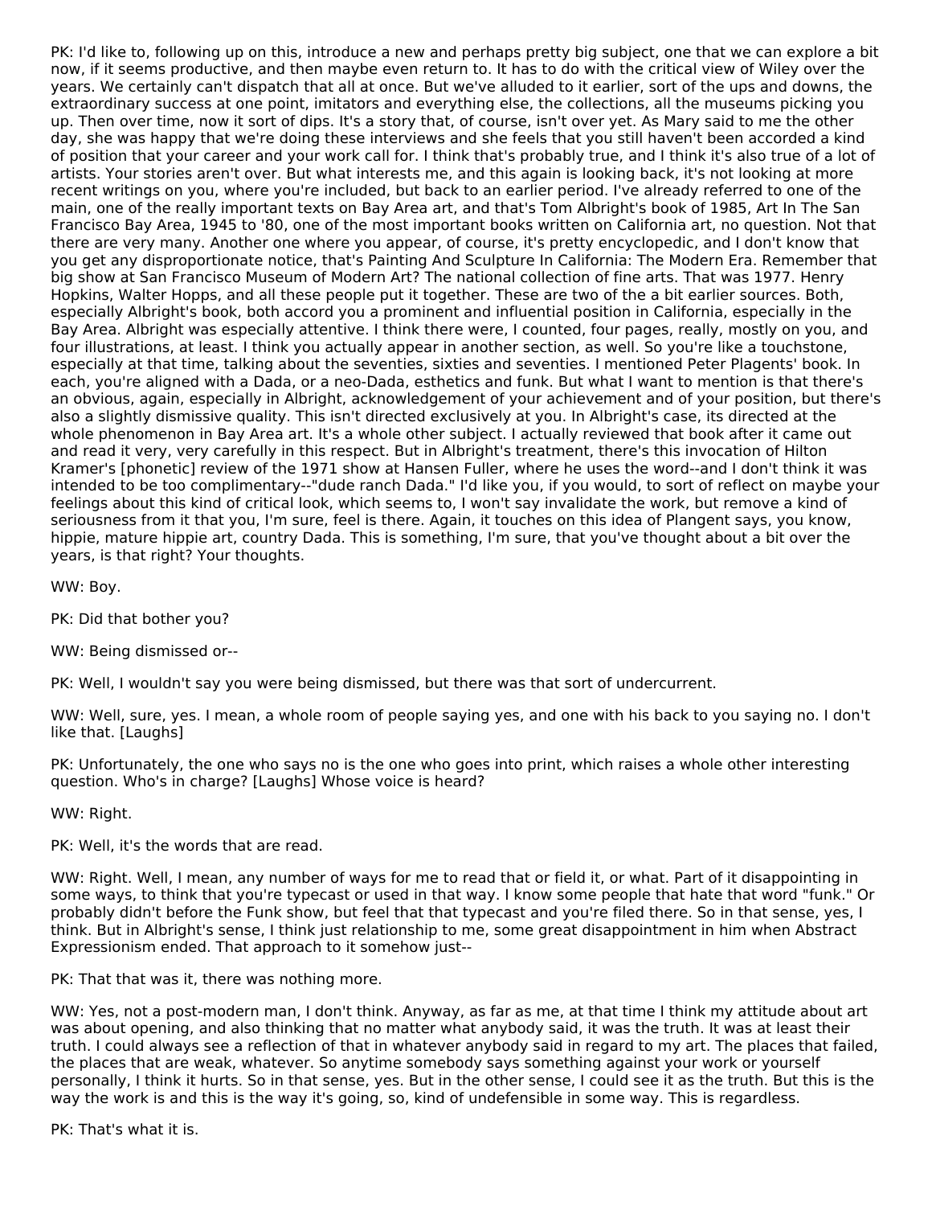PK: I'd like to, following up on this, introduce a new and perhaps pretty big subject, one that we can explore a bit now, if it seems productive, and then maybe even return to. It has to do with the critical view of Wiley over the years. We certainly can't dispatch that all at once. But we've alluded to it earlier, sort of the ups and downs, the extraordinary success at one point, imitators and everything else, the collections, all the museums picking you up. Then over time, now it sort of dips. It's a story that, of course, isn't over yet. As Mary said to me the other day, she was happy that we're doing these interviews and she feels that you still haven't been accorded a kind of position that your career and your work call for. I think that's probably true, and I think it's also true of a lot of artists. Your stories aren't over. But what interests me, and this again is looking back, it's not looking at more recent writings on you, where you're included, but back to an earlier period. I've already referred to one of the main, one of the really important texts on Bay Area art, and that's Tom Albright's book of 1985, Art In The San Francisco Bay Area, 1945 to '80, one of the most important books written on California art, no question. Not that there are very many. Another one where you appear, of course, it's pretty encyclopedic, and I don't know that you get any disproportionate notice, that's Painting And Sculpture In California: The Modern Era. Remember that big show at San Francisco Museum of Modern Art? The national collection of fine arts. That was 1977. Henry Hopkins, Walter Hopps, and all these people put it together. These are two of the a bit earlier sources. Both, especially Albright's book, both accord you a prominent and influential position in California, especially in the Bay Area. Albright was especially attentive. I think there were, I counted, four pages, really, mostly on you, and four illustrations, at least. I think you actually appear in another section, as well. So you're like a touchstone, especially at that time, talking about the seventies, sixties and seventies. I mentioned Peter Plagents' book. In each, you're aligned with a Dada, or a neo-Dada, esthetics and funk. But what I want to mention is that there's an obvious, again, especially in Albright, acknowledgement of your achievement and of your position, but there's also a slightly dismissive quality. This isn't directed exclusively at you. In Albright's case, its directed at the whole phenomenon in Bay Area art. It's a whole other subject. I actually reviewed that book after it came out and read it very, very carefully in this respect. But in Albright's treatment, there's this invocation of Hilton Kramer's [phonetic] review of the 1971 show at Hansen Fuller, where he uses the word--and I don't think it was intended to be too complimentary--"dude ranch Dada." I'd like you, if you would, to sort of reflect on maybe your feelings about this kind of critical look, which seems to, I won't say invalidate the work, but remove a kind of seriousness from it that you, I'm sure, feel is there. Again, it touches on this idea of Plangent says, you know, hippie, mature hippie art, country Dada. This is something, I'm sure, that you've thought about a bit over the years, is that right? Your thoughts.

WW: Boy.

PK: Did that bother you?

WW: Being dismissed or--

PK: Well, I wouldn't say you were being dismissed, but there was that sort of undercurrent.

WW: Well, sure, yes. I mean, a whole room of people saying yes, and one with his back to you saying no. I don't like that. [Laughs]

PK: Unfortunately, the one who says no is the one who goes into print, which raises a whole other interesting question. Who's in charge? [Laughs] Whose voice is heard?

WW: Right.

PK: Well, it's the words that are read.

WW: Right. Well, I mean, any number of ways for me to read that or field it, or what. Part of it disappointing in some ways, to think that you're typecast or used in that way. I know some people that hate that word "funk." Or probably didn't before the Funk show, but feel that that typecast and you're filed there. So in that sense, yes, I think. But in Albright's sense, I think just relationship to me, some great disappointment in him when Abstract Expressionism ended. That approach to it somehow just--

PK: That that was it, there was nothing more.

WW: Yes, not a post-modern man, I don't think. Anyway, as far as me, at that time I think my attitude about art was about opening, and also thinking that no matter what anybody said, it was the truth. It was at least their truth. I could always see a reflection of that in whatever anybody said in regard to my art. The places that failed, the places that are weak, whatever. So anytime somebody says something against your work or yourself personally, I think it hurts. So in that sense, yes. But in the other sense, I could see it as the truth. But this is the way the work is and this is the way it's going, so, kind of undefensible in some way. This is regardless.

PK: That's what it is.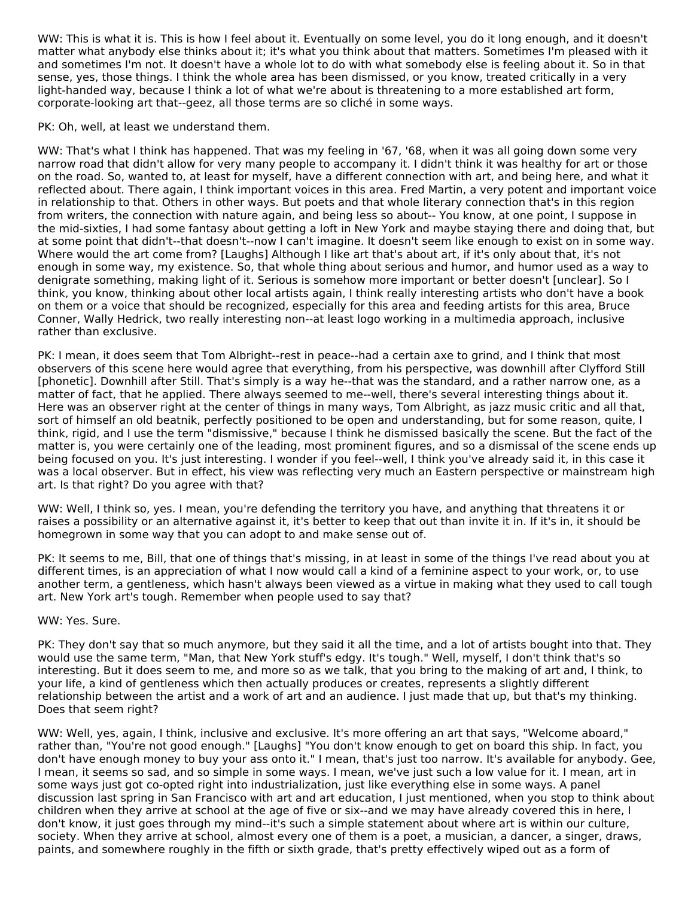WW: This is what it is. This is how I feel about it. Eventually on some level, you do it long enough, and it doesn't matter what anybody else thinks about it; it's what you think about that matters. Sometimes I'm pleased with it and sometimes I'm not. It doesn't have a whole lot to do with what somebody else is feeling about it. So in that sense, yes, those things. I think the whole area has been dismissed, or you know, treated critically in a very light-handed way, because I think a lot of what we're about is threatening to a more established art form, corporate-looking art that--geez, all those terms are so cliché in some ways.

PK: Oh, well, at least we understand them.

WW: That's what I think has happened. That was my feeling in '67, '68, when it was all going down some very narrow road that didn't allow for very many people to accompany it. I didn't think it was healthy for art or those on the road. So, wanted to, at least for myself, have a different connection with art, and being here, and what it reflected about. There again, I think important voices in this area. Fred Martin, a very potent and important voice in relationship to that. Others in other ways. But poets and that whole literary connection that's in this region from writers, the connection with nature again, and being less so about-- You know, at one point, I suppose in the mid-sixties, I had some fantasy about getting a loft in New York and maybe staying there and doing that, but at some point that didn't--that doesn't--now I can't imagine. It doesn't seem like enough to exist on in some way. Where would the art come from? [Laughs] Although I like art that's about art, if it's only about that, it's not enough in some way, my existence. So, that whole thing about serious and humor, and humor used as a way to denigrate something, making light of it. Serious is somehow more important or better doesn't [unclear]. So I think, you know, thinking about other local artists again, I think really interesting artists who don't have a book on them or a voice that should be recognized, especially for this area and feeding artists for this area, Bruce Conner, Wally Hedrick, two really interesting non--at least logo working in a multimedia approach, inclusive rather than exclusive.

PK: I mean, it does seem that Tom Albright--rest in peace--had a certain axe to grind, and I think that most observers of this scene here would agree that everything, from his perspective, was downhill after Clyfford Still [phonetic]. Downhill after Still. That's simply is a way he--that was the standard, and a rather narrow one, as a matter of fact, that he applied. There always seemed to me--well, there's several interesting things about it. Here was an observer right at the center of things in many ways, Tom Albright, as jazz music critic and all that, sort of himself an old beatnik, perfectly positioned to be open and understanding, but for some reason, quite, I think, rigid, and I use the term "dismissive," because I think he dismissed basically the scene. But the fact of the matter is, you were certainly one of the leading, most prominent figures, and so a dismissal of the scene ends up being focused on you. It's just interesting. I wonder if you feel--well, I think you've already said it, in this case it was a local observer. But in effect, his view was reflecting very much an Eastern perspective or mainstream high art. Is that right? Do you agree with that?

WW: Well, I think so, yes. I mean, you're defending the territory you have, and anything that threatens it or raises a possibility or an alternative against it, it's better to keep that out than invite it in. If it's in, it should be homegrown in some way that you can adopt to and make sense out of.

PK: It seems to me, Bill, that one of things that's missing, in at least in some of the things I've read about you at different times, is an appreciation of what I now would call a kind of a feminine aspect to your work, or, to use another term, a gentleness, which hasn't always been viewed as a virtue in making what they used to call tough art. New York art's tough. Remember when people used to say that?

WW: Yes. Sure.

PK: They don't say that so much anymore, but they said it all the time, and a lot of artists bought into that. They would use the same term, "Man, that New York stuff's edgy. It's tough." Well, myself, I don't think that's so interesting. But it does seem to me, and more so as we talk, that you bring to the making of art and, I think, to your life, a kind of gentleness which then actually produces or creates, represents a slightly different relationship between the artist and a work of art and an audience. I just made that up, but that's my thinking. Does that seem right?

WW: Well, yes, again, I think, inclusive and exclusive. It's more offering an art that says, "Welcome aboard," rather than, "You're not good enough." [Laughs] "You don't know enough to get on board this ship. In fact, you don't have enough money to buy your ass onto it." I mean, that's just too narrow. It's available for anybody. Gee, I mean, it seems so sad, and so simple in some ways. I mean, we've just such a low value for it. I mean, art in some ways just got co-opted right into industrialization, just like everything else in some ways. A panel discussion last spring in San Francisco with art and art education, I just mentioned, when you stop to think about children when they arrive at school at the age of five or six--and we may have already covered this in here, I don't know, it just goes through my mind--it's such a simple statement about where art is within our culture, society. When they arrive at school, almost every one of them is a poet, a musician, a dancer, a singer, draws, paints, and somewhere roughly in the fifth or sixth grade, that's pretty effectively wiped out as a form of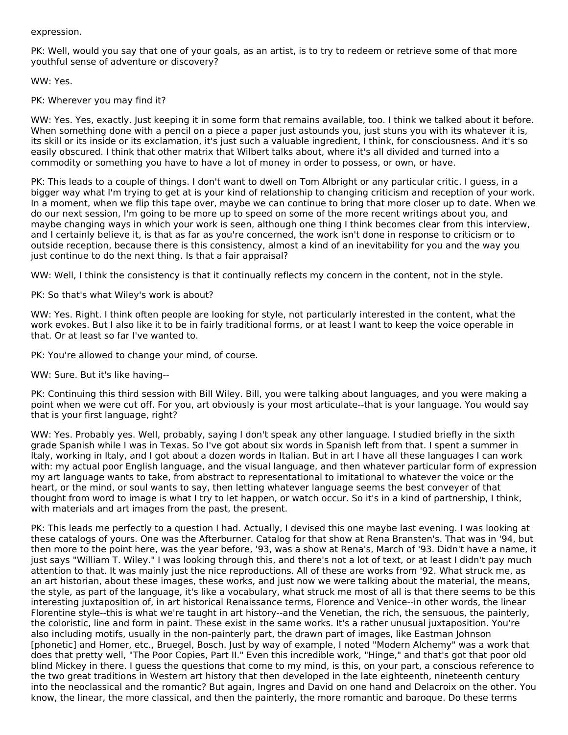expression.

PK: Well, would you say that one of your goals, as an artist, is to try to redeem or retrieve some of that more youthful sense of adventure or discovery?

WW: Yes.

PK: Wherever you may find it?

WW: Yes. Yes, exactly. Just keeping it in some form that remains available, too. I think we talked about it before. When something done with a pencil on a piece a paper just astounds you, just stuns you with its whatever it is, its skill or its inside or its exclamation, it's just such a valuable ingredient, I think, for consciousness. And it's so easily obscured. I think that other matrix that Wilbert talks about, where it's all divided and turned into a commodity or something you have to have a lot of money in order to possess, or own, or have.

PK: This leads to a couple of things. I don't want to dwell on Tom Albright or any particular critic. I guess, in a bigger way what I'm trying to get at is your kind of relationship to changing criticism and reception of your work. In a moment, when we flip this tape over, maybe we can continue to bring that more closer up to date. When we do our next session, I'm going to be more up to speed on some of the more recent writings about you, and maybe changing ways in which your work is seen, although one thing I think becomes clear from this interview, and I certainly believe it, is that as far as you're concerned, the work isn't done in response to criticism or to outside reception, because there is this consistency, almost a kind of an inevitability for you and the way you just continue to do the next thing. Is that a fair appraisal?

WW: Well, I think the consistency is that it continually reflects my concern in the content, not in the style.

PK: So that's what Wiley's work is about?

WW: Yes. Right. I think often people are looking for style, not particularly interested in the content, what the work evokes. But I also like it to be in fairly traditional forms, or at least I want to keep the voice operable in that. Or at least so far I've wanted to.

PK: You're allowed to change your mind, of course.

WW: Sure. But it's like having--

PK: Continuing this third session with Bill Wiley. Bill, you were talking about languages, and you were making a point when we were cut off. For you, art obviously is your most articulate--that is your language. You would say that is your first language, right?

WW: Yes. Probably yes. Well, probably, saying I don't speak any other language. I studied briefly in the sixth grade Spanish while I was in Texas. So I've got about six words in Spanish left from that. I spent a summer in Italy, working in Italy, and I got about a dozen words in Italian. But in art I have all these languages I can work with: my actual poor English language, and the visual language, and then whatever particular form of expression my art language wants to take, from abstract to representational to imitational to whatever the voice or the heart, or the mind, or soul wants to say, then letting whatever language seems the best conveyer of that thought from word to image is what I try to let happen, or watch occur. So it's in a kind of partnership, I think, with materials and art images from the past, the present.

PK: This leads me perfectly to a question I had. Actually, I devised this one maybe last evening. I was looking at these catalogs of yours. One was the Afterburner. Catalog for that show at Rena Bransten's. That was in '94, but then more to the point here, was the year before, '93, was a show at Rena's, March of '93. Didn't have a name, it just says "William T. Wiley." I was looking through this, and there's not a lot of text, or at least I didn't pay much attention to that. It was mainly just the nice reproductions. All of these are works from '92. What struck me, as an art historian, about these images, these works, and just now we were talking about the material, the means, the style, as part of the language, it's like a vocabulary, what struck me most of all is that there seems to be this interesting juxtaposition of, in art historical Renaissance terms, Florence and Venice--in other words, the linear Florentine style--this is what we're taught in art history--and the Venetian, the rich, the sensuous, the painterly, the coloristic, line and form in paint. These exist in the same works. It's a rather unusual juxtaposition. You're also including motifs, usually in the non-painterly part, the drawn part of images, like Eastman Johnson [phonetic] and Homer, etc., Bruegel, Bosch. Just by way of example, I noted "Modern Alchemy" was a work that does that pretty well, "The Poor Copies, Part II." Even this incredible work, "Hinge," and that's got that poor old blind Mickey in there. I guess the questions that come to my mind, is this, on your part, a conscious reference to the two great traditions in Western art history that then developed in the late eighteenth, nineteenth century into the neoclassical and the romantic? But again, Ingres and David on one hand and Delacroix on the other. You know, the linear, the more classical, and then the painterly, the more romantic and baroque. Do these terms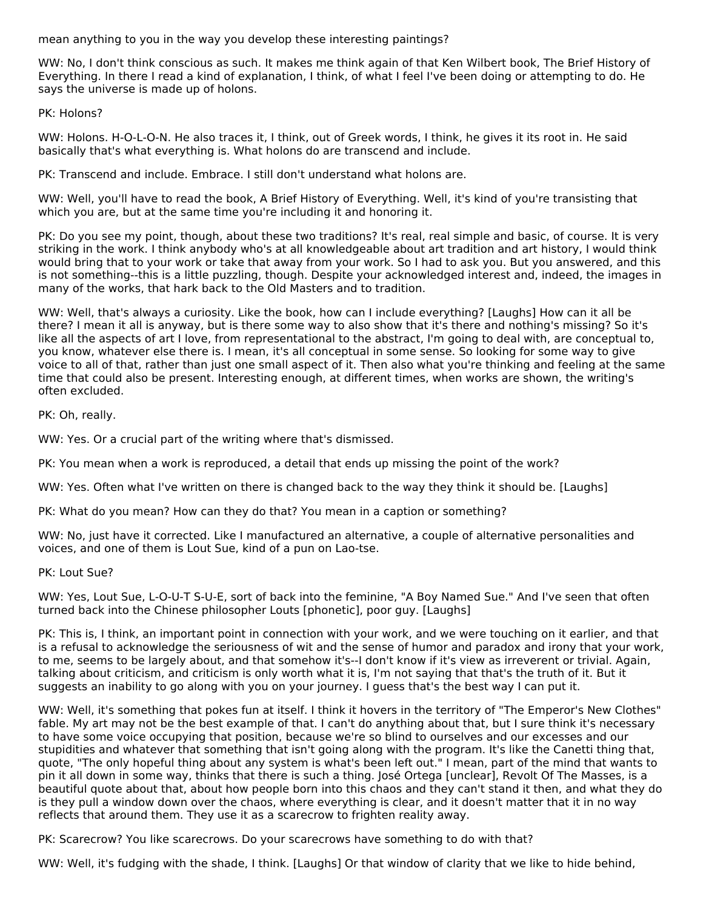mean anything to you in the way you develop these interesting paintings?

WW: No, I don't think conscious as such. It makes me think again of that Ken Wilbert book, The Brief History of Everything. In there I read a kind of explanation, I think, of what I feel I've been doing or attempting to do. He says the universe is made up of holons.

PK: Holons?

WW: Holons. H-O-L-O-N. He also traces it, I think, out of Greek words, I think, he gives it its root in. He said basically that's what everything is. What holons do are transcend and include.

PK: Transcend and include. Embrace. I still don't understand what holons are.

WW: Well, you'll have to read the book, A Brief History of Everything. Well, it's kind of you're transisting that which you are, but at the same time you're including it and honoring it.

PK: Do you see my point, though, about these two traditions? It's real, real simple and basic, of course. It is very striking in the work. I think anybody who's at all knowledgeable about art tradition and art history, I would think would bring that to your work or take that away from your work. So I had to ask you. But you answered, and this is not something--this is a little puzzling, though. Despite your acknowledged interest and, indeed, the images in many of the works, that hark back to the Old Masters and to tradition.

WW: Well, that's always a curiosity. Like the book, how can I include everything? [Laughs] How can it all be there? I mean it all is anyway, but is there some way to also show that it's there and nothing's missing? So it's like all the aspects of art I love, from representational to the abstract, I'm going to deal with, are conceptual to, you know, whatever else there is. I mean, it's all conceptual in some sense. So looking for some way to give voice to all of that, rather than just one small aspect of it. Then also what you're thinking and feeling at the same time that could also be present. Interesting enough, at different times, when works are shown, the writing's often excluded.

PK: Oh, really.

WW: Yes. Or a crucial part of the writing where that's dismissed.

PK: You mean when a work is reproduced, a detail that ends up missing the point of the work?

WW: Yes. Often what I've written on there is changed back to the way they think it should be. [Laughs]

PK: What do you mean? How can they do that? You mean in a caption or something?

WW: No, just have it corrected. Like I manufactured an alternative, a couple of alternative personalities and voices, and one of them is Lout Sue, kind of a pun on Lao-tse.

PK: Lout Sue?

WW: Yes, Lout Sue, L-O-U-T S-U-E, sort of back into the feminine, "A Boy Named Sue." And I've seen that often turned back into the Chinese philosopher Louts [phonetic], poor guy. [Laughs]

PK: This is, I think, an important point in connection with your work, and we were touching on it earlier, and that is a refusal to acknowledge the seriousness of wit and the sense of humor and paradox and irony that your work, to me, seems to be largely about, and that somehow it's--I don't know if it's view as irreverent or trivial. Again, talking about criticism, and criticism is only worth what it is, I'm not saying that that's the truth of it. But it suggests an inability to go along with you on your journey. I guess that's the best way I can put it.

WW: Well, it's something that pokes fun at itself. I think it hovers in the territory of "The Emperor's New Clothes" fable. My art may not be the best example of that. I can't do anything about that, but I sure think it's necessary to have some voice occupying that position, because we're so blind to ourselves and our excesses and our stupidities and whatever that something that isn't going along with the program. It's like the Canetti thing that, quote, "The only hopeful thing about any system is what's been left out." I mean, part of the mind that wants to pin it all down in some way, thinks that there is such a thing. José Ortega [unclear], Revolt Of The Masses, is a beautiful quote about that, about how people born into this chaos and they can't stand it then, and what they do is they pull a window down over the chaos, where everything is clear, and it doesn't matter that it in no way reflects that around them. They use it as a scarecrow to frighten reality away.

PK: Scarecrow? You like scarecrows. Do your scarecrows have something to do with that?

WW: Well, it's fudging with the shade, I think. [Laughs] Or that window of clarity that we like to hide behind,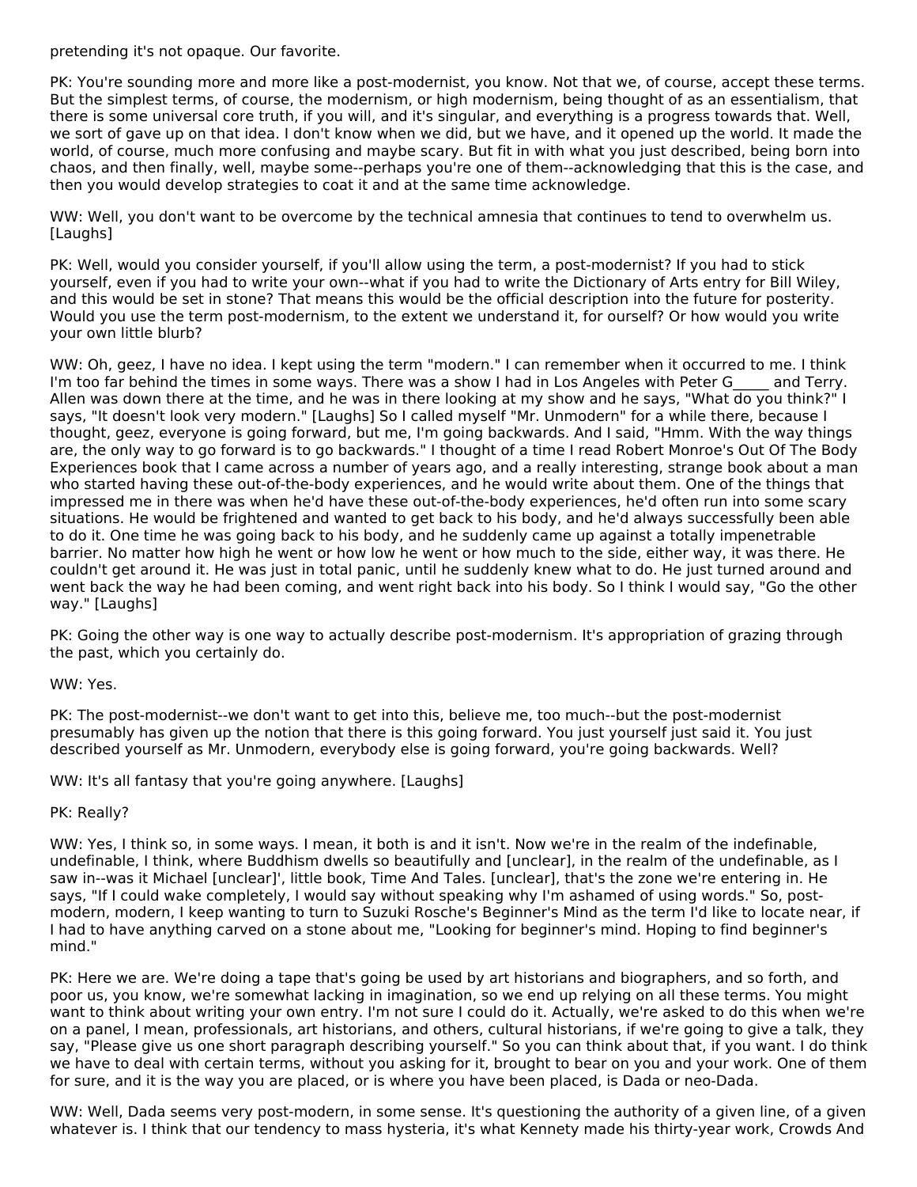pretending it's not opaque. Our favorite.

PK: You're sounding more and more like a post-modernist, you know. Not that we, of course, accept these terms. But the simplest terms, of course, the modernism, or high modernism, being thought of as an essentialism, that there is some universal core truth, if you will, and it's singular, and everything is a progress towards that. Well, we sort of gave up on that idea. I don't know when we did, but we have, and it opened up the world. It made the world, of course, much more confusing and maybe scary. But fit in with what you just described, being born into chaos, and then finally, well, maybe some--perhaps you're one of them--acknowledging that this is the case, and then you would develop strategies to coat it and at the same time acknowledge.

WW: Well, you don't want to be overcome by the technical amnesia that continues to tend to overwhelm us. [Laughs]

PK: Well, would you consider yourself, if you'll allow using the term, a post-modernist? If you had to stick yourself, even if you had to write your own--what if you had to write the Dictionary of Arts entry for Bill Wiley, and this would be set in stone? That means this would be the official description into the future for posterity. Would you use the term post-modernism, to the extent we understand it, for ourself? Or how would you write your own little blurb?

WW: Oh, geez, I have no idea. I kept using the term "modern." I can remember when it occurred to me. I think I'm too far behind the times in some ways. There was a show I had in Los Angeles with Peter G_____ and Terry. Allen was down there at the time, and he was in there looking at my show and he says, "What do you think?" I says, "It doesn't look very modern." [Laughs] So I called myself "Mr. Unmodern" for a while there, because I thought, geez, everyone is going forward, but me, I'm going backwards. And I said, "Hmm. With the way things are, the only way to go forward is to go backwards." I thought of a time I read Robert Monroe's Out Of The Body Experiences book that I came across a number of years ago, and a really interesting, strange book about a man who started having these out-of-the-body experiences, and he would write about them. One of the things that impressed me in there was when he'd have these out-of-the-body experiences, he'd often run into some scary situations. He would be frightened and wanted to get back to his body, and he'd always successfully been able to do it. One time he was going back to his body, and he suddenly came up against a totally impenetrable barrier. No matter how high he went or how low he went or how much to the side, either way, it was there. He couldn't get around it. He was just in total panic, until he suddenly knew what to do. He just turned around and went back the way he had been coming, and went right back into his body. So I think I would say, "Go the other way." [Laughs]

PK: Going the other way is one way to actually describe post-modernism. It's appropriation of grazing through the past, which you certainly do.

WW: Yes.

PK: The post-modernist--we don't want to get into this, believe me, too much--but the post-modernist presumably has given up the notion that there is this going forward. You just yourself just said it. You just described yourself as Mr. Unmodern, everybody else is going forward, you're going backwards. Well?

WW: It's all fantasy that you're going anywhere. [Laughs]

PK: Really?

WW: Yes, I think so, in some ways. I mean, it both is and it isn't. Now we're in the realm of the indefinable, undefinable, I think, where Buddhism dwells so beautifully and [unclear], in the realm of the undefinable, as I saw in--was it Michael [unclear]', little book, Time And Tales. [unclear], that's the zone we're entering in. He says, "If I could wake completely, I would say without speaking why I'm ashamed of using words." So, post-modern, modern, I keep wanting to turn to Suzuki Rosche's Beginner's Mind as the term I'd like to locate near, if I had to have anything carved on a stone about me, "Looking for beginner's mind. Hoping to find beginner's mind."

PK: Here we are. We're doing a tape that's going be used by art historians and biographers, and so forth, and poor us, you know, we're somewhat lacking in imagination, so we end up relying on all these terms. You might want to think about writing your own entry. I'm not sure I could do it. Actually, we're asked to do this when we're on a panel, I mean, professionals, art historians, and others, cultural historians, if we're going to give a talk, they say, "Please give us one short paragraph describing yourself." So you can think about that, if you want. I do think we have to deal with certain terms, without you asking for it, brought to bear on you and your work. One of them for sure, and it is the way you are placed, or is where you have been placed, is Dada or neo-Dada.

WW: Well, Dada seems very post-modern, in some sense. It's questioning the authority of a given line, of a given whatever is. I think that our tendency to mass hysteria, it's what Kennety made his thirty-year work, Crowds And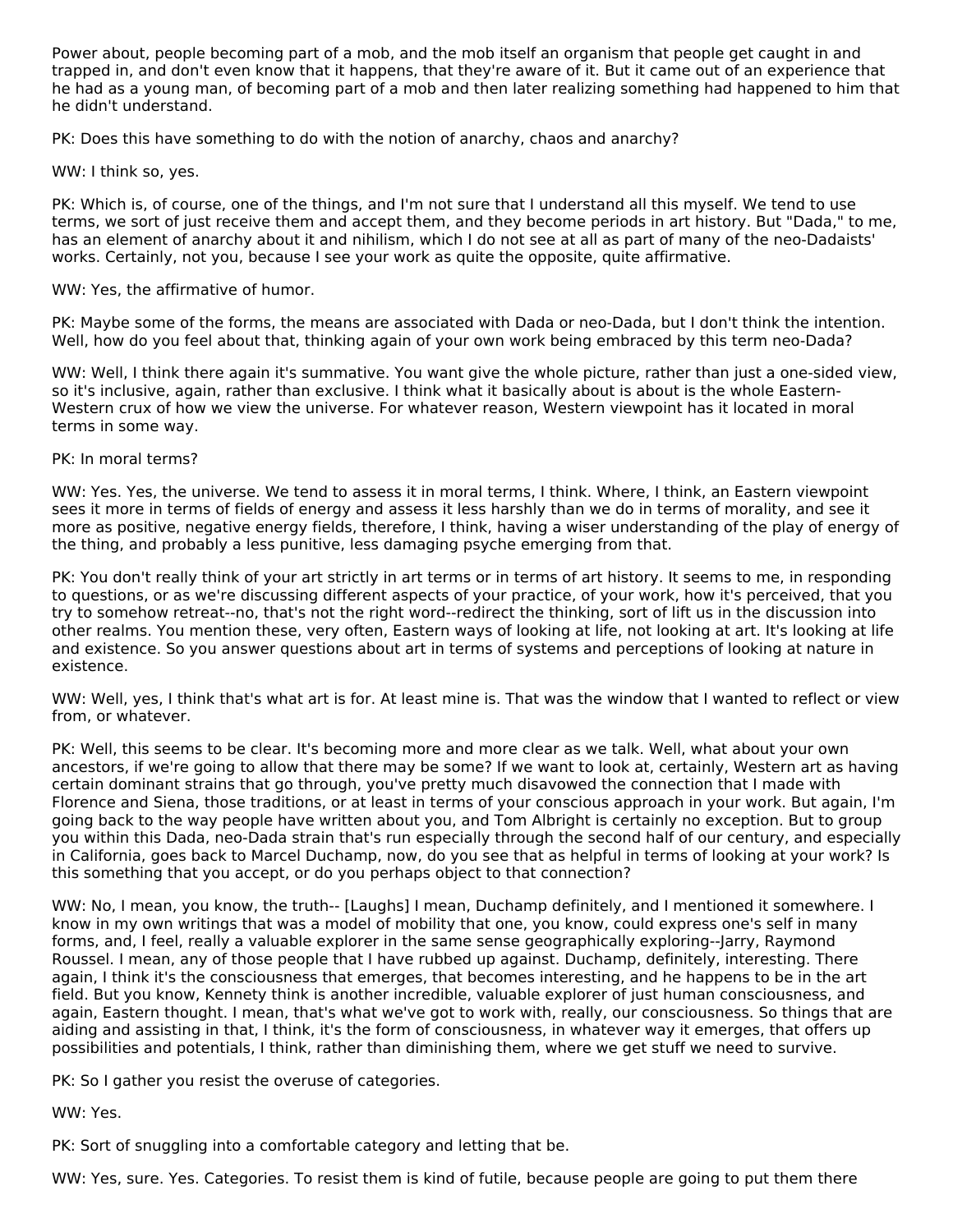Power about, people becoming part of a mob, and the mob itself an organism that people get caught in and trapped in, and don't even know that it happens, that they're aware of it. But it came out of an experience that he had as a young man, of becoming part of a mob and then later realizing something had happened to him that he didn't understand.

PK: Does this have something to do with the notion of anarchy, chaos and anarchy?

WW: I think so, yes.

PK: Which is, of course, one of the things, and I'm not sure that I understand all this myself. We tend to use terms, we sort of just receive them and accept them, and they become periods in art history. But "Dada," to me, has an element of anarchy about it and nihilism, which I do not see at all as part of many of the neo-Dadaists' works. Certainly, not you, because I see your work as quite the opposite, quite affirmative.

WW: Yes, the affirmative of humor.

PK: Maybe some of the forms, the means are associated with Dada or neo-Dada, but I don't think the intention. Well, how do you feel about that, thinking again of your own work being embraced by this term neo-Dada?

WW: Well, I think there again it's summative. You want give the whole picture, rather than just a one-sided view, so it's inclusive, again, rather than exclusive. I think what it basically about is about is the whole Eastern-Western crux of how we view the universe. For whatever reason, Western viewpoint has it located in moral terms in some way.

PK: In moral terms?

WW: Yes. Yes, the universe. We tend to assess it in moral terms, I think. Where, I think, an Eastern viewpoint sees it more in terms of fields of energy and assess it less harshly than we do in terms of morality, and see it more as positive, negative energy fields, therefore, I think, having a wiser understanding of the play of energy of the thing, and probably a less punitive, less damaging psyche emerging from that.

PK: You don't really think of your art strictly in art terms or in terms of art history. It seems to me, in responding to questions, or as we're discussing different aspects of your practice, of your work, how it's perceived, that you try to somehow retreat--no, that's not the right word--redirect the thinking, sort of lift us in the discussion into other realms. You mention these, very often, Eastern ways of looking at life, not looking at art. It's looking at life and existence. So you answer questions about art in terms of systems and perceptions of looking at nature in existence.

WW: Well, yes, I think that's what art is for. At least mine is. That was the window that I wanted to reflect or view from, or whatever.

PK: Well, this seems to be clear. It's becoming more and more clear as we talk. Well, what about your own ancestors, if we're going to allow that there may be some? If we want to look at, certainly, Western art as having certain dominant strains that go through, you've pretty much disavowed the connection that I made with Florence and Siena, those traditions, or at least in terms of your conscious approach in your work. But again, I'm going back to the way people have written about you, and Tom Albright is certainly no exception. But to group you within this Dada, neo-Dada strain that's run especially through the second half of our century, and especially in California, goes back to Marcel Duchamp, now, do you see that as helpful in terms of looking at your work? Is this something that you accept, or do you perhaps object to that connection?

WW: No, I mean, you know, the truth-- [Laughs] I mean, Duchamp definitely, and I mentioned it somewhere. I know in my own writings that was a model of mobility that one, you know, could express one's self in many forms, and, I feel, really a valuable explorer in the same sense geographically exploring--Jarry, Raymond Roussel. I mean, any of those people that I have rubbed up against. Duchamp, definitely, interesting. There again, I think it's the consciousness that emerges, that becomes interesting, and he happens to be in the art field. But you know, Kennety think is another incredible, valuable explorer of just human consciousness, and again, Eastern thought. I mean, that's what we've got to work with, really, our consciousness. So things that are aiding and assisting in that, I think, it's the form of consciousness, in whatever way it emerges, that offers up possibilities and potentials, I think, rather than diminishing them, where we get stuff we need to survive.

PK: So I gather you resist the overuse of categories.

WW: Yes.

PK: Sort of snuggling into a comfortable category and letting that be.

WW: Yes, sure. Yes. Categories. To resist them is kind of futile, because people are going to put them there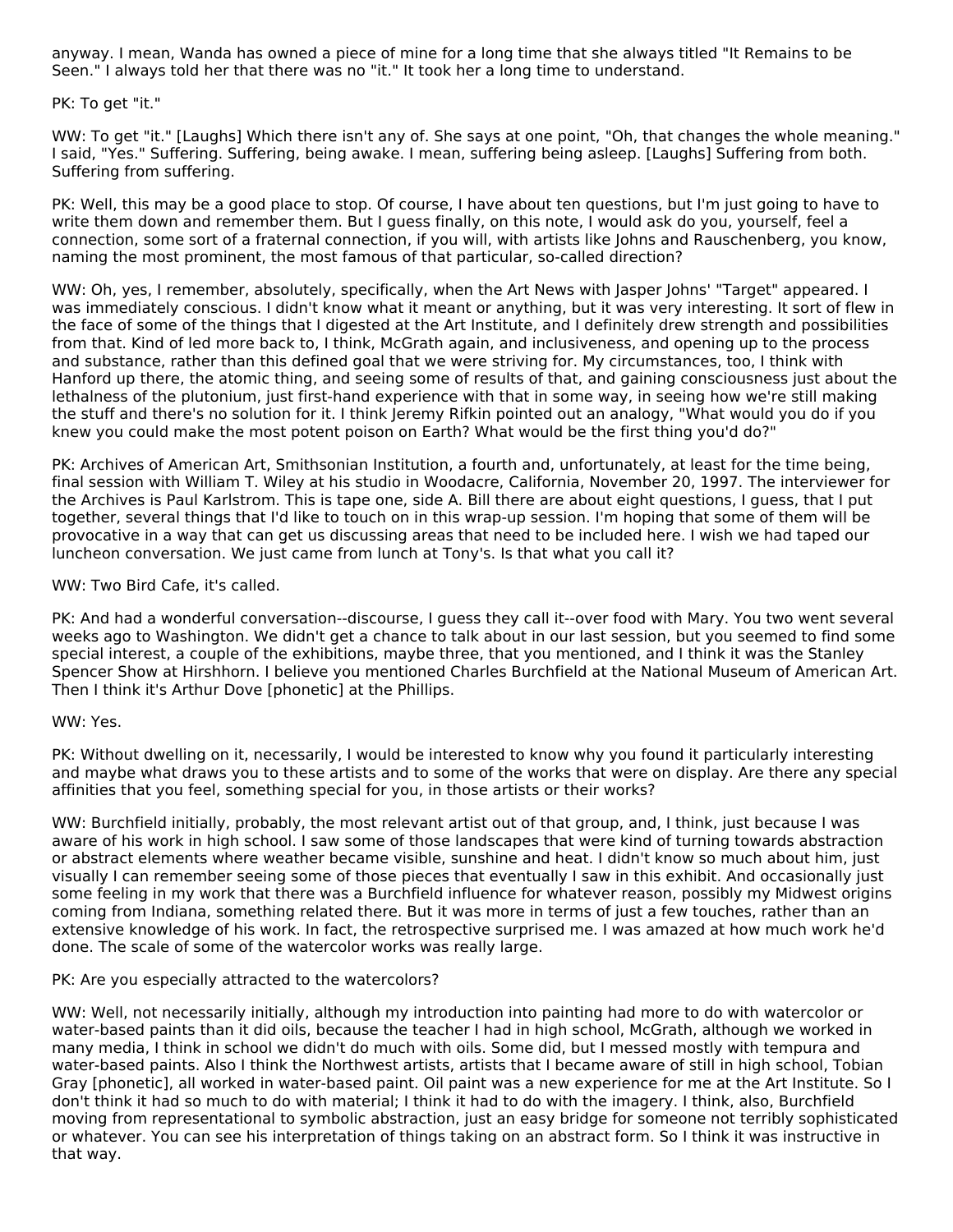anyway. I mean, Wanda has owned a piece of mine for a long time that she always titled "It Remains to be Seen." I always told her that there was no "it." It took her a long time to understand.

PK: To get "it."

WW: To get "it." [Laughs] Which there isn't any of. She says at one point, "Oh, that changes the whole meaning." I said, "Yes." Suffering. Suffering, being awake. I mean, suffering being asleep. [Laughs] Suffering from both. Suffering from suffering.

PK: Well, this may be a good place to stop. Of course, I have about ten questions, but I'm just going to have to write them down and remember them. But I guess finally, on this note, I would ask do you, yourself, feel a connection, some sort of a fraternal connection, if you will, with artists like Johns and Rauschenberg, you know, naming the most prominent, the most famous of that particular, so-called direction?

WW: Oh, yes, I remember, absolutely, specifically, when the Art News with Jasper Johns' "Target" appeared. I was immediately conscious. I didn't know what it meant or anything, but it was very interesting. It sort of flew in the face of some of the things that I digested at the Art Institute, and I definitely drew strength and possibilities from that. Kind of led more back to, I think, McGrath again, and inclusiveness, and opening up to the process and substance, rather than this defined goal that we were striving for. My circumstances, too, I think with Hanford up there, the atomic thing, and seeing some of results of that, and gaining consciousness just about the lethalness of the plutonium, just first-hand experience with that in some way, in seeing how we're still making the stuff and there's no solution for it. I think Jeremy Rifkin pointed out an analogy, "What would you do if you knew you could make the most potent poison on Earth? What would be the first thing you'd do?"

PK: Archives of American Art, Smithsonian Institution, a fourth and, unfortunately, at least for the time being, final session with William T. Wiley at his studio in Woodacre, California, November 20, 1997. The interviewer for the Archives is Paul Karlstrom. This is tape one, side A. Bill there are about eight questions, I guess, that I put together, several things that I'd like to touch on in this wrap-up session. I'm hoping that some of them will be provocative in a way that can get us discussing areas that need to be included here. I wish we had taped our luncheon conversation. We just came from lunch at Tony's. Is that what you call it?

WW: Two Bird Cafe, it's called.

PK: And had a wonderful conversation--discourse, I guess they call it--over food with Mary. You two went several weeks ago to Washington. We didn't get a chance to talk about in our last session, but you seemed to find some special interest, a couple of the exhibitions, maybe three, that you mentioned, and I think it was the Stanley Spencer Show at Hirshhorn. I believe you mentioned Charles Burchfield at the National Museum of American Art. Then I think it's Arthur Dove [phonetic] at the Phillips.

WW: Yes.

PK: Without dwelling on it, necessarily, I would be interested to know why you found it particularly interesting and maybe what draws you to these artists and to some of the works that were on display. Are there any special affinities that you feel, something special for you, in those artists or their works?

WW: Burchfield initially, probably, the most relevant artist out of that group, and, I think, just because I was aware of his work in high school. I saw some of those landscapes that were kind of turning towards abstraction or abstract elements where weather became visible, sunshine and heat. I didn't know so much about him, just visually I can remember seeing some of those pieces that eventually I saw in this exhibit. And occasionally just some feeling in my work that there was a Burchfield influence for whatever reason, possibly my Midwest origins coming from Indiana, something related there. But it was more in terms of just a few touches, rather than an extensive knowledge of his work. In fact, the retrospective surprised me. I was amazed at how much work he'd done. The scale of some of the watercolor works was really large.

PK: Are you especially attracted to the watercolors?

WW: Well, not necessarily initially, although my introduction into painting had more to do with watercolor or water-based paints than it did oils, because the teacher I had in high school, McGrath, although we worked in many media, I think in school we didn't do much with oils. Some did, but I messed mostly with tempura and water-based paints. Also I think the Northwest artists, artists that I became aware of still in high school, Tobian Gray [phonetic], all worked in water-based paint. Oil paint was a new experience for me at the Art Institute. So I don't think it had so much to do with material; I think it had to do with the imagery. I think, also, Burchfield moving from representational to symbolic abstraction, just an easy bridge for someone not terribly sophisticated or whatever. You can see his interpretation of things taking on an abstract form. So I think it was instructive in that way.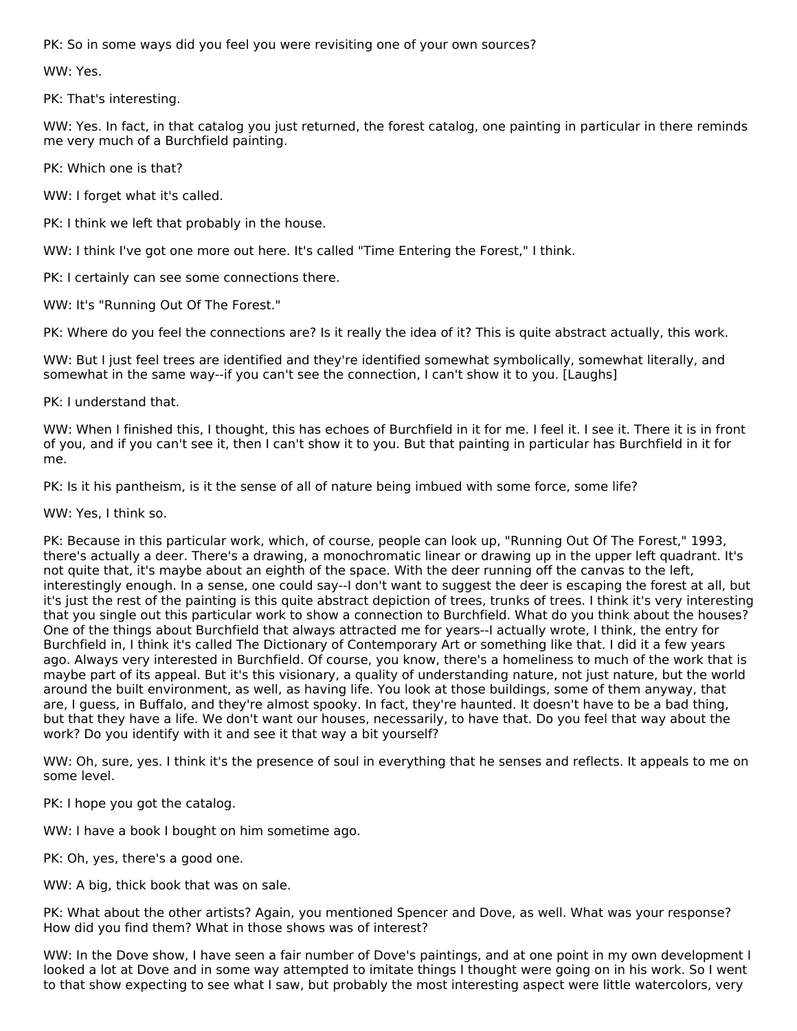PK: So in some ways did you feel you were revisiting one of your own sources?

WW: Yes.

PK: That's interesting.

WW: Yes. In fact, in that catalog you just returned, the forest catalog, one painting in particular in there reminds me very much of a Burchfield painting.

PK: Which one is that?

WW: I forget what it's called.

PK: I think we left that probably in the house.

WW: I think I've got one more out here. It's called "Time Entering the Forest," I think.

PK: I certainly can see some connections there.

WW: It's "Running Out Of The Forest."

PK: Where do you feel the connections are? Is it really the idea of it? This is quite abstract actually, this work.

WW: But I just feel trees are identified and they're identified somewhat symbolically, somewhat literally, and somewhat in the same way--if you can't see the connection, I can't show it to you. [Laughs]

PK: I understand that.

WW: When I finished this, I thought, this has echoes of Burchfield in it for me. I feel it. I see it. There it is in front of you, and if you can't see it, then I can't show it to you. But that painting in particular has Burchfield in it for me.

PK: Is it his pantheism, is it the sense of all of nature being imbued with some force, some life?

WW: Yes, I think so.

PK: Because in this particular work, which, of course, people can look up, "Running Out Of The Forest," 1993, there's actually a deer. There's a drawing, a monochromatic linear or drawing up in the upper left quadrant. It's not quite that, it's maybe about an eighth of the space. With the deer running off the canvas to the left, interestingly enough. In a sense, one could say--I don't want to suggest the deer is escaping the forest at all, but it's just the rest of the painting is this quite abstract depiction of trees, trunks of trees. I think it's very interesting that you single out this particular work to show a connection to Burchfield. What do you think about the houses? One of the things about Burchfield that always attracted me for years--I actually wrote, I think, the entry for Burchfield in, I think it's called The Dictionary of Contemporary Art or something like that. I did it a few years ago. Always very interested in Burchfield. Of course, you know, there's a homeliness to much of the work that is maybe part of its appeal. But it's this visionary, a quality of understanding nature, not just nature, but the world around the built environment, as well, as having life. You look at those buildings, some of them anyway, that are, I guess, in Buffalo, and they're almost spooky. In fact, they're haunted. It doesn't have to be a bad thing, but that they have a life. We don't want our houses, necessarily, to have that. Do you feel that way about the work? Do you identify with it and see it that way a bit yourself?

WW: Oh, sure, yes. I think it's the presence of soul in everything that he senses and reflects. It appeals to me on some level.

PK: I hope you got the catalog.

WW: I have a book I bought on him sometime ago.

PK: Oh, yes, there's a good one.

WW: A big, thick book that was on sale.

PK: What about the other artists? Again, you mentioned Spencer and Dove, as well. What was your response? How did you find them? What in those shows was of interest?

WW: In the Dove show, I have seen a fair number of Dove's paintings, and at one point in my own development I looked a lot at Dove and in some way attempted to imitate things I thought were going on in his work. So I went to that show expecting to see what I saw, but probably the most interesting aspect were little watercolors, very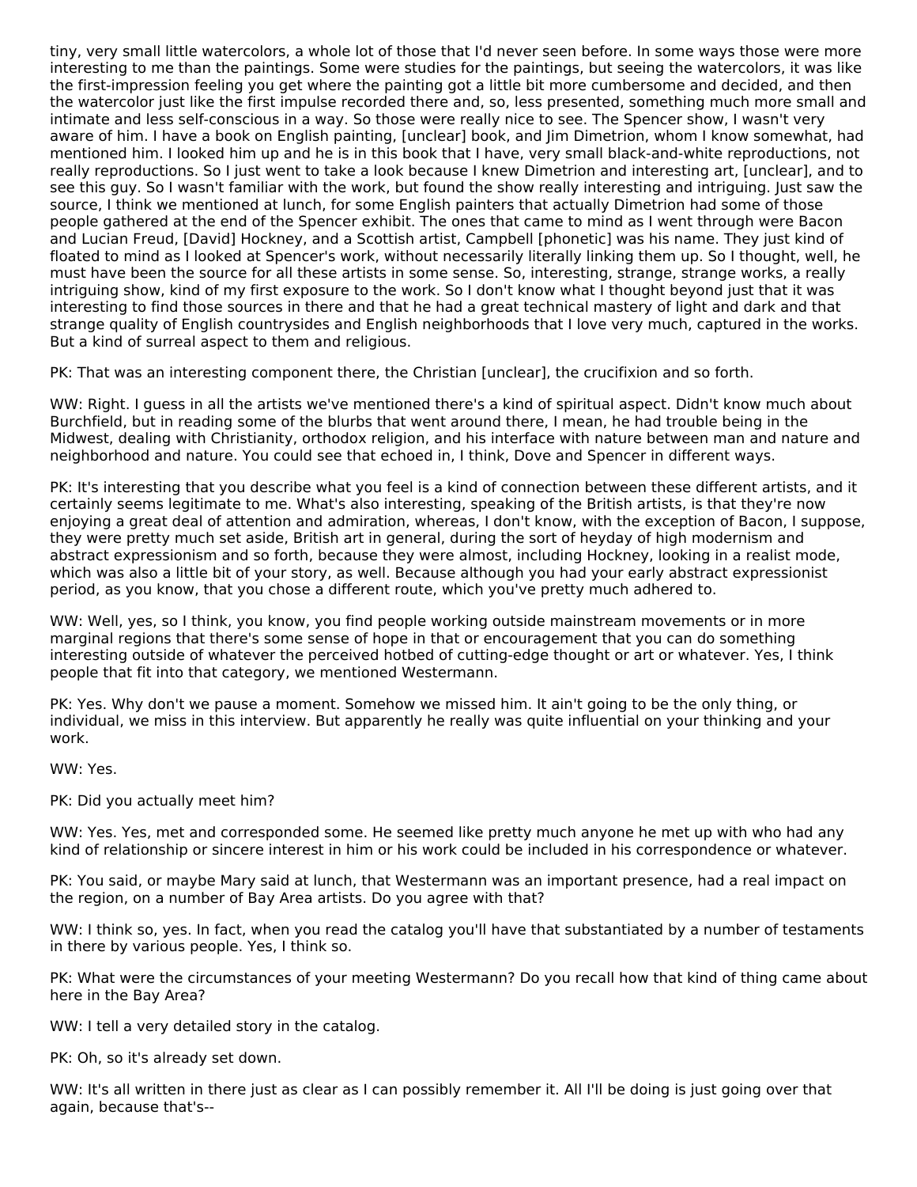tiny, very small little watercolors, a whole lot of those that I'd never seen before. In some ways those were more interesting to me than the paintings. Some were studies for the paintings, but seeing the watercolors, it was like the first-impression feeling you get where the painting got a little bit more cumbersome and decided, and then the watercolor just like the first impulse recorded there and, so, less presented, something much more small and intimate and less self-conscious in a way. So those were really nice to see. The Spencer show, I wasn't very aware of him. I have a book on English painting, [unclear] book, and Jim Dimetrion, whom I know somewhat, had mentioned him. I looked him up and he is in this book that I have, very small black-and-white reproductions, not really reproductions. So I just went to take a look because I knew Dimetrion and interesting art, [unclear], and to see this guy. So I wasn't familiar with the work, but found the show really interesting and intriguing. Just saw the source, I think we mentioned at lunch, for some English painters that actually Dimetrion had some of those people gathered at the end of the Spencer exhibit. The ones that came to mind as I went through were Bacon and Lucian Freud, [David] Hockney, and a Scottish artist, Campbell [phonetic] was his name. They just kind of floated to mind as I looked at Spencer's work, without necessarily literally linking them up. So I thought, well, he must have been the source for all these artists in some sense. So, interesting, strange, strange works, a really intriguing show, kind of my first exposure to the work. So I don't know what I thought beyond just that it was interesting to find those sources in there and that he had a great technical mastery of light and dark and that strange quality of English countrysides and English neighborhoods that I love very much, captured in the works. But a kind of surreal aspect to them and religious.

PK: That was an interesting component there, the Christian [unclear], the crucifixion and so forth.

WW: Right. I guess in all the artists we've mentioned there's a kind of spiritual aspect. Didn't know much about Burchfield, but in reading some of the blurbs that went around there, I mean, he had trouble being in the Midwest, dealing with Christianity, orthodox religion, and his interface with nature between man and nature and neighborhood and nature. You could see that echoed in, I think, Dove and Spencer in different ways.

PK: It's interesting that you describe what you feel is a kind of connection between these different artists, and it certainly seems legitimate to me. What's also interesting, speaking of the British artists, is that they're now enjoying a great deal of attention and admiration, whereas, I don't know, with the exception of Bacon, I suppose, they were pretty much set aside, British art in general, during the sort of heyday of high modernism and abstract expressionism and so forth, because they were almost, including Hockney, looking in a realist mode, which was also a little bit of your story, as well. Because although you had your early abstract expressionist period, as you know, that you chose a different route, which you've pretty much adhered to.

WW: Well, yes, so I think, you know, you find people working outside mainstream movements or in more marginal regions that there's some sense of hope in that or encouragement that you can do something interesting outside of whatever the perceived hotbed of cutting-edge thought or art or whatever. Yes, I think people that fit into that category, we mentioned Westermann.

PK: Yes. Why don't we pause a moment. Somehow we missed him. It ain't going to be the only thing, or individual, we miss in this interview. But apparently he really was quite influential on your thinking and your work.

WW: Yes.

PK: Did you actually meet him?

WW: Yes. Yes, met and corresponded some. He seemed like pretty much anyone he met up with who had any kind of relationship or sincere interest in him or his work could be included in his correspondence or whatever.

PK: You said, or maybe Mary said at lunch, that Westermann was an important presence, had a real impact on the region, on a number of Bay Area artists. Do you agree with that?

WW: I think so, yes. In fact, when you read the catalog you'll have that substantiated by a number of testaments in there by various people. Yes, I think so.

PK: What were the circumstances of your meeting Westermann? Do you recall how that kind of thing came about here in the Bay Area?

WW: I tell a very detailed story in the catalog.

PK: Oh, so it's already set down.

WW: It's all written in there just as clear as I can possibly remember it. All I'll be doing is just going over that again, because that's--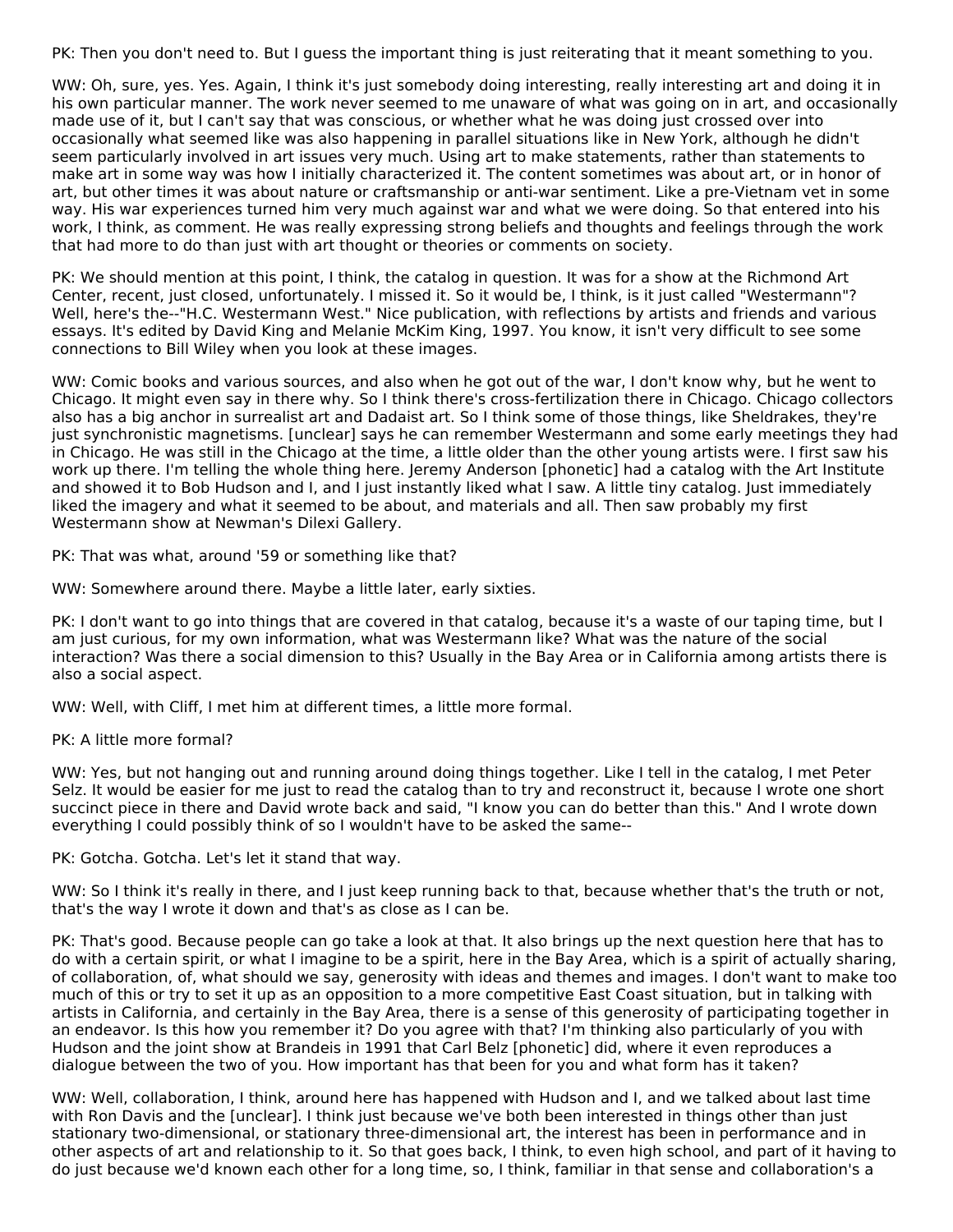PK: Then you don't need to. But I guess the important thing is just reiterating that it meant something to you.

WW: Oh, sure, yes. Yes. Again, I think it's just somebody doing interesting, really interesting art and doing it in his own particular manner. The work never seemed to me unaware of what was going on in art, and occasionally made use of it, but I can't say that was conscious, or whether what he was doing just crossed over into occasionally what seemed like was also happening in parallel situations like in New York, although he didn't seem particularly involved in art issues very much. Using art to make statements, rather than statements to make art in some way was how I initially characterized it. The content sometimes was about art, or in honor of art, but other times it was about nature or craftsmanship or anti-war sentiment. Like a pre-Vietnam vet in some way. His war experiences turned him very much against war and what we were doing. So that entered into his work, I think, as comment. He was really expressing strong beliefs and thoughts and feelings through the work that had more to do than just with art thought or theories or comments on society.

PK: We should mention at this point, I think, the catalog in question. It was for a show at the Richmond Art Center, recent, just closed, unfortunately. I missed it. So it would be, I think, is it just called "Westermann"? Well, here's the--"H.C. Westermann West." Nice publication, with reflections by artists and friends and various essays. It's edited by David King and Melanie McKim King, 1997. You know, it isn't very difficult to see some connections to Bill Wiley when you look at these images.

WW: Comic books and various sources, and also when he got out of the war, I don't know why, but he went to Chicago. It might even say in there why. So I think there's cross-fertilization there in Chicago. Chicago collectors also has a big anchor in surrealist art and Dadaist art. So I think some of those things, like Sheldrakes, they're just synchronistic magnetisms. [unclear] says he can remember Westermann and some early meetings they had in Chicago. He was still in the Chicago at the time, a little older than the other young artists were. I first saw his work up there. I'm telling the whole thing here. Jeremy Anderson [phonetic] had a catalog with the Art Institute and showed it to Bob Hudson and I, and I just instantly liked what I saw. A little tiny catalog. Just immediately liked the imagery and what it seemed to be about, and materials and all. Then saw probably my first Westermann show at Newman's Dilexi Gallery.

PK: That was what, around '59 or something like that?

WW: Somewhere around there. Maybe a little later, early sixties.

PK: I don't want to go into things that are covered in that catalog, because it's a waste of our taping time, but I am just curious, for my own information, what was Westermann like? What was the nature of the social interaction? Was there a social dimension to this? Usually in the Bay Area or in California among artists there is also a social aspect.

WW: Well, with Cliff, I met him at different times, a little more formal.

PK: A little more formal?

WW: Yes, but not hanging out and running around doing things together. Like I tell in the catalog, I met Peter Selz. It would be easier for me just to read the catalog than to try and reconstruct it, because I wrote one short succinct piece in there and David wrote back and said, "I know you can do better than this." And I wrote down everything I could possibly think of so I wouldn't have to be asked the same--

PK: Gotcha. Gotcha. Let's let it stand that way.

WW: So I think it's really in there, and I just keep running back to that, because whether that's the truth or not, that's the way I wrote it down and that's as close as I can be.

PK: That's good. Because people can go take a look at that. It also brings up the next question here that has to do with a certain spirit, or what I imagine to be a spirit, here in the Bay Area, which is a spirit of actually sharing, of collaboration, of, what should we say, generosity with ideas and themes and images. I don't want to make too much of this or try to set it up as an opposition to a more competitive East Coast situation, but in talking with artists in California, and certainly in the Bay Area, there is a sense of this generosity of participating together in an endeavor. Is this how you remember it? Do you agree with that? I'm thinking also particularly of you with Hudson and the joint show at Brandeis in 1991 that Carl Belz [phonetic] did, where it even reproduces a dialogue between the two of you. How important has that been for you and what form has it taken?

WW: Well, collaboration, I think, around here has happened with Hudson and I, and we talked about last time with Ron Davis and the [unclear]. I think just because we've both been interested in things other than just stationary two-dimensional, or stationary three-dimensional art, the interest has been in performance and in other aspects of art and relationship to it. So that goes back, I think, to even high school, and part of it having to do just because we'd known each other for a long time, so, I think, familiar in that sense and collaboration's a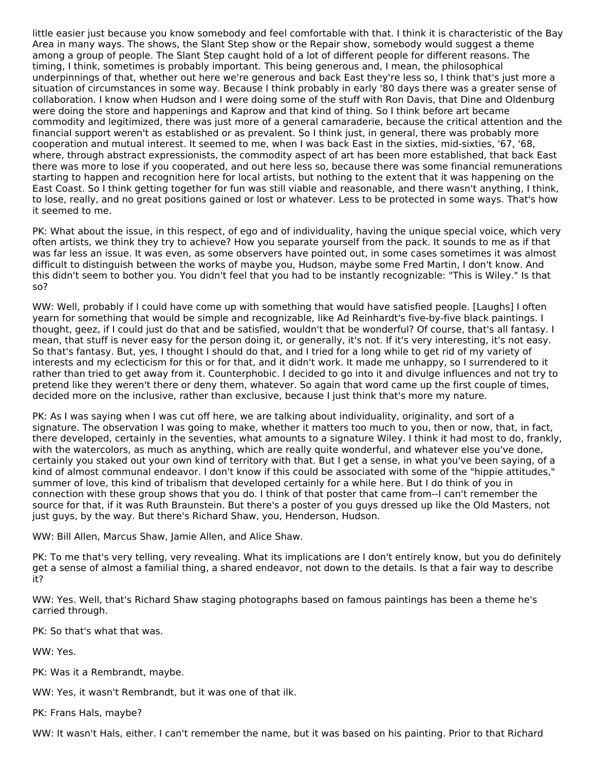little easier just because you know somebody and feel comfortable with that. I think it is characteristic of the Bay Area in many ways. The shows, the Slant Step show or the Repair show, somebody would suggest a theme among a group of people. The Slant Step caught hold of a lot of different people for different reasons. The timing, I think, sometimes is probably important. This being generous and, I mean, the philosophical underpinnings of that, whether out here we're generous and back East they're less so, I think that's just more a situation of circumstances in some way. Because I think probably in early '80 days there was a greater sense of collaboration. I know when Hudson and I were doing some of the stuff with Ron Davis, that Dine and Oldenburg were doing the store and happenings and Kaprow and that kind of thing. So I think before art became commodity and legitimized, there was just more of a general camaraderie, because the critical attention and the financial support weren't as established or as prevalent. So I think just, in general, there was probably more cooperation and mutual interest. It seemed to me, when I was back East in the sixties, mid-sixties, '67, '68, where, through abstract expressionists, the commodity aspect of art has been more established, that back East there was more to lose if you cooperated, and out here less so, because there was some financial remunerations starting to happen and recognition here for local artists, but nothing to the extent that it was happening on the East Coast. So I think getting together for fun was still viable and reasonable, and there wasn't anything, I think, to lose, really, and no great positions gained or lost or whatever. Less to be protected in some ways. That's how it seemed to me.

PK: What about the issue, in this respect, of ego and of individuality, having the unique special voice, which very often artists, we think they try to achieve? How you separate yourself from the pack. It sounds to me as if that was far less an issue. It was even, as some observers have pointed out, in some cases sometimes it was almost difficult to distinguish between the works of maybe you, Hudson, maybe some Fred Martin, I don't know. And this didn't seem to bother you. You didn't feel that you had to be instantly recognizable: "This is Wiley." Is that so?

WW: Well, probably if I could have come up with something that would have satisfied people. [Laughs] I often yearn for something that would be simple and recognizable, like Ad Reinhardt's five-by-five black paintings. I thought, geez, if I could just do that and be satisfied, wouldn't that be wonderful? Of course, that's all fantasy. I mean, that stuff is never easy for the person doing it, or generally, it's not. If it's very interesting, it's not easy. So that's fantasy. But, yes, I thought I should do that, and I tried for a long while to get rid of my variety of interests and my eclecticism for this or for that, and it didn't work. It made me unhappy, so I surrendered to it rather than tried to get away from it. Counterphobic. I decided to go into it and divulge influences and not try to pretend like they weren't there or deny them, whatever. So again that word came up the first couple of times, decided more on the inclusive, rather than exclusive, because I just think that's more my nature.

PK: As I was saying when I was cut off here, we are talking about individuality, originality, and sort of a signature. The observation I was going to make, whether it matters too much to you, then or now, that, in fact, there developed, certainly in the seventies, what amounts to a signature Wiley. I think it had most to do, frankly, with the watercolors, as much as anything, which are really quite wonderful, and whatever else you've done, certainly you staked out your own kind of territory with that. But I get a sense, in what you've been saying, of a kind of almost communal endeavor. I don't know if this could be associated with some of the "hippie attitudes," summer of love, this kind of tribalism that developed certainly for a while here. But I do think of you in connection with these group shows that you do. I think of that poster that came from--I can't remember the source for that, if it was Ruth Braunstein. But there's a poster of you guys dressed up like the Old Masters, not just guys, by the way. But there's Richard Shaw, you, Henderson, Hudson.

WW: Bill Allen, Marcus Shaw, Jamie Allen, and Alice Shaw.

PK: To me that's very telling, very revealing. What its implications are I don't entirely know, but you do definitely get a sense of almost a familial thing, a shared endeavor, not down to the details. Is that a fair way to describe it?

WW: Yes. Well, that's Richard Shaw staging photographs based on famous paintings has been a theme he's carried through.

PK: So that's what that was.

WW: Yes.

PK: Was it a Rembrandt, maybe.

WW: Yes, it wasn't Rembrandt, but it was one of that ilk.

PK: Frans Hals, maybe?

WW: It wasn't Hals, either. I can't remember the name, but it was based on his painting. Prior to that Richard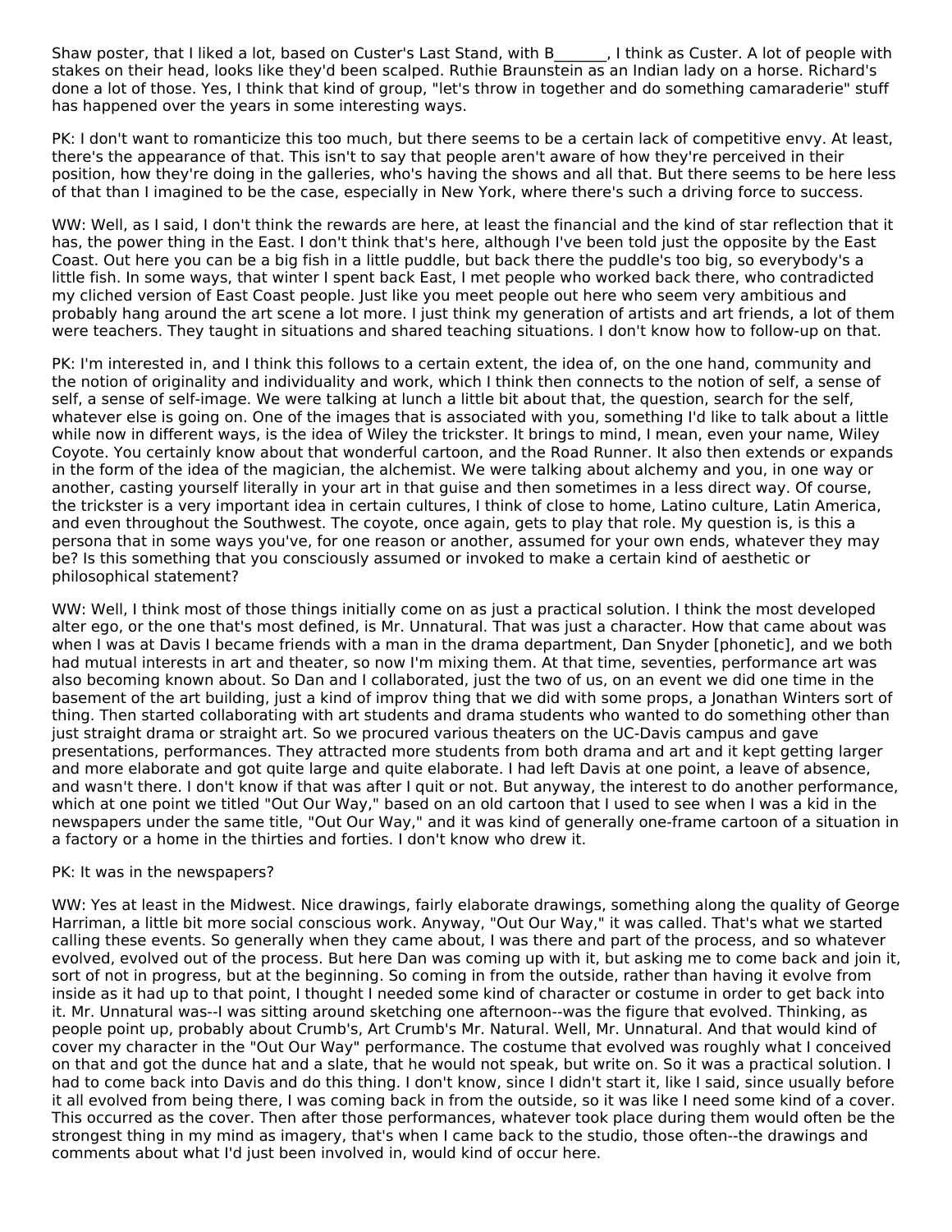Shaw poster, that I liked a lot, based on Custer's Last Stand, with B_______, I think as Custer. A lot of people with stakes on their head, looks like they'd been scalped. Ruthie Braunstein as an Indian lady on a horse. Richard's done a lot of those. Yes, I think that kind of group, "let's throw in together and do something camaraderie" stuff has happened over the years in some interesting ways.

PK: I don't want to romanticize this too much, but there seems to be a certain lack of competitive envy. At least, there's the appearance of that. This isn't to say that people aren't aware of how they're perceived in their position, how they're doing in the galleries, who's having the shows and all that. But there seems to be here less of that than I imagined to be the case, especially in New York, where there's such a driving force to success.

WW: Well, as I said, I don't think the rewards are here, at least the financial and the kind of star reflection that it has, the power thing in the East. I don't think that's here, although I've been told just the opposite by the East Coast. Out here you can be a big fish in a little puddle, but back there the puddle's too big, so everybody's a little fish. In some ways, that winter I spent back East, I met people who worked back there, who contradicted my cliched version of East Coast people. Just like you meet people out here who seem very ambitious and probably hang around the art scene a lot more. I just think my generation of artists and art friends, a lot of them were teachers. They taught in situations and shared teaching situations. I don't know how to follow-up on that.

PK: I'm interested in, and I think this follows to a certain extent, the idea of, on the one hand, community and the notion of originality and individuality and work, which I think then connects to the notion of self, a sense of self, a sense of self-image. We were talking at lunch a little bit about that, the question, search for the self, whatever else is going on. One of the images that is associated with you, something I'd like to talk about a little while now in different ways, is the idea of Wiley the trickster. It brings to mind, I mean, even your name, Wiley Coyote. You certainly know about that wonderful cartoon, and the Road Runner. It also then extends or expands in the form of the idea of the magician, the alchemist. We were talking about alchemy and you, in one way or another, casting yourself literally in your art in that guise and then sometimes in a less direct way. Of course, the trickster is a very important idea in certain cultures, I think of close to home, Latino culture, Latin America, and even throughout the Southwest. The coyote, once again, gets to play that role. My question is, is this a persona that in some ways you've, for one reason or another, assumed for your own ends, whatever they may be? Is this something that you consciously assumed or invoked to make a certain kind of aesthetic or philosophical statement?

WW: Well, I think most of those things initially come on as just a practical solution. I think the most developed alter ego, or the one that's most defined, is Mr. Unnatural. That was just a character. How that came about was when I was at Davis I became friends with a man in the drama department, Dan Snyder [phonetic], and we both had mutual interests in art and theater, so now I'm mixing them. At that time, seventies, performance art was also becoming known about. So Dan and I collaborated, just the two of us, on an event we did one time in the basement of the art building, just a kind of improv thing that we did with some props, a Jonathan Winters sort of thing. Then started collaborating with art students and drama students who wanted to do something other than just straight drama or straight art. So we procured various theaters on the UC-Davis campus and gave presentations, performances. They attracted more students from both drama and art and it kept getting larger and more elaborate and got quite large and quite elaborate. I had left Davis at one point, a leave of absence, and wasn't there. I don't know if that was after I quit or not. But anyway, the interest to do another performance, which at one point we titled "Out Our Way," based on an old cartoon that I used to see when I was a kid in the newspapers under the same title, "Out Our Way," and it was kind of generally one-frame cartoon of a situation in a factory or a home in the thirties and forties. I don't know who drew it.

PK: It was in the newspapers?

WW: Yes at least in the Midwest. Nice drawings, fairly elaborate drawings, something along the quality of George Harriman, a little bit more social conscious work. Anyway, "Out Our Way," it was called. That's what we started calling these events. So generally when they came about, I was there and part of the process, and so whatever evolved, evolved out of the process. But here Dan was coming up with it, but asking me to come back and join it, sort of not in progress, but at the beginning. So coming in from the outside, rather than having it evolve from inside as it had up to that point, I thought I needed some kind of character or costume in order to get back into it. Mr. Unnatural was--I was sitting around sketching one afternoon--was the figure that evolved. Thinking, as people point up, probably about Crumb's, Art Crumb's Mr. Natural. Well, Mr. Unnatural. And that would kind of cover my character in the "Out Our Way" performance. The costume that evolved was roughly what I conceived on that and got the dunce hat and a slate, that he would not speak, but write on. So it was a practical solution. I had to come back into Davis and do this thing. I don't know, since I didn't start it, like I said, since usually before it all evolved from being there, I was coming back in from the outside, so it was like I need some kind of a cover. This occurred as the cover. Then after those performances, whatever took place during them would often be the strongest thing in my mind as imagery, that's when I came back to the studio, those often--the drawings and comments about what I'd just been involved in, would kind of occur here.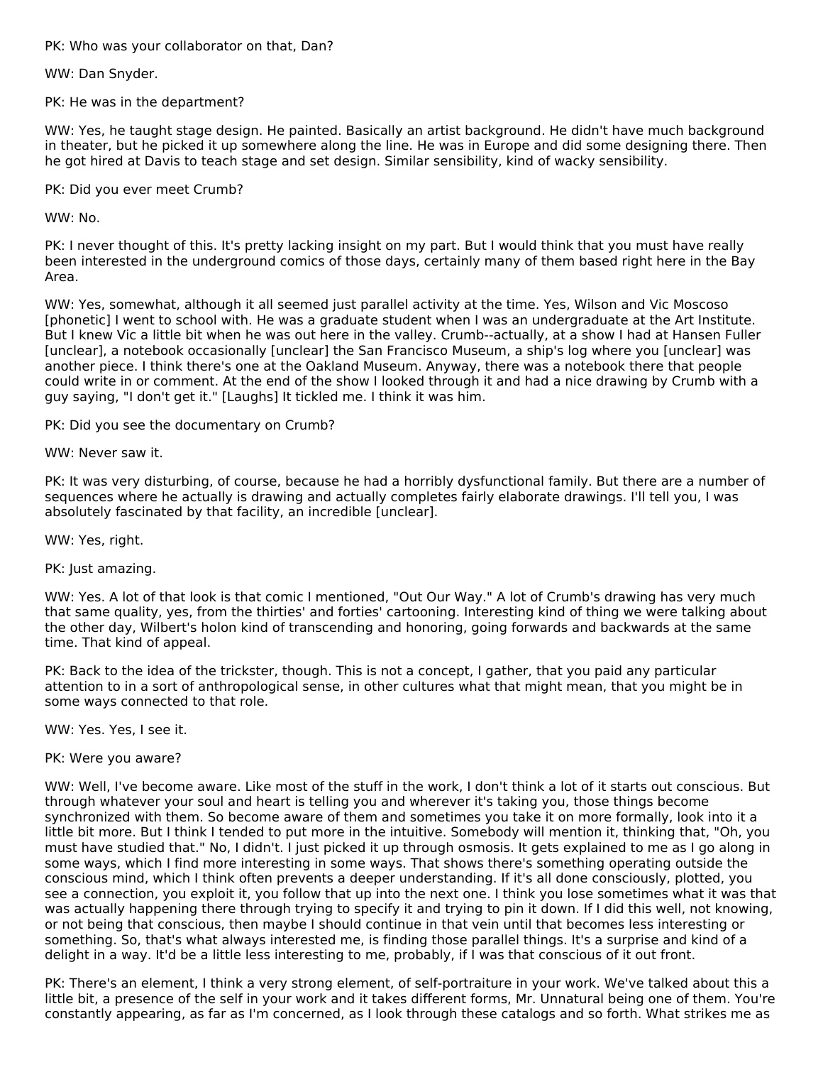PK: Who was your collaborator on that, Dan?

WW: Dan Snyder.

PK: He was in the department?

WW: Yes, he taught stage design. He painted. Basically an artist background. He didn't have much background in theater, but he picked it up somewhere along the line. He was in Europe and did some designing there. Then he got hired at Davis to teach stage and set design. Similar sensibility, kind of wacky sensibility.

PK: Did you ever meet Crumb?

WW: No.

PK: I never thought of this. It's pretty lacking insight on my part. But I would think that you must have really been interested in the underground comics of those days, certainly many of them based right here in the Bay Area.

WW: Yes, somewhat, although it all seemed just parallel activity at the time. Yes, Wilson and Vic Moscoso [phonetic] I went to school with. He was a graduate student when I was an undergraduate at the Art Institute. But I knew Vic a little bit when he was out here in the valley. Crumb--actually, at a show I had at Hansen Fuller [unclear], a notebook occasionally [unclear] the San Francisco Museum, a ship's log where you [unclear] was another piece. I think there's one at the Oakland Museum. Anyway, there was a notebook there that people could write in or comment. At the end of the show I looked through it and had a nice drawing by Crumb with a guy saying, "I don't get it." [Laughs] It tickled me. I think it was him.

PK: Did you see the documentary on Crumb?

WW: Never saw it.

PK: It was very disturbing, of course, because he had a horribly dysfunctional family. But there are a number of sequences where he actually is drawing and actually completes fairly elaborate drawings. I'll tell you, I was absolutely fascinated by that facility, an incredible [unclear].

WW: Yes, right.

PK: Just amazing.

WW: Yes. A lot of that look is that comic I mentioned, "Out Our Way." A lot of Crumb's drawing has very much that same quality, yes, from the thirties' and forties' cartooning. Interesting kind of thing we were talking about the other day, Wilbert's holon kind of transcending and honoring, going forwards and backwards at the same time. That kind of appeal.

PK: Back to the idea of the trickster, though. This is not a concept, I gather, that you paid any particular attention to in a sort of anthropological sense, in other cultures what that might mean, that you might be in some ways connected to that role.

WW: Yes. Yes, I see it.

PK: Were you aware?

WW: Well, I've become aware. Like most of the stuff in the work, I don't think a lot of it starts out conscious. But through whatever your soul and heart is telling you and wherever it's taking you, those things become synchronized with them. So become aware of them and sometimes you take it on more formally, look into it a little bit more. But I think I tended to put more in the intuitive. Somebody will mention it, thinking that, "Oh, you must have studied that." No, I didn't. I just picked it up through osmosis. It gets explained to me as I go along in some ways, which I find more interesting in some ways. That shows there's something operating outside the conscious mind, which I think often prevents a deeper understanding. If it's all done consciously, plotted, you see a connection, you exploit it, you follow that up into the next one. I think you lose sometimes what it was that was actually happening there through trying to specify it and trying to pin it down. If I did this well, not knowing, or not being that conscious, then maybe I should continue in that vein until that becomes less interesting or something. So, that's what always interested me, is finding those parallel things. It's a surprise and kind of a delight in a way. It'd be a little less interesting to me, probably, if I was that conscious of it out front.

PK: There's an element, I think a very strong element, of self-portraiture in your work. We've talked about this a little bit, a presence of the self in your work and it takes different forms, Mr. Unnatural being one of them. You're constantly appearing, as far as I'm concerned, as I look through these catalogs and so forth. What strikes me as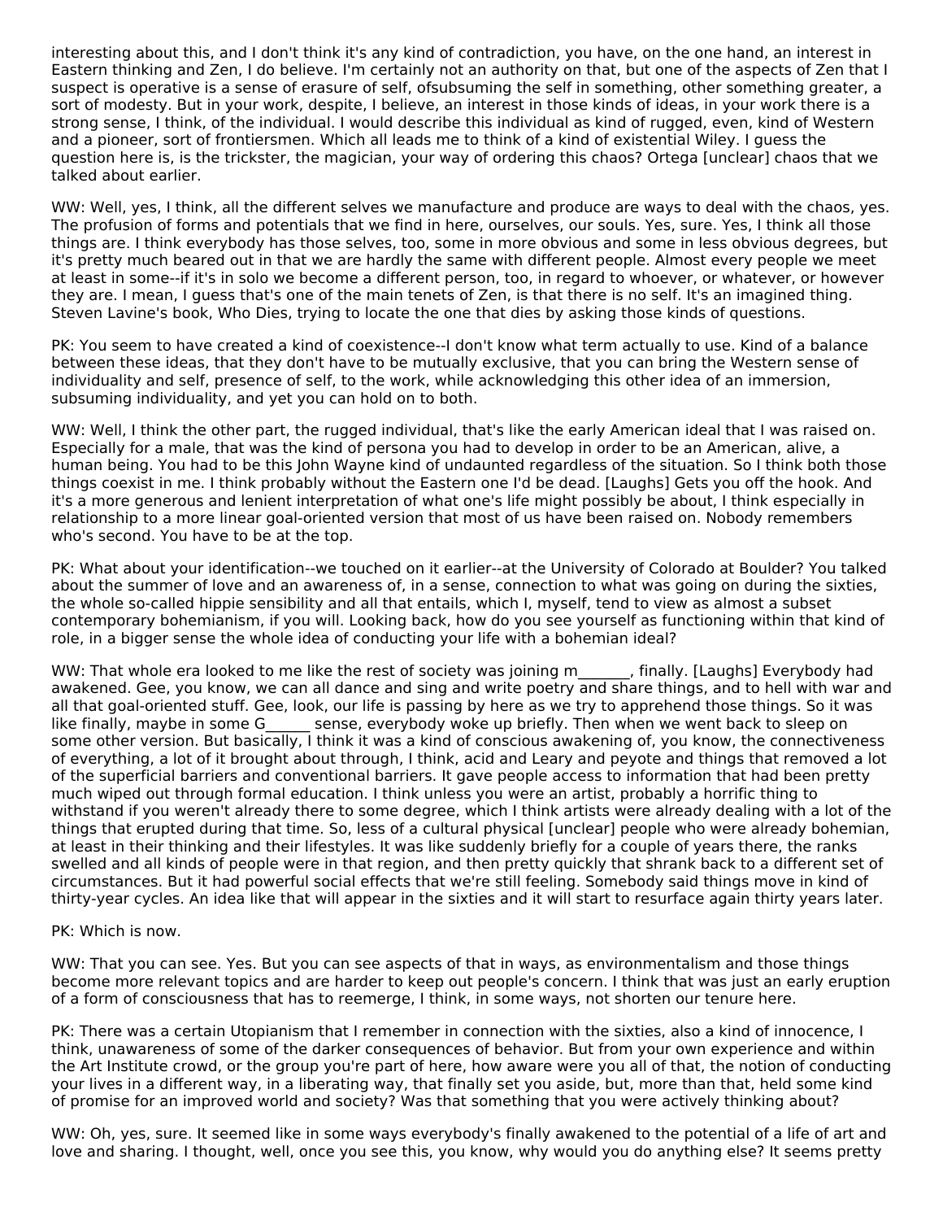interesting about this, and I don't think it's any kind of contradiction, you have, on the one hand, an interest in Eastern thinking and Zen, I do believe. I'm certainly not an authority on that, but one of the aspects of Zen that I suspect is operative is a sense of erasure of self, ofsubsuming the self in something, other something greater, a sort of modesty. But in your work, despite, I believe, an interest in those kinds of ideas, in your work there is a strong sense, I think, of the individual. I would describe this individual as kind of rugged, even, kind of Western and a pioneer, sort of frontiersmen. Which all leads me to think of a kind of existential Wiley. I guess the question here is, is the trickster, the magician, your way of ordering this chaos? Ortega [unclear] chaos that we talked about earlier.

WW: Well, yes, I think, all the different selves we manufacture and produce are ways to deal with the chaos, yes. The profusion of forms and potentials that we find in here, ourselves, our souls. Yes, sure. Yes, I think all those things are. I think everybody has those selves, too, some in more obvious and some in less obvious degrees, but it's pretty much beared out in that we are hardly the same with different people. Almost every people we meet at least in some--if it's in solo we become a different person, too, in regard to whoever, or whatever, or however they are. I mean, I guess that's one of the main tenets of Zen, is that there is no self. It's an imagined thing. Steven Lavine's book, Who Dies, trying to locate the one that dies by asking those kinds of questions.

PK: You seem to have created a kind of coexistence--I don't know what term actually to use. Kind of a balance between these ideas, that they don't have to be mutually exclusive, that you can bring the Western sense of individuality and self, presence of self, to the work, while acknowledging this other idea of an immersion, subsuming individuality, and yet you can hold on to both.

WW: Well, I think the other part, the rugged individual, that's like the early American ideal that I was raised on. Especially for a male, that was the kind of persona you had to develop in order to be an American, alive, a human being. You had to be this John Wayne kind of undaunted regardless of the situation. So I think both those things coexist in me. I think probably without the Eastern one I'd be dead. [Laughs] Gets you off the hook. And it's a more generous and lenient interpretation of what one's life might possibly be about, I think especially in relationship to a more linear goal-oriented version that most of us have been raised on. Nobody remembers who's second. You have to be at the top.

PK: What about your identification--we touched on it earlier--at the University of Colorado at Boulder? You talked about the summer of love and an awareness of, in a sense, connection to what was going on during the sixties, the whole so-called hippie sensibility and all that entails, which I, myself, tend to view as almost a subset contemporary bohemianism, if you will. Looking back, how do you see yourself as functioning within that kind of role, in a bigger sense the whole idea of conducting your life with a bohemian ideal?

WW: That whole era looked to me like the rest of society was joining m_______, finally. [Laughs] Everybody had awakened. Gee, you know, we can all dance and sing and write poetry and share things, and to hell with war and all that goal-oriented stuff. Gee, look, our life is passing by here as we try to apprehend those things. So it was like finally, maybe in some G______ sense, everybody woke up briefly. Then when we went back to sleep on some other version. But basically, I think it was a kind of conscious awakening of, you know, the connectiveness of everything, a lot of it brought about through, I think, acid and Leary and peyote and things that removed a lot of the superficial barriers and conventional barriers. It gave people access to information that had been pretty much wiped out through formal education. I think unless you were an artist, probably a horrific thing to withstand if you weren't already there to some degree, which I think artists were already dealing with a lot of the things that erupted during that time. So, less of a cultural physical [unclear] people who were already bohemian, at least in their thinking and their lifestyles. It was like suddenly briefly for a couple of years there, the ranks swelled and all kinds of people were in that region, and then pretty quickly that shrank back to a different set of circumstances. But it had powerful social effects that we're still feeling. Somebody said things move in kind of thirty-year cycles. An idea like that will appear in the sixties and it will start to resurface again thirty years later.

PK: Which is now.

WW: That you can see. Yes. But you can see aspects of that in ways, as environmentalism and those things become more relevant topics and are harder to keep out people's concern. I think that was just an early eruption of a form of consciousness that has to reemerge, I think, in some ways, not shorten our tenure here.

PK: There was a certain Utopianism that I remember in connection with the sixties, also a kind of innocence, I think, unawareness of some of the darker consequences of behavior. But from your own experience and within the Art Institute crowd, or the group you're part of here, how aware were you all of that, the notion of conducting your lives in a different way, in a liberating way, that finally set you aside, but, more than that, held some kind of promise for an improved world and society? Was that something that you were actively thinking about?

WW: Oh, yes, sure. It seemed like in some ways everybody's finally awakened to the potential of a life of art and love and sharing. I thought, well, once you see this, you know, why would you do anything else? It seems pretty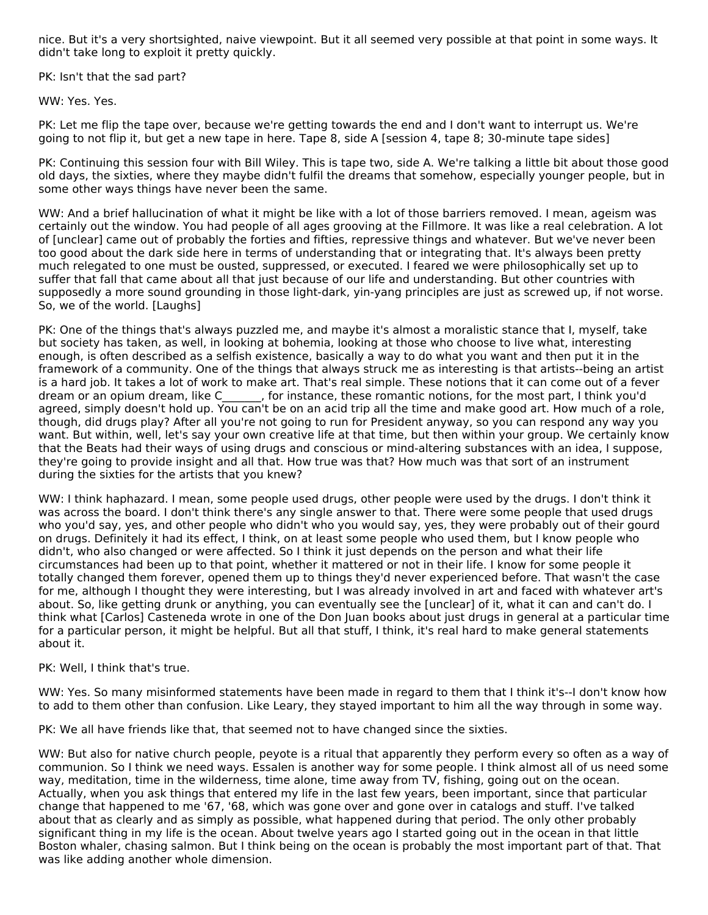nice. But it's a very shortsighted, naive viewpoint. But it all seemed very possible at that point in some ways. It didn't take long to exploit it pretty quickly.

PK: Isn't that the sad part?

WW: Yes. Yes.

PK: Let me flip the tape over, because we're getting towards the end and I don't want to interrupt us. We're going to not flip it, but get a new tape in here. Tape 8, side A [session 4, tape 8; 30-minute tape sides]

PK: Continuing this session four with Bill Wiley. This is tape two, side A. We're talking a little bit about those good old days, the sixties, where they maybe didn't fulfil the dreams that somehow, especially younger people, but in some other ways things have never been the same.

WW: And a brief hallucination of what it might be like with a lot of those barriers removed. I mean, ageism was certainly out the window. You had people of all ages grooving at the Fillmore. It was like a real celebration. A lot of [unclear] came out of probably the forties and fifties, repressive things and whatever. But we've never been too good about the dark side here in terms of understanding that or integrating that. It's always been pretty much relegated to one must be ousted, suppressed, or executed. I feared we were philosophically set up to suffer that fall that came about all that just because of our life and understanding. But other countries with supposedly a more sound grounding in those light-dark, yin-yang principles are just as screwed up, if not worse. So, we of the world. [Laughs]

PK: One of the things that's always puzzled me, and maybe it's almost a moralistic stance that I, myself, take but society has taken, as well, in looking at bohemia, looking at those who choose to live what, interesting enough, is often described as a selfish existence, basically a way to do what you want and then put it in the framework of a community. One of the things that always struck me as interesting is that artists--being an artist is a hard job. It takes a lot of work to make art. That's real simple. These notions that it can come out of a fever dream or an opium dream, like C_______, for instance, these romantic notions, for the most part, I think you'd agreed, simply doesn't hold up. You can't be on an acid trip all the time and make good art. How much of a role, though, did drugs play? After all you're not going to run for President anyway, so you can respond any way you want. But within, well, let's say your own creative life at that time, but then within your group. We certainly know that the Beats had their ways of using drugs and conscious or mind-altering substances with an idea, I suppose, they're going to provide insight and all that. How true was that? How much was that sort of an instrument during the sixties for the artists that you knew?

WW: I think haphazard. I mean, some people used drugs, other people were used by the drugs. I don't think it was across the board. I don't think there's any single answer to that. There were some people that used drugs who you'd say, yes, and other people who didn't who you would say, yes, they were probably out of their gourd on drugs. Definitely it had its effect, I think, on at least some people who used them, but I know people who didn't, who also changed or were affected. So I think it just depends on the person and what their life circumstances had been up to that point, whether it mattered or not in their life. I know for some people it totally changed them forever, opened them up to things they'd never experienced before. That wasn't the case for me, although I thought they were interesting, but I was already involved in art and faced with whatever art's about. So, like getting drunk or anything, you can eventually see the [unclear] of it, what it can and can't do. I think what [Carlos] Casteneda wrote in one of the Don Juan books about just drugs in general at a particular time for a particular person, it might be helpful. But all that stuff, I think, it's real hard to make general statements about it.

PK: Well, I think that's true.

WW: Yes. So many misinformed statements have been made in regard to them that I think it's--I don't know how to add to them other than confusion. Like Leary, they stayed important to him all the way through in some way.

PK: We all have friends like that, that seemed not to have changed since the sixties.

WW: But also for native church people, peyote is a ritual that apparently they perform every so often as a way of communion. So I think we need ways. Essalen is another way for some people. I think almost all of us need some way, meditation, time in the wilderness, time alone, time away from TV, fishing, going out on the ocean. Actually, when you ask things that entered my life in the last few years, been important, since that particular change that happened to me '67, '68, which was gone over and gone over in catalogs and stuff. I've talked about that as clearly and as simply as possible, what happened during that period. The only other probably significant thing in my life is the ocean. About twelve years ago I started going out in the ocean in that little Boston whaler, chasing salmon. But I think being on the ocean is probably the most important part of that. That was like adding another whole dimension.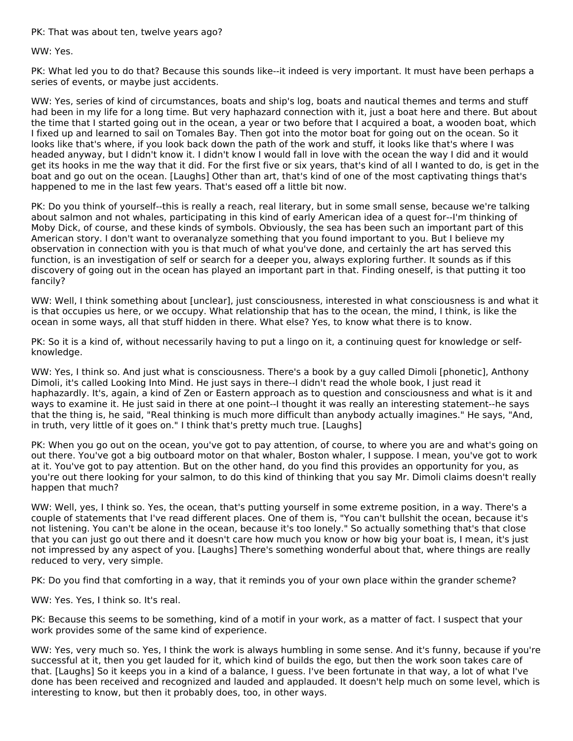PK: That was about ten, twelve years ago?

WW: Yes.

PK: What led you to do that? Because this sounds like--it indeed is very important. It must have been perhaps a series of events, or maybe just accidents.

WW: Yes, series of kind of circumstances, boats and ship's log, boats and nautical themes and terms and stuff had been in my life for a long time. But very haphazard connection with it, just a boat here and there. But about the time that I started going out in the ocean, a year or two before that I acquired a boat, a wooden boat, which I fixed up and learned to sail on Tomales Bay. Then got into the motor boat for going out on the ocean. So it looks like that's where, if you look back down the path of the work and stuff, it looks like that's where I was headed anyway, but I didn't know it. I didn't know I would fall in love with the ocean the way I did and it would get its hooks in me the way that it did. For the first five or six years, that's kind of all I wanted to do, is get in the boat and go out on the ocean. [Laughs] Other than art, that's kind of one of the most captivating things that's happened to me in the last few years. That's eased off a little bit now.

PK: Do you think of yourself--this is really a reach, real literary, but in some small sense, because we're talking about salmon and not whales, participating in this kind of early American idea of a quest for--I'm thinking of Moby Dick, of course, and these kinds of symbols. Obviously, the sea has been such an important part of this American story. I don't want to overanalyze something that you found important to you. But I believe my observation in connection with you is that much of what you've done, and certainly the art has served this function, is an investigation of self or search for a deeper you, always exploring further. It sounds as if this discovery of going out in the ocean has played an important part in that. Finding oneself, is that putting it too fancily?

WW: Well, I think something about [unclear], just consciousness, interested in what consciousness is and what it is that occupies us here, or we occupy. What relationship that has to the ocean, the mind, I think, is like the ocean in some ways, all that stuff hidden in there. What else? Yes, to know what there is to know.

PK: So it is a kind of, without necessarily having to put a lingo on it, a continuing quest for knowledge or self-knowledge.

WW: Yes, I think so. And just what is consciousness. There's a book by a guy called Dimoli [phonetic], Anthony Dimoli, it's called Looking Into Mind. He just says in there--I didn't read the whole book, I just read it haphazardly. It's, again, a kind of Zen or Eastern approach as to question and consciousness and what is it and ways to examine it. He just said in there at one point--I thought it was really an interesting statement--he says that the thing is, he said, "Real thinking is much more difficult than anybody actually imagines." He says, "And, in truth, very little of it goes on." I think that's pretty much true. [Laughs]

PK: When you go out on the ocean, you've got to pay attention, of course, to where you are and what's going on out there. You've got a big outboard motor on that whaler, Boston whaler, I suppose. I mean, you've got to work at it. You've got to pay attention. But on the other hand, do you find this provides an opportunity for you, as you're out there looking for your salmon, to do this kind of thinking that you say Mr. Dimoli claims doesn't really happen that much?

WW: Well, yes, I think so. Yes, the ocean, that's putting yourself in some extreme position, in a way. There's a couple of statements that I've read different places. One of them is, "You can't bullshit the ocean, because it's not listening. You can't be alone in the ocean, because it's too lonely." So actually something that's that close that you can just go out there and it doesn't care how much you know or how big your boat is, I mean, it's just not impressed by any aspect of you. [Laughs] There's something wonderful about that, where things are really reduced to very, very simple.

PK: Do you find that comforting in a way, that it reminds you of your own place within the grander scheme?

WW: Yes. Yes, I think so. It's real.

PK: Because this seems to be something, kind of a motif in your work, as a matter of fact. I suspect that your work provides some of the same kind of experience.

WW: Yes, very much so. Yes, I think the work is always humbling in some sense. And it's funny, because if you're successful at it, then you get lauded for it, which kind of builds the ego, but then the work soon takes care of that. [Laughs] So it keeps you in a kind of a balance, I guess. I've been fortunate in that way, a lot of what I've done has been received and recognized and lauded and applauded. It doesn't help much on some level, which is interesting to know, but then it probably does, too, in other ways.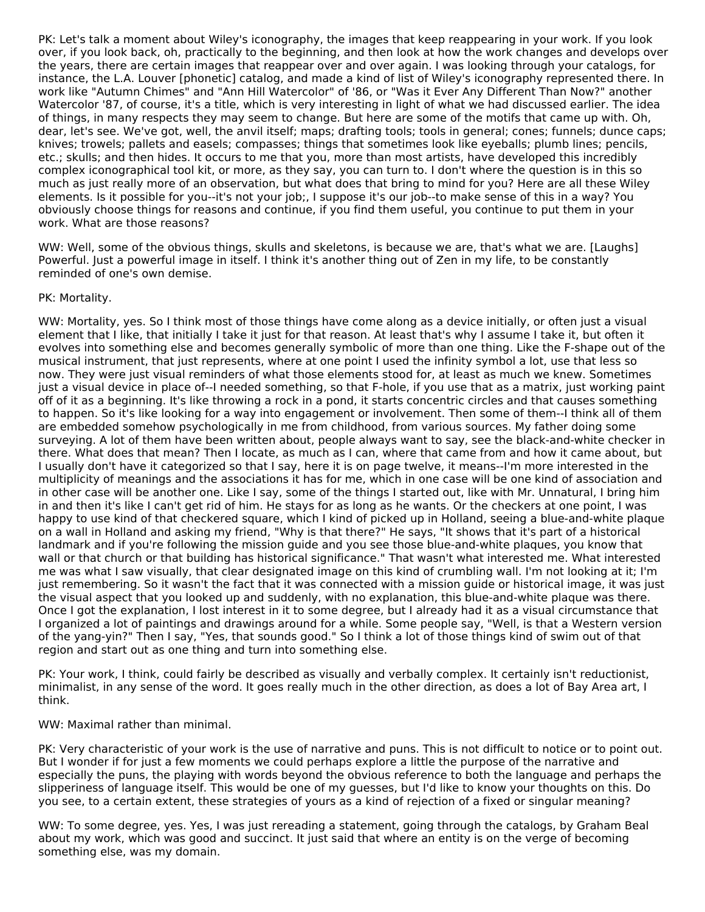PK: Let's talk a moment about Wiley's iconography, the images that keep reappearing in your work. If you look over, if you look back, oh, practically to the beginning, and then look at how the work changes and develops over the years, there are certain images that reappear over and over again. I was looking through your catalogs, for instance, the L.A. Louver [phonetic] catalog, and made a kind of list of Wiley's iconography represented there. In work like "Autumn Chimes" and "Ann Hill Watercolor" of '86, or "Was it Ever Any Different Than Now?" another Watercolor '87, of course, it's a title, which is very interesting in light of what we had discussed earlier. The idea of things, in many respects they may seem to change. But here are some of the motifs that came up with. Oh, dear, let's see. We've got, well, the anvil itself; maps; drafting tools; tools in general; cones; funnels; dunce caps; knives; trowels; pallets and easels; compasses; things that sometimes look like eyeballs; plumb lines; pencils, etc.; skulls; and then hides. It occurs to me that you, more than most artists, have developed this incredibly complex iconographical tool kit, or more, as they say, you can turn to. I don't where the question is in this so much as just really more of an observation, but what does that bring to mind for you? Here are all these Wiley elements. Is it possible for you--it's not your job;, I suppose it's our job--to make sense of this in a way? You obviously choose things for reasons and continue, if you find them useful, you continue to put them in your work. What are those reasons?

WW: Well, some of the obvious things, skulls and skeletons, is because we are, that's what we are. [Laughs] Powerful. Just a powerful image in itself. I think it's another thing out of Zen in my life, to be constantly reminded of one's own demise.

PK: Mortality.

WW: Mortality, yes. So I think most of those things have come along as a device initially, or often just a visual element that I like, that initially I take it just for that reason. At least that's why I assume I take it, but often it evolves into something else and becomes generally symbolic of more than one thing. Like the F-shape out of the musical instrument, that just represents, where at one point I used the infinity symbol a lot, use that less so now. They were just visual reminders of what those elements stood for, at least as much we knew. Sometimes just a visual device in place of--I needed something, so that F-hole, if you use that as a matrix, just working paint off of it as a beginning. It's like throwing a rock in a pond, it starts concentric circles and that causes something to happen. So it's like looking for a way into engagement or involvement. Then some of them--I think all of them are embedded somehow psychologically in me from childhood, from various sources. My father doing some surveying. A lot of them have been written about, people always want to say, see the black-and-white checker in there. What does that mean? Then I locate, as much as I can, where that came from and how it came about, but I usually don't have it categorized so that I say, here it is on page twelve, it means--I'm more interested in the multiplicity of meanings and the associations it has for me, which in one case will be one kind of association and in other case will be another one. Like I say, some of the things I started out, like with Mr. Unnatural, I bring him in and then it's like I can't get rid of him. He stays for as long as he wants. Or the checkers at one point, I was happy to use kind of that checkered square, which I kind of picked up in Holland, seeing a blue-and-white plaque on a wall in Holland and asking my friend, "Why is that there?" He says, "It shows that it's part of a historical landmark and if you're following the mission guide and you see those blue-and-white plaques, you know that wall or that church or that building has historical significance." That wasn't what interested me. What interested me was what I saw visually, that clear designated image on this kind of crumbling wall. I'm not looking at it; I'm just remembering. So it wasn't the fact that it was connected with a mission guide or historical image, it was just the visual aspect that you looked up and suddenly, with no explanation, this blue-and-white plaque was there. Once I got the explanation, I lost interest in it to some degree, but I already had it as a visual circumstance that I organized a lot of paintings and drawings around for a while. Some people say, "Well, is that a Western version of the yang-yin?" Then I say, "Yes, that sounds good." So I think a lot of those things kind of swim out of that region and start out as one thing and turn into something else.

PK: Your work, I think, could fairly be described as visually and verbally complex. It certainly isn't reductionist, minimalist, in any sense of the word. It goes really much in the other direction, as does a lot of Bay Area art, I think.

WW: Maximal rather than minimal.

PK: Very characteristic of your work is the use of narrative and puns. This is not difficult to notice or to point out. But I wonder if for just a few moments we could perhaps explore a little the purpose of the narrative and especially the puns, the playing with words beyond the obvious reference to both the language and perhaps the slipperiness of language itself. This would be one of my guesses, but I'd like to know your thoughts on this. Do you see, to a certain extent, these strategies of yours as a kind of rejection of a fixed or singular meaning?

WW: To some degree, yes. Yes, I was just rereading a statement, going through the catalogs, by Graham Beal about my work, which was good and succinct. It just said that where an entity is on the verge of becoming something else, was my domain.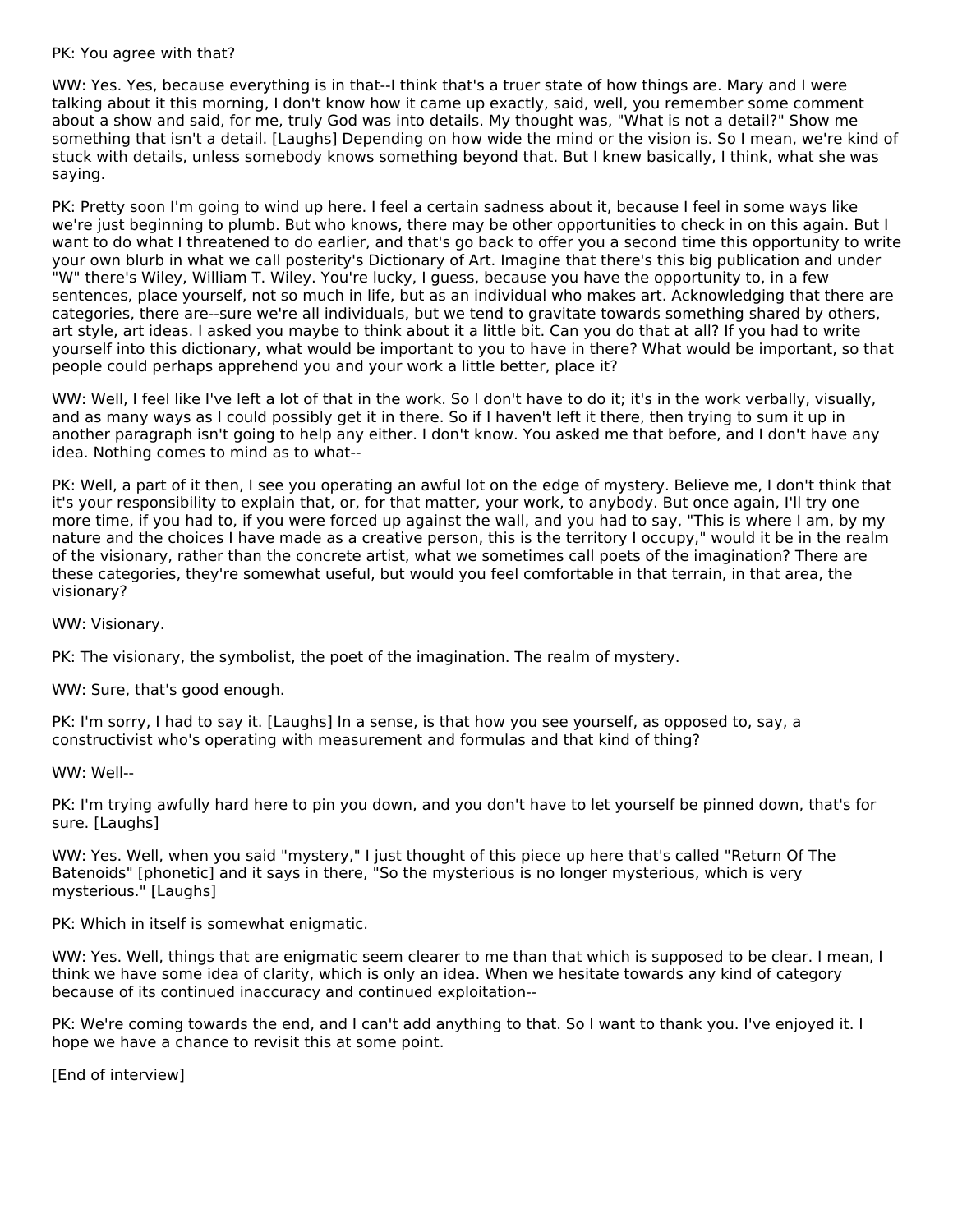PK: You agree with that?

WW: Yes. Yes, because everything is in that--I think that's a truer state of how things are. Mary and I were talking about it this morning, I don't know how it came up exactly, said, well, you remember some comment about a show and said, for me, truly God was into details. My thought was, "What is not a detail?" Show me something that isn't a detail. [Laughs] Depending on how wide the mind or the vision is. So I mean, we're kind of stuck with details, unless somebody knows something beyond that. But I knew basically, I think, what she was saying.

PK: Pretty soon I'm going to wind up here. I feel a certain sadness about it, because I feel in some ways like we're just beginning to plumb. But who knows, there may be other opportunities to check in on this again. But I want to do what I threatened to do earlier, and that's go back to offer you a second time this opportunity to write your own blurb in what we call posterity's Dictionary of Art. Imagine that there's this big publication and under "W" there's Wiley, William T. Wiley. You're lucky, I guess, because you have the opportunity to, in a few sentences, place yourself, not so much in life, but as an individual who makes art. Acknowledging that there are categories, there are--sure we're all individuals, but we tend to gravitate towards something shared by others, art style, art ideas. I asked you maybe to think about it a little bit. Can you do that at all? If you had to write yourself into this dictionary, what would be important to you to have in there? What would be important, so that people could perhaps apprehend you and your work a little better, place it?

WW: Well, I feel like I've left a lot of that in the work. So I don't have to do it; it's in the work verbally, visually, and as many ways as I could possibly get it in there. So if I haven't left it there, then trying to sum it up in another paragraph isn't going to help any either. I don't know. You asked me that before, and I don't have any idea. Nothing comes to mind as to what--

PK: Well, a part of it then, I see you operating an awful lot on the edge of mystery. Believe me, I don't think that it's your responsibility to explain that, or, for that matter, your work, to anybody. But once again, I'll try one more time, if you had to, if you were forced up against the wall, and you had to say, "This is where I am, by my nature and the choices I have made as a creative person, this is the territory I occupy," would it be in the realm of the visionary, rather than the concrete artist, what we sometimes call poets of the imagination? There are these categories, they're somewhat useful, but would you feel comfortable in that terrain, in that area, the visionary?

WW: Visionary.

PK: The visionary, the symbolist, the poet of the imagination. The realm of mystery.

WW: Sure, that's good enough.

PK: I'm sorry, I had to say it. [Laughs] In a sense, is that how you see yourself, as opposed to, say, a constructivist who's operating with measurement and formulas and that kind of thing?

WW: Well--

PK: I'm trying awfully hard here to pin you down, and you don't have to let yourself be pinned down, that's for sure. [Laughs]

WW: Yes. Well, when you said "mystery," I just thought of this piece up here that's called "Return Of The Batenoids" [phonetic] and it says in there, "So the mysterious is no longer mysterious, which is very mysterious." [Laughs]

PK: Which in itself is somewhat enigmatic.

WW: Yes. Well, things that are enigmatic seem clearer to me than that which is supposed to be clear. I mean, I think we have some idea of clarity, which is only an idea. When we hesitate towards any kind of category because of its continued inaccuracy and continued exploitation--

PK: We're coming towards the end, and I can't add anything to that. So I want to thank you. I've enjoyed it. I hope we have a chance to revisit this at some point.

[End of interview]